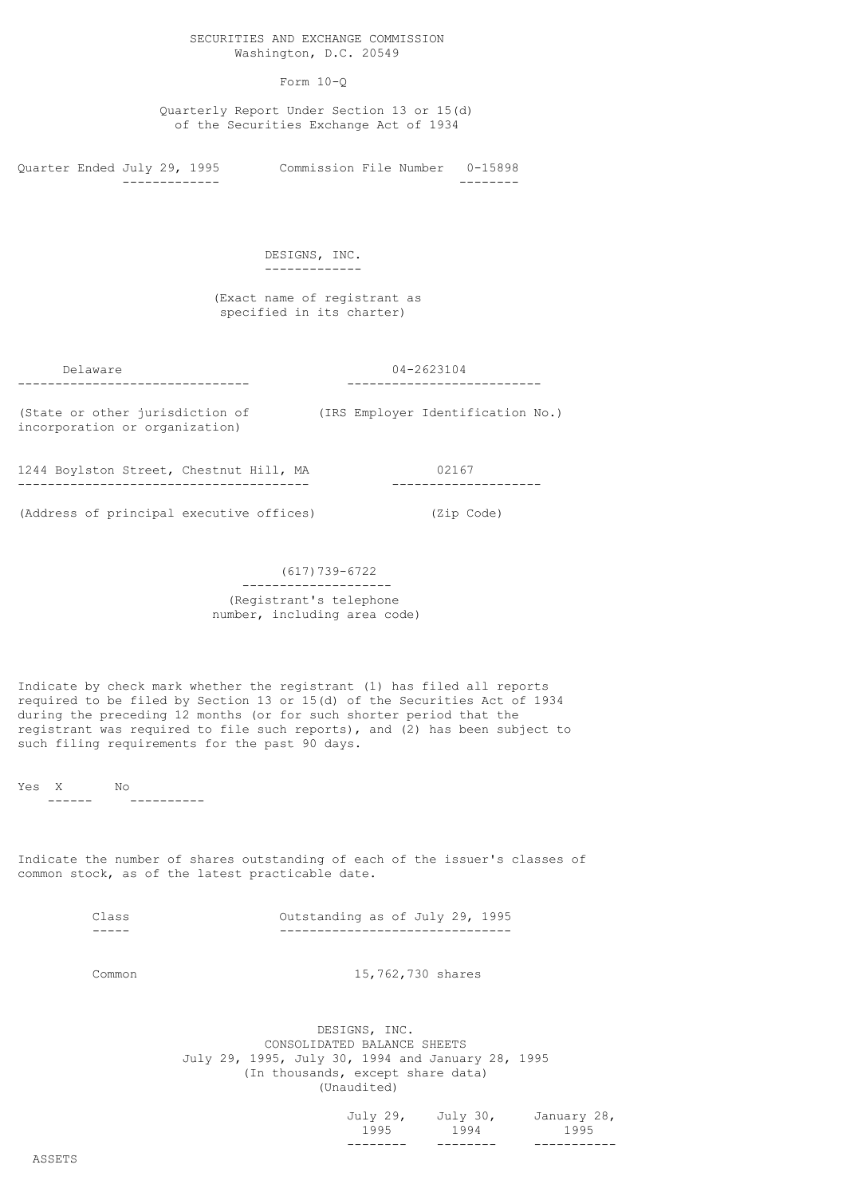SECURITIES AND EXCHANGE COMMISSION
Washington, D.C. 20549

Form 10-Q

Quarterly Report Under Section 13 or 15(d)
of the Securities Exchange Act of 1934

Quarter Ended July 29, 1995 Commission File Number 0-15898

# DESIGNS, INC.

(Exact name of registrant as specified in its charter)

| Delaware | 04-2623104 |
|---|---|
| (State or other jurisdiction of incorporation or organization) | (IRS Employer Identification No.) |

| 1244 Boylston Street, Chestnut Hill, MA | 02167 |
|---|---|
| (Address of principal executive offices) | (Zip Code) |

(617)739-6722
(Registrant's telephone number, including area code)

Indicate by check mark whether the registrant (1) has filed all reports required to be filed by Section 13 or 15(d) of the Securities Exchange Act of 1934 during the preceding 12 months (or for such shorter period that the registrant was required to file such reports), and (2) has been subject to such filing requirements for the past 90 days.

Yes X No

Indicate the number of shares outstanding of each of the issuer's classes of common stock, as of the latest practicable date.

| Class | Outstanding as of July 29, 1995 |
|---|---|
| Common | 15,762,730 shares |

DESIGNS, INC.
CONSOLIDATED BALANCE SHEETS
July 29, 1995, July 30, 1994 and January 28, 1995
(In thousands, except share data)
(Unaudited)

| | July 29, 1995 | July 30, 1994 | January 28, 1995 |
|---|---|---|---|
| ASSETS | | | |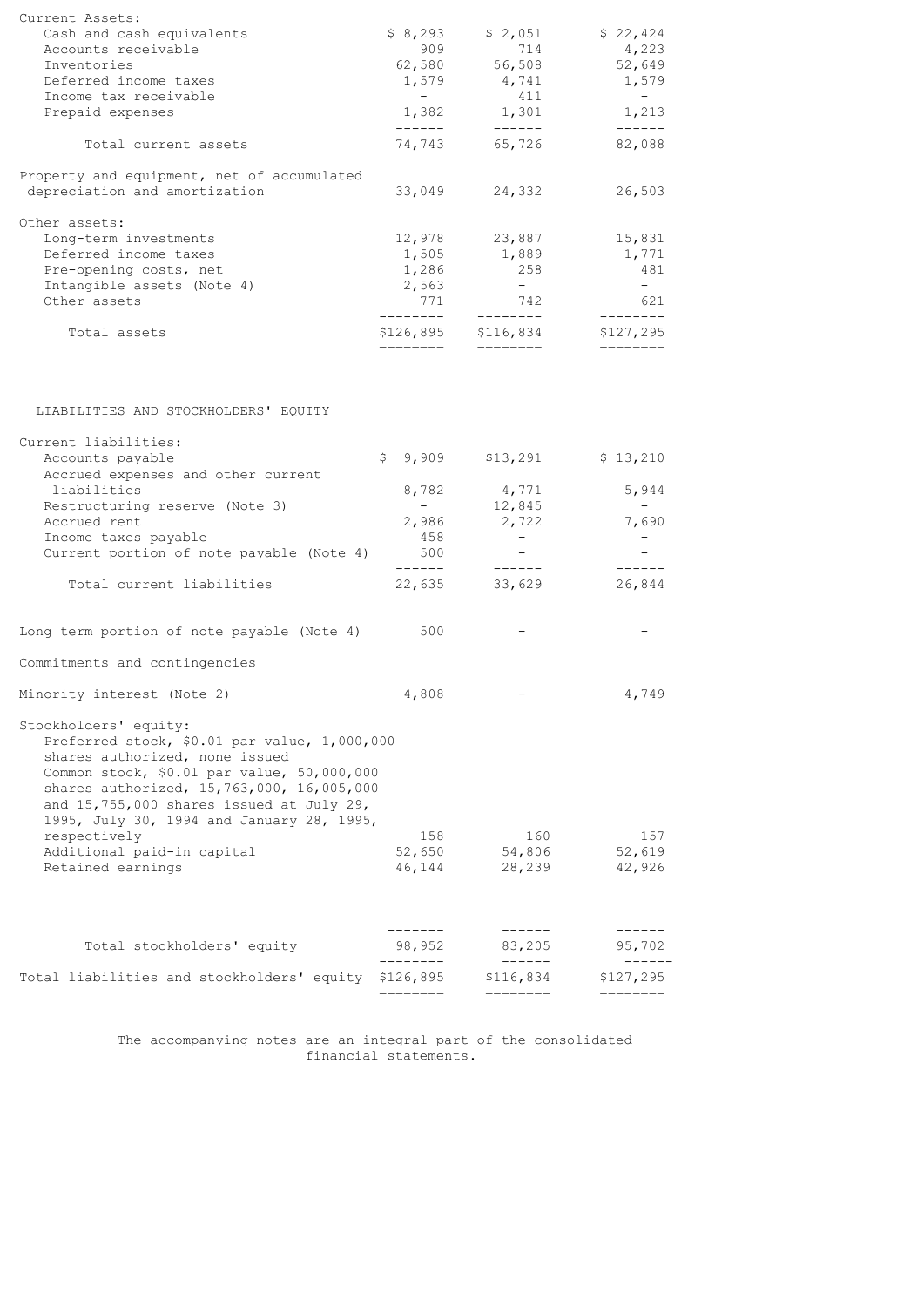| | | | |
|---|---|---|---|
| Current Assets: | | | |
| Cash and cash equivalents | $ 8,293 | $ 2,051 | $ 22,424 |
| Accounts receivable | 909 | 714 | 4,223 |
| Inventories | 62,580 | 56,508 | 52,649 |
| Deferred income taxes | 1,579 | 4,741 | 1,579 |
| Income tax receivable | - | 411 | - |
| Prepaid expenses | 1,382 | 1,301 | 1,213 |
| Total current assets | 74,743 | 65,726 | 82,088 |
| Property and equipment, net of accumulated depreciation and amortization | 33,049 | 24,332 | 26,503 |
| Other assets: | | | |
| Long-term investments | 12,978 | 23,887 | 15,831 |
| Deferred income taxes | 1,505 | 1,889 | 1,771 |
| Pre-opening costs, net | 1,286 | 258 | 481 |
| Intangible assets (Note 4) | 2,563 | - | - |
| Other assets | 771 | 742 | 621 |
| Total assets | $126,895 | $116,834 | $127,295 |

LIABILITIES AND STOCKHOLDERS' EQUITY

| | | | |
|---|---|---|---|
| Current liabilities: | | | |
| Accounts payable | $ 9,909 | $13,291 | $ 13,210 |
| Accrued expenses and other current liabilities | 8,782 | 4,771 | 5,944 |
| Restructuring reserve (Note 3) | - | 12,845 | - |
| Accrued rent | 2,986 | 2,722 | 7,690 |
| Income taxes payable | 458 | - | - |
| Current portion of note payable (Note 4) | 500 | - | - |
| Total current liabilities | 22,635 | 33,629 | 26,844 |
| Long term portion of note payable (Note 4) | 500 | - | - |
| Commitments and contingencies | | | |
| Minority interest (Note 2) | 4,808 | - | 4,749 |
| Stockholders' equity: | | | |
| Preferred stock, $0.01 par value, 1,000,000 shares authorized, none issued | | | |
| Common stock, $0.01 par value, 50,000,000 shares authorized, 15,763,000, 16,005,000 and 15,755,000 shares issued at July 29, 1995, July 30, 1994 and January 28, 1995, respectively | 158 | 160 | 157 |
| Additional paid-in capital | 52,650 | 54,806 | 52,619 |
| Retained earnings | 46,144 | 28,239 | 42,926 |
| Total stockholders' equity | 98,952 | 83,205 | 95,702 |
| Total liabilities and stockholders' equity | $126,895 | $116,834 | $127,295 |

The accompanying notes are an integral part of the consolidated financial statements.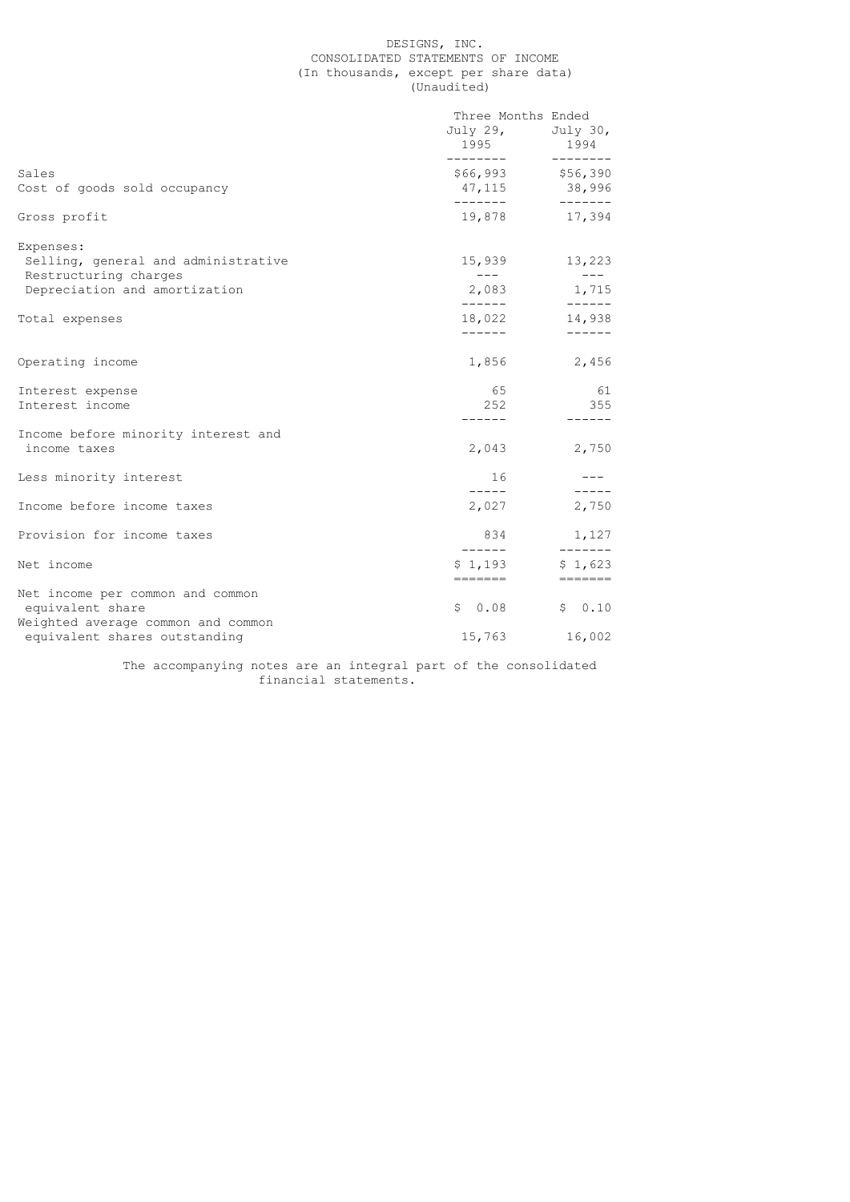# DESIGNS, INC.

## CONSOLIDATED STATEMENTS OF INCOME

(In thousands, except per share data)
(Unaudited)

| | Three Months Ended July 29, 1995 | Three Months Ended July 30, 1994 |
|---|---|---|
| Sales | $66,993 | $56,390 |
| Cost of goods sold occupancy | 47,115 | 38,996 |
| Gross profit | 19,878 | 17,394 |
| Expenses: | | |
| Selling, general and administrative | 15,939 | 13,223 |
| Restructuring charges | --- | --- |
| Depreciation and amortization | 2,083 | 1,715 |
| Total expenses | 18,022 | 14,938 |
| Operating income | 1,856 | 2,456 |
| Interest expense | 65 | 61 |
| Interest income | 252 | 355 |
| Income before minority interest and income taxes | 2,043 | 2,750 |
| Less minority interest | 16 | --- |
| Income before income taxes | 2,027 | 2,750 |
| Provision for income taxes | 834 | 1,127 |
| Net income | $ 1,193 | $ 1,623 |
| Net income per common and common equivalent share | $ 0.08 | $ 0.10 |
| Weighted average common and common equivalent shares outstanding | 15,763 | 16,002 |

The accompanying notes are an integral part of the consolidated financial statements.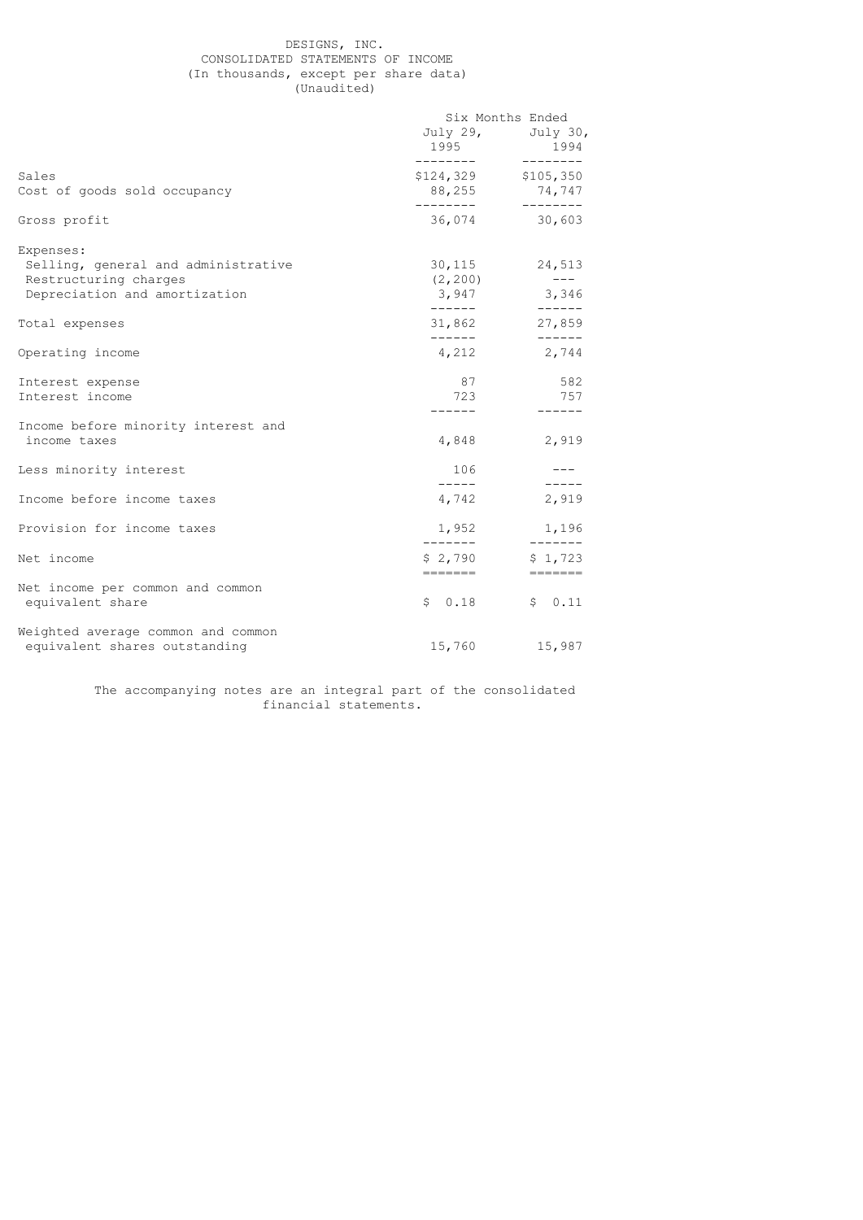# DESIGNS, INC.

## CONSOLIDATED STATEMENTS OF INCOME

(In thousands, except per share data)

(Unaudited)

| | Six Months Ended | |
|---|---|---|
| | July 29, 1995 | July 30, 1994 |
| Sales | $124,329 | $105,350 |
| Cost of goods sold occupancy | 88,255 | 74,747 |
| Gross profit | 36,074 | 30,603 |
| Expenses: | | |
| Selling, general and administrative | 30,115 | 24,513 |
| Restructuring charges | (2,200) | --- |
| Depreciation and amortization | 3,947 | 3,346 |
| Total expenses | 31,862 | 27,859 |
| Operating income | 4,212 | 2,744 |
| Interest expense | 87 | 582 |
| Interest income | 723 | 757 |
| Income before minority interest and income taxes | 4,848 | 2,919 |
| Less minority interest | 106 | --- |
| Income before income taxes | 4,742 | 2,919 |
| Provision for income taxes | 1,952 | 1,196 |
| Net income | $ 2,790 | $ 1,723 |
| Net income per common and common equivalent share | $ 0.18 | $ 0.11 |
| Weighted average common and common equivalent shares outstanding | 15,760 | 15,987 |

The accompanying notes are an integral part of the consolidated financial statements.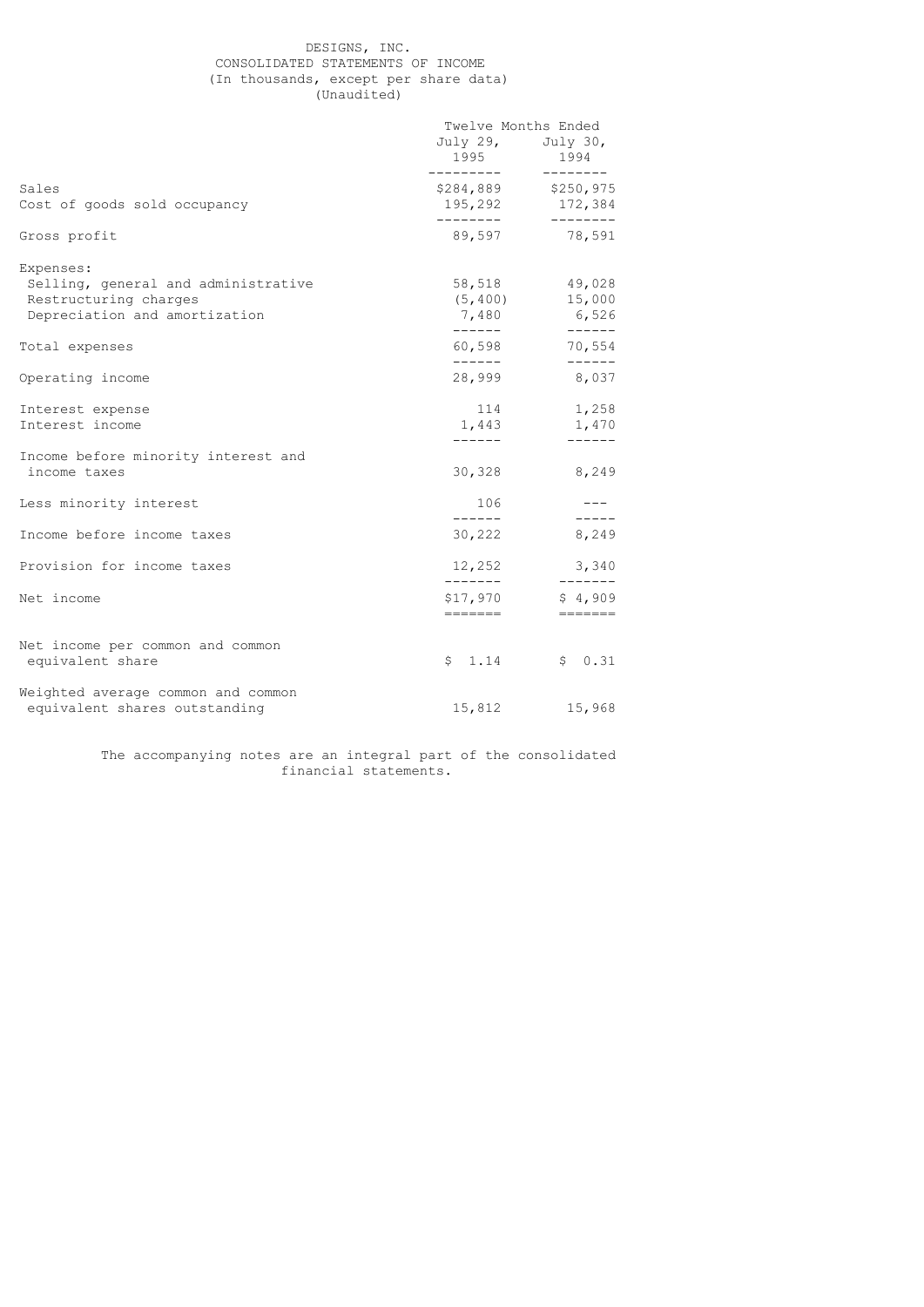DESIGNS, INC.
CONSOLIDATED STATEMENTS OF INCOME
(In thousands, except per share data)
(Unaudited)

| | Twelve Months Ended | |
|---|---|---|
| | July 29, 1995 | July 30, 1994 |
| Sales | $284,889 | $250,975 |
| Cost of goods sold occupancy | 195,292 | 172,384 |
| Gross profit | 89,597 | 78,591 |
| Expenses: | | |
| Selling, general and administrative | 58,518 | 49,028 |
| Restructuring charges | (5,400) | 15,000 |
| Depreciation and amortization | 7,480 | 6,526 |
| Total expenses | 60,598 | 70,554 |
| Operating income | 28,999 | 8,037 |
| Interest expense | 114 | 1,258 |
| Interest income | 1,443 | 1,470 |
| Income before minority interest and income taxes | 30,328 | 8,249 |
| Less minority interest | 106 | --- |
| Income before income taxes | 30,222 | 8,249 |
| Provision for income taxes | 12,252 | 3,340 |
| Net income | $17,970 | $ 4,909 |
| Net income per common and common equivalent share | $ 1.14 | $ 0.31 |
| Weighted average common and common equivalent shares outstanding | 15,812 | 15,968 |

The accompanying notes are an integral part of the consolidated financial statements.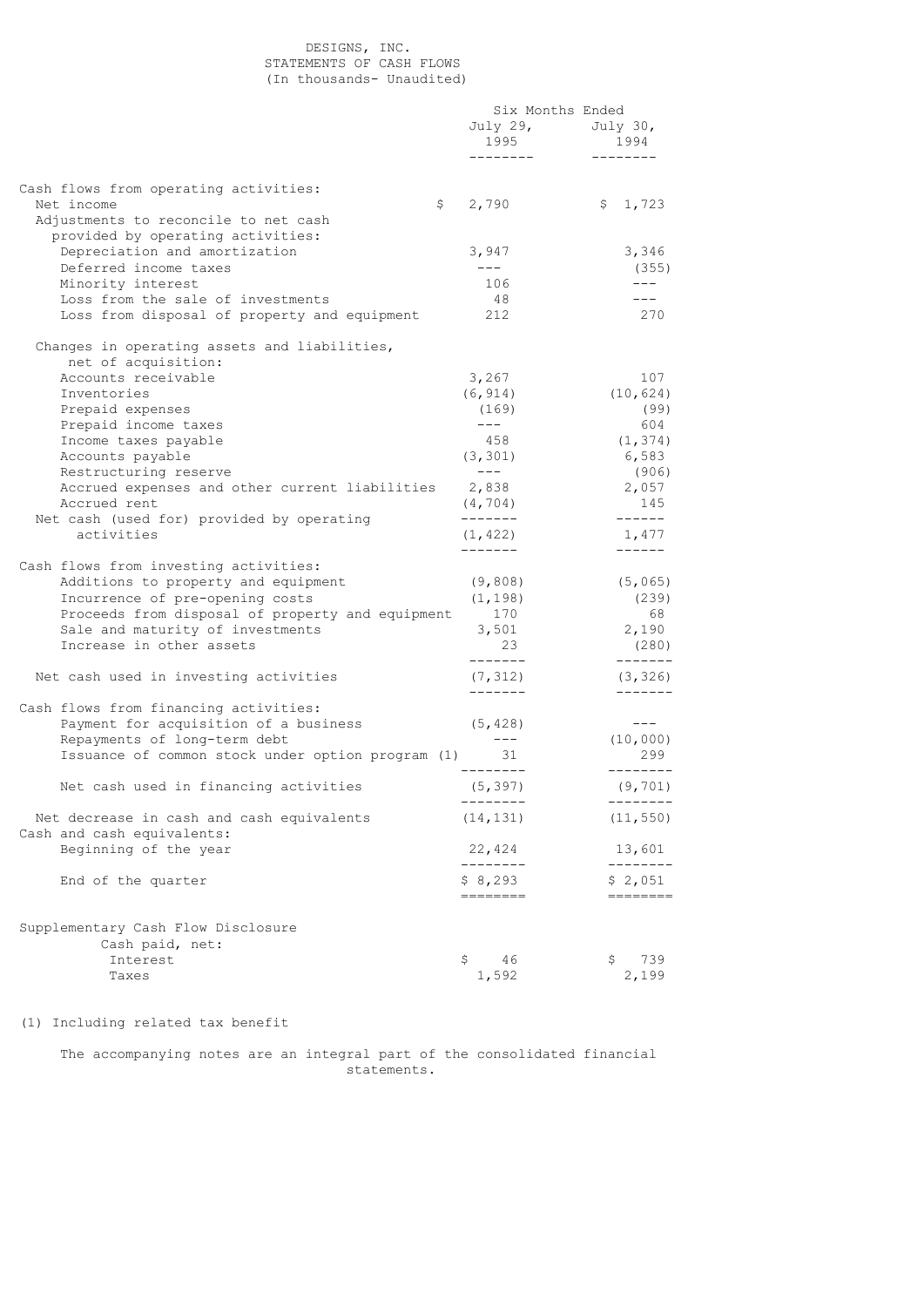DESIGNS, INC.
STATEMENTS OF CASH FLOWS
(In thousands- Unaudited)

| | Six Months Ended July 29, 1995 | Six Months Ended July 30, 1994 |
|---|---|---|
| Cash flows from operating activities: | | |
| Net income | $ 2,790 | $ 1,723 |
| Adjustments to reconcile to net cash provided by operating activities: | | |
| Depreciation and amortization | 3,947 | 3,346 |
| Deferred income taxes | --- | (355) |
| Minority interest | 106 | --- |
| Loss from the sale of investments | 48 | --- |
| Loss from disposal of property and equipment | 212 | 270 |
| Changes in operating assets and liabilities, net of acquisition: | | |
| Accounts receivable | 3,267 | 107 |
| Inventories | (6,914) | (10,624) |
| Prepaid expenses | (169) | (99) |
| Prepaid income taxes | --- | 604 |
| Income taxes payable | 458 | (1,374) |
| Accounts payable | (3,301) | 6,583 |
| Restructuring reserve | --- | (906) |
| Accrued expenses and other current liabilities | 2,838 | 2,057 |
| Accrued rent | (4,704) | 145 |
| Net cash (used for) provided by operating activities | (1,422) | 1,477 |
| Cash flows from investing activities: | | |
| Additions to property and equipment | (9,808) | (5,065) |
| Incurrence of pre-opening costs | (1,198) | (239) |
| Proceeds from disposal of property and equipment | 170 | 68 |
| Sale and maturity of investments | 3,501 | 2,190 |
| Increase in other assets | 23 | (280) |
| Net cash used in investing activities | (7,312) | (3,326) |
| Cash flows from financing activities: | | |
| Payment for acquisition of a business | (5,428) | --- |
| Repayments of long-term debt | --- | (10,000) |
| Issuance of common stock under option program (1) | 31 | 299 |
| Net cash used in financing activities | (5,397) | (9,701) |
| Net decrease in cash and cash equivalents | (14,131) | (11,550) |
| Cash and cash equivalents: | | |
| Beginning of the year | 22,424 | 13,601 |
| End of the quarter | $ 8,293 | $ 2,051 |
| Supplementary Cash Flow Disclosure | | |
| Cash paid, net: | | |
| Interest | $ 46 | $ 739 |
| Taxes | 1,592 | 2,199 |

(1) Including related tax benefit

The accompanying notes are an integral part of the consolidated financial statements.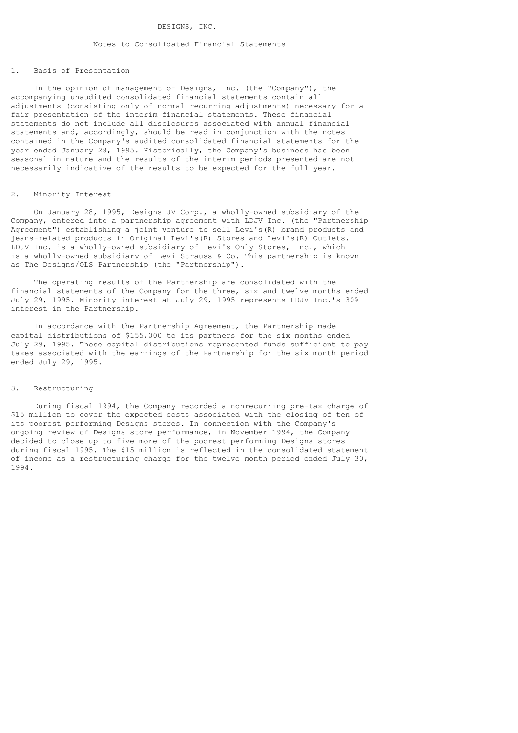# DESIGNS, INC.

## Notes to Consolidated Financial Statements

### 1. Basis of Presentation

In the opinion of management of Designs, Inc. (the "Company"), the accompanying unaudited consolidated financial statements contain all adjustments (consisting only of normal recurring adjustments) necessary for a fair presentation of the interim financial statements. These financial statements do not include all disclosures associated with annual financial statements and, accordingly, should be read in conjunction with the notes contained in the Company's audited consolidated financial statements for the year ended January 28, 1995. Historically, the Company's business has been seasonal in nature and the results of the interim periods presented are not necessarily indicative of the results to be expected for the full year.

### 2. Minority Interest

On January 28, 1995, Designs JV Corp., a wholly-owned subsidiary of the Company, entered into a partnership agreement with LDJV Inc. (the "Partnership Agreement") establishing a joint venture to sell Levi's(R) brand products and jeans-related products in Original Levi's(R) Stores and Levi's(R) Outlets. LDJV Inc. is a wholly-owned subsidiary of Levi's Only Stores, Inc., which is a wholly-owned subsidiary of Levi Strauss & Co. This partnership is known as The Designs/OLS Partnership (the "Partnership").

The operating results of the Partnership are consolidated with the financial statements of the Company for the three, six and twelve months ended July 29, 1995. Minority interest at July 29, 1995 represents LDJV Inc.'s 30% interest in the Partnership.

In accordance with the Partnership Agreement, the Partnership made capital distributions of $155,000 to its partners for the six months ended July 29, 1995. These capital distributions represented funds sufficient to pay taxes associated with the earnings of the Partnership for the six month period ended July 29, 1995.

### 3. Restructuring

During fiscal 1994, the Company recorded a nonrecurring pre-tax charge of $15 million to cover the expected costs associated with the closing of ten of its poorest performing Designs stores. In connection with the Company's ongoing review of Designs store performance, in November 1994, the Company decided to close up to five more of the poorest performing Designs stores during fiscal 1995. The $15 million is reflected in the consolidated statement of income as a restructuring charge for the twelve month period ended July 30, 1994.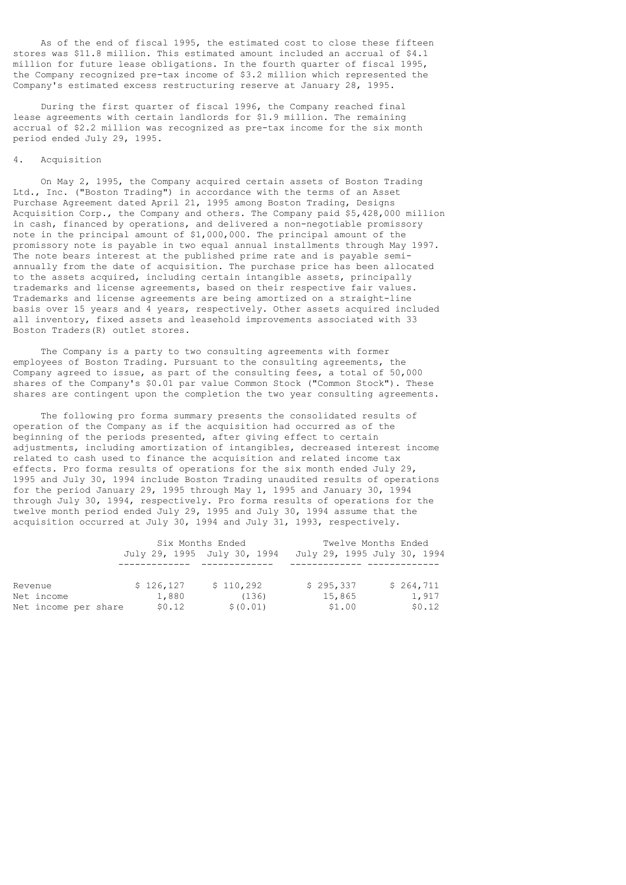As of the end of fiscal 1995, the estimated cost to close these fifteen stores was $11.8 million. This estimated amount included an accrual of $4.1 million for future lease obligations. In the fourth quarter of fiscal 1995, the Company recognized pre-tax income of $3.2 million which represented the Company's estimated excess restructuring reserve at January 28, 1995.

During the first quarter of fiscal 1996, the Company reached final lease agreements with certain landlords for $1.9 million. The remaining accrual of $2.2 million was recognized as pre-tax income for the six month period ended July 29, 1995.

4. Acquisition

On May 2, 1995, the Company acquired certain assets of Boston Trading Ltd., Inc. ("Boston Trading") in accordance with the terms of an Asset Purchase Agreement dated April 21, 1995 among Boston Trading, Designs Acquisition Corp., the Company and others. The Company paid $5,428,000 million in cash, financed by operations, and delivered a non-negotiable promissory note in the principal amount of $1,000,000. The principal amount of the promissory note is payable in two equal annual installments through May 1997. The note bears interest at the published prime rate and is payable semi-annually from the date of acquisition. The purchase price has been allocated to the assets acquired, including certain intangible assets, principally trademarks and license agreements, based on their respective fair values. Trademarks and license agreements are being amortized on a straight-line basis over 15 years and 4 years, respectively. Other assets acquired included all inventory, fixed assets and leasehold improvements associated with 33 Boston Traders(R) outlet stores.

The Company is a party to two consulting agreements with former employees of Boston Trading. Pursuant to the consulting agreements, the Company agreed to issue, as part of the consulting fees, a total of 50,000 shares of the Company's $0.01 par value Common Stock ("Common Stock"). These shares are contingent upon the completion the two year consulting agreements.

The following pro forma summary presents the consolidated results of operation of the Company as if the acquisition had occurred as of the beginning of the periods presented, after giving effect to certain adjustments, including amortization of intangibles, decreased interest income related to cash used to finance the acquisition and related income tax effects. Pro forma results of operations for the six month ended July 29, 1995 and July 30, 1994 include Boston Trading unaudited results of operations for the period January 29, 1995 through May 1, 1995 and January 30, 1994 through July 30, 1994, respectively. Pro forma results of operations for the twelve month period ended July 29, 1995 and July 30, 1994 assume that the acquisition occurred at July 30, 1994 and July 31, 1993, respectively.

| | Six Months Ended | | Twelve Months Ended | |
|---|---|---|---|---|
| | July 29, 1995 | July 30, 1994 | July 29, 1995 | July 30, 1994 |
| Revenue | $ 126,127 | $ 110,292 | $ 295,337 | $ 264,711 |
| Net income | 1,880 | (136) | 15,865 | 1,917 |
| Net income per share | $0.12 | $(0.01) | $1.00 | $0.12 |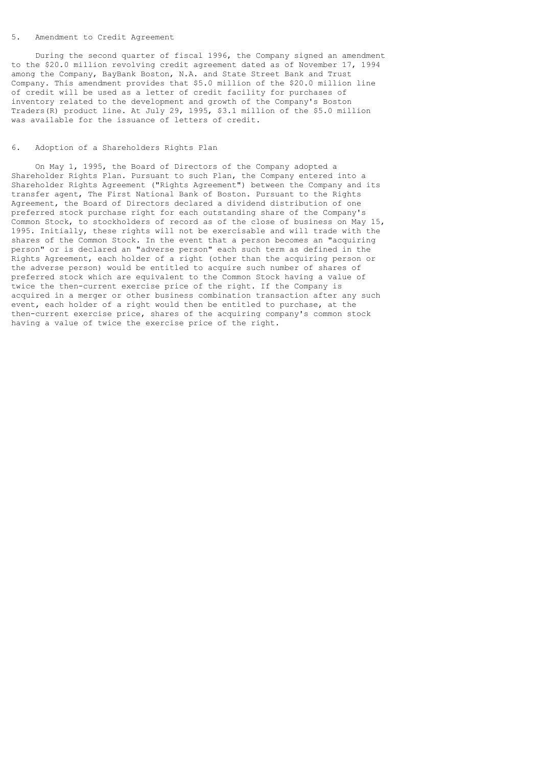## 5. Amendment to Credit Agreement

During the second quarter of fiscal 1996, the Company signed an amendment to the $20.0 million revolving credit agreement dated as of November 17, 1994 among the Company, BayBank Boston, N.A. and State Street Bank and Trust Company. This amendment provides that $5.0 million of the $20.0 million line of credit will be used as a letter of credit facility for purchases of inventory related to the development and growth of the Company's Boston Traders(R) product line. At July 29, 1995, $3.1 million of the $5.0 million was available for the issuance of letters of credit.

## 6. Adoption of a Shareholders Rights Plan

On May 1, 1995, the Board of Directors of the Company adopted a Shareholder Rights Plan. Pursuant to such Plan, the Company entered into a Shareholder Rights Agreement ("Rights Agreement") between the Company and its transfer agent, The First National Bank of Boston. Pursuant to the Rights Agreement, the Board of Directors declared a dividend distribution of one preferred stock purchase right for each outstanding share of the Company's Common Stock, to stockholders of record as of the close of business on May 15, 1995. Initially, these rights will not be exercisable and will trade with the shares of the Common Stock. In the event that a person becomes an "acquiring person" or is declared an "adverse person" each such term as defined in the Rights Agreement, each holder of a right (other than the acquiring person or the adverse person) would be entitled to acquire such number of shares of preferred stock which are equivalent to the Common Stock having a value of twice the then-current exercise price of the right. If the Company is acquired in a merger or other business combination transaction after any such event, each holder of a right would then be entitled to purchase, at the then-current exercise price, shares of the acquiring company's common stock having a value of twice the exercise price of the right.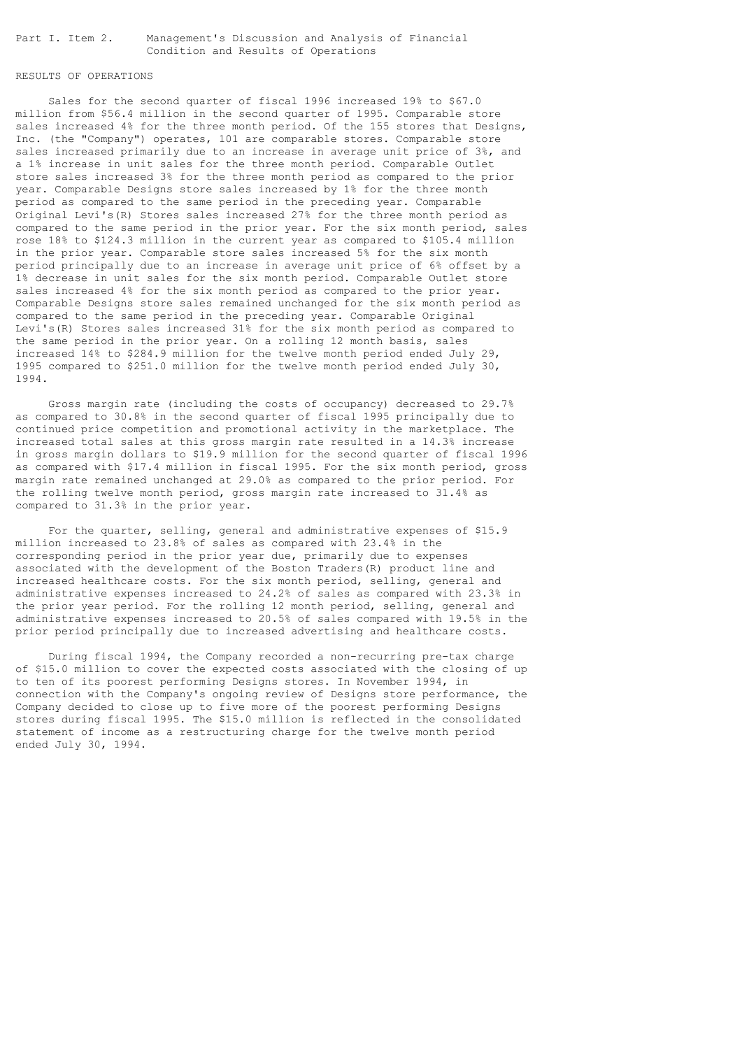Part I. Item 2. Management's Discussion and Analysis of Financial Condition and Results of Operations

## RESULTS OF OPERATIONS

Sales for the second quarter of fiscal 1996 increased 19% to $67.0 million from $56.4 million in the second quarter of 1995. Comparable store sales increased 4% for the three month period. Of the 155 stores that Designs, Inc. (the "Company") operates, 101 are comparable stores. Comparable store sales increased primarily due to an increase in average unit price of 3%, and a 1% increase in unit sales for the three month period. Comparable Outlet store sales increased 3% for the three month period as compared to the prior year. Comparable Designs store sales increased by 1% for the three month period as compared to the same period in the preceding year. Comparable Original Levi's(R) Stores sales increased 27% for the three month period as compared to the same period in the prior year. For the six month period, sales rose 18% to $124.3 million in the current year as compared to $105.4 million in the prior year. Comparable store sales increased 5% for the six month period principally due to an increase in average unit price of 6% offset by a 1% decrease in unit sales for the six month period. Comparable Outlet store sales increased 4% for the six month period as compared to the prior year. Comparable Designs store sales remained unchanged for the six month period as compared to the same period in the preceding year. Comparable Original Levi's(R) Stores sales increased 31% for the six month period as compared to the same period in the prior year. On a rolling 12 month basis, sales increased 14% to $284.9 million for the twelve month period ended July 29, 1995 compared to $251.0 million for the twelve month period ended July 30, 1994.

Gross margin rate (including the costs of occupancy) decreased to 29.7% as compared to 30.8% in the second quarter of fiscal 1995 principally due to continued price competition and promotional activity in the marketplace. The increased total sales at this gross margin rate resulted in a 14.3% increase in gross margin dollars to $19.9 million for the second quarter of fiscal 1996 as compared with $17.4 million in fiscal 1995. For the six month period, gross margin rate remained unchanged at 29.0% as compared to the prior period. For the rolling twelve month period, gross margin rate increased to 31.4% as compared to 31.3% in the prior year.

For the quarter, selling, general and administrative expenses of $15.9 million increased to 23.8% of sales as compared with 23.4% in the corresponding period in the prior year due, primarily due to expenses associated with the development of the Boston Traders(R) product line and increased healthcare costs. For the six month period, selling, general and administrative expenses increased to 24.2% of sales as compared with 23.3% in the prior year period. For the rolling 12 month period, selling, general and administrative expenses increased to 20.5% of sales compared with 19.5% in the prior period principally due to increased advertising and healthcare costs.

During fiscal 1994, the Company recorded a non-recurring pre-tax charge of $15.0 million to cover the expected costs associated with the closing of up to ten of its poorest performing Designs stores. In November 1994, in connection with the Company's ongoing review of Designs store performance, the Company decided to close up to five more of the poorest performing Designs stores during fiscal 1995. The $15.0 million is reflected in the consolidated statement of income as a restructuring charge for the twelve month period ended July 30, 1994.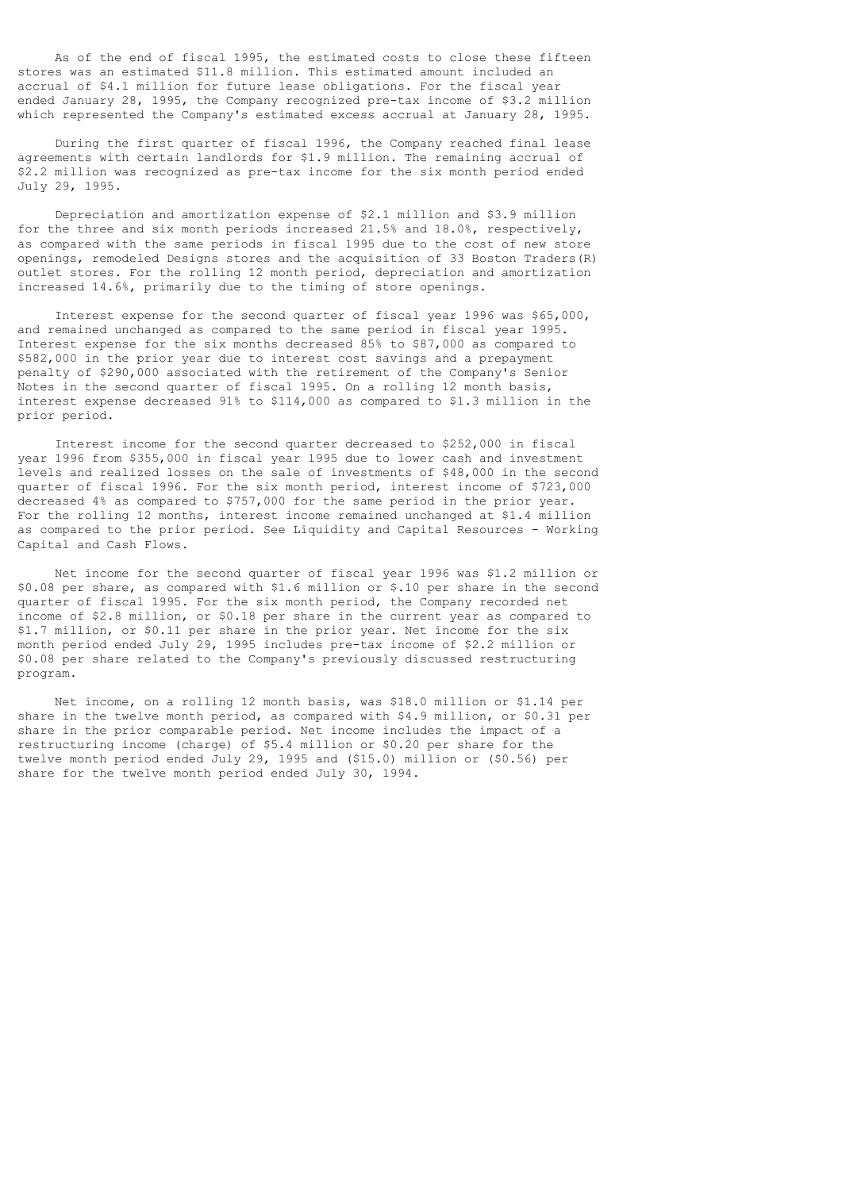As of the end of fiscal 1995, the estimated costs to close these fifteen stores was an estimated $11.8 million. This estimated amount included an accrual of $4.1 million for future lease obligations. For the fiscal year ended January 28, 1995, the Company recognized pre-tax income of $3.2 million which represented the Company's estimated excess accrual at January 28, 1995.

During the first quarter of fiscal 1996, the Company reached final lease agreements with certain landlords for $1.9 million. The remaining accrual of $2.2 million was recognized as pre-tax income for the six month period ended July 29, 1995.

Depreciation and amortization expense of $2.1 million and $3.9 million for the three and six month periods increased 21.5% and 18.0%, respectively, as compared with the same periods in fiscal 1995 due to the cost of new store openings, remodeled Designs stores and the acquisition of 33 Boston Traders(R) outlet stores. For the rolling 12 month period, depreciation and amortization increased 14.6%, primarily due to the timing of store openings.

Interest expense for the second quarter of fiscal year 1996 was $65,000, and remained unchanged as compared to the same period in fiscal year 1995. Interest expense for the six months decreased 85% to $87,000 as compared to $582,000 in the prior year due to interest cost savings and a prepayment penalty of $290,000 associated with the retirement of the Company's Senior Notes in the second quarter of fiscal 1995. On a rolling 12 month basis, interest expense decreased 91% to $114,000 as compared to $1.3 million in the prior period.

Interest income for the second quarter decreased to $252,000 in fiscal year 1996 from $355,000 in fiscal year 1995 due to lower cash and investment levels and realized losses on the sale of investments of $48,000 in the second quarter of fiscal 1996. For the six month period, interest income of $723,000 decreased 4% as compared to $757,000 for the same period in the prior year. For the rolling 12 months, interest income remained unchanged at $1.4 million as compared to the prior period. See Liquidity and Capital Resources - Working Capital and Cash Flows.

Net income for the second quarter of fiscal year 1996 was $1.2 million or $0.08 per share, as compared with $1.6 million or $.10 per share in the second quarter of fiscal 1995. For the six month period, the Company recorded net income of $2.8 million, or $0.18 per share in the current year as compared to $1.7 million, or $0.11 per share in the prior year. Net income for the six month period ended July 29, 1995 includes pre-tax income of $2.2 million or $0.08 per share related to the Company's previously discussed restructuring program.

Net income, on a rolling 12 month basis, was $18.0 million or $1.14 per share in the twelve month period, as compared with $4.9 million, or $0.31 per share in the prior comparable period. Net income includes the impact of a restructuring income (charge) of $5.4 million or $0.20 per share for the twelve month period ended July 29, 1995 and ($15.0) million or ($0.56) per share for the twelve month period ended July 30, 1994.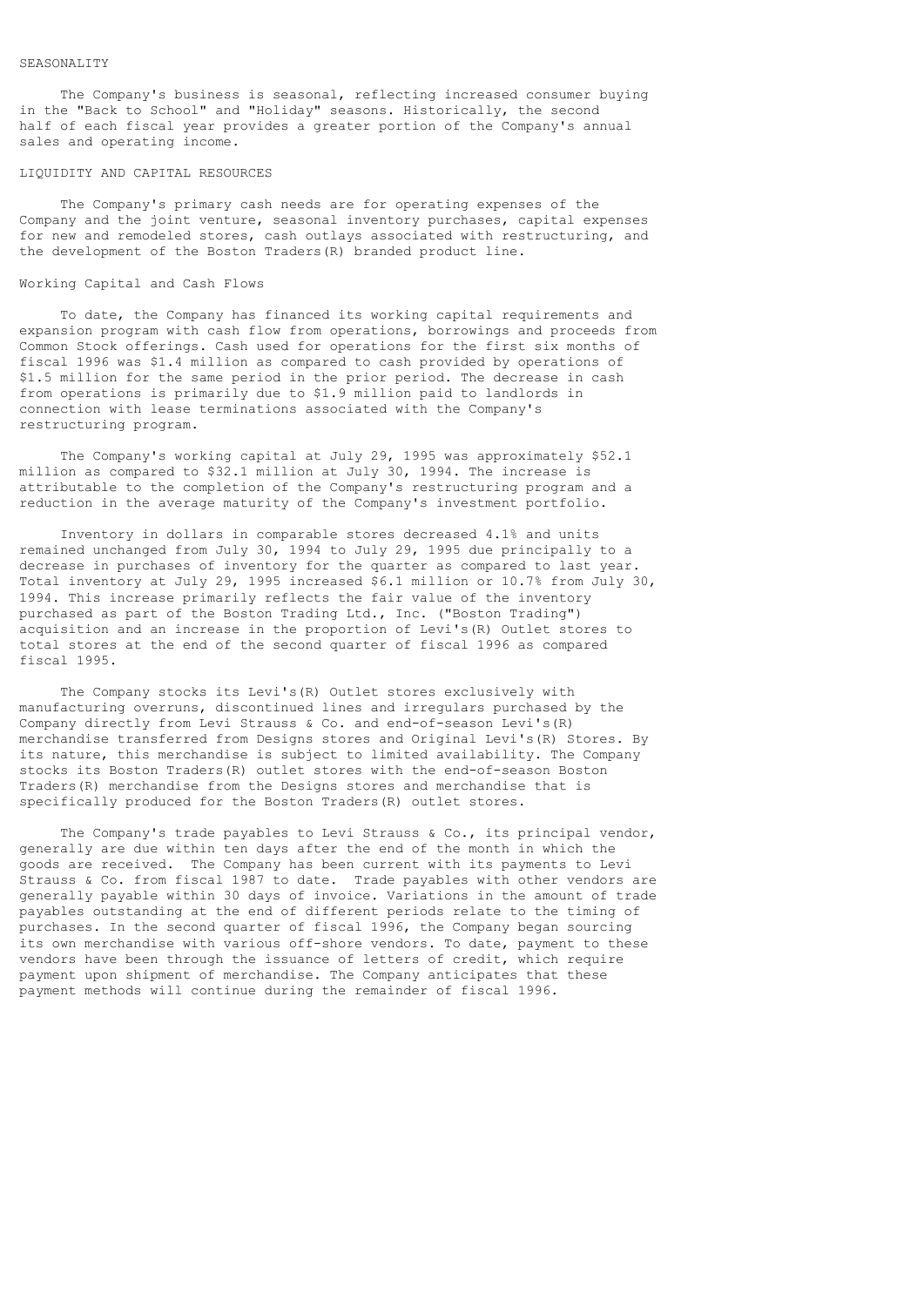## SEASONALITY

The Company's business is seasonal, reflecting increased consumer buying in the "Back to School" and "Holiday" seasons. Historically, the second half of each fiscal year provides a greater portion of the Company's annual sales and operating income.

## LIQUIDITY AND CAPITAL RESOURCES

The Company's primary cash needs are for operating expenses of the Company and the joint venture, seasonal inventory purchases, capital expenses for new and remodeled stores, cash outlays associated with restructuring, and the development of the Boston Traders(R) branded product line.

### Working Capital and Cash Flows

To date, the Company has financed its working capital requirements and expansion program with cash flow from operations, borrowings and proceeds from Common Stock offerings. Cash used for operations for the first six months of fiscal 1996 was $1.4 million as compared to cash provided by operations of $1.5 million for the same period in the prior period. The decrease in cash from operations is primarily due to $1.9 million paid to landlords in connection with lease terminations associated with the Company's restructuring program.

The Company's working capital at July 29, 1995 was approximately $52.1 million as compared to $32.1 million at July 30, 1994. The increase is attributable to the completion of the Company's restructuring program and a reduction in the average maturity of the Company's investment portfolio.

Inventory in dollars in comparable stores decreased 4.1% and units remained unchanged from July 30, 1994 to July 29, 1995 due principally to a decrease in purchases of inventory for the quarter as compared to last year. Total inventory at July 29, 1995 increased $6.1 million or 10.7% from July 30, 1994. This increase primarily reflects the fair value of the inventory purchased as part of the Boston Trading Ltd., Inc. ("Boston Trading") acquisition and an increase in the proportion of Levi's(R) Outlet stores to total stores at the end of the second quarter of fiscal 1996 as compared fiscal 1995.

The Company stocks its Levi's(R) Outlet stores exclusively with manufacturing overruns, discontinued lines and irregulars purchased by the Company directly from Levi Strauss & Co. and end-of-season Levi's(R) merchandise transferred from Designs stores and Original Levi's(R) Stores. By its nature, this merchandise is subject to limited availability. The Company stocks its Boston Traders(R) outlet stores with the end-of-season Boston Traders(R) merchandise from the Designs stores and merchandise that is specifically produced for the Boston Traders(R) outlet stores.

The Company's trade payables to Levi Strauss & Co., its principal vendor, generally are due within ten days after the end of the month in which the goods are received. The Company has been current with its payments to Levi Strauss & Co. from fiscal 1987 to date. Trade payables with other vendors are generally payable within 30 days of invoice. Variations in the amount of trade payables outstanding at the end of different periods relate to the timing of purchases. In the second quarter of fiscal 1996, the Company began sourcing its own merchandise with various off-shore vendors. To date, payment to these vendors have been through the issuance of letters of credit, which require payment upon shipment of merchandise. The Company anticipates that these payment methods will continue during the remainder of fiscal 1996.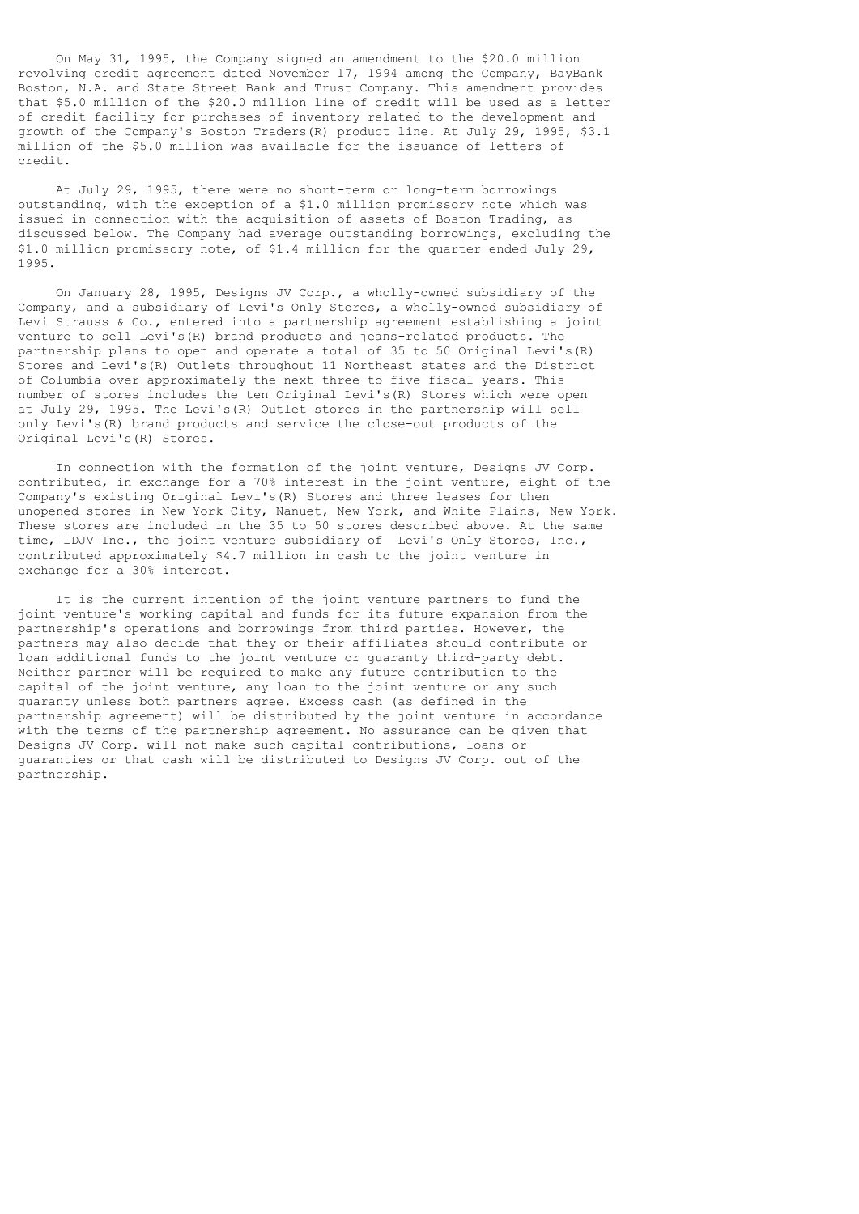On May 31, 1995, the Company signed an amendment to the $20.0 million revolving credit agreement dated November 17, 1994 among the Company, BayBank Boston, N.A. and State Street Bank and Trust Company. This amendment provides that $5.0 million of the $20.0 million line of credit will be used as a letter of credit facility for purchases of inventory related to the development and growth of the Company's Boston Traders(R) product line. At July 29, 1995, $3.1 million of the $5.0 million was available for the issuance of letters of credit.

At July 29, 1995, there were no short-term or long-term borrowings outstanding, with the exception of a $1.0 million promissory note which was issued in connection with the acquisition of assets of Boston Trading, as discussed below. The Company had average outstanding borrowings, excluding the $1.0 million promissory note, of $1.4 million for the quarter ended July 29, 1995.

On January 28, 1995, Designs JV Corp., a wholly-owned subsidiary of the Company, and a subsidiary of Levi's Only Stores, a wholly-owned subsidiary of Levi Strauss & Co., entered into a partnership agreement establishing a joint venture to sell Levi's(R) brand products and jeans-related products. The partnership plans to open and operate a total of 35 to 50 Original Levi's(R) Stores and Levi's(R) Outlets throughout 11 Northeast states and the District of Columbia over approximately the next three to five fiscal years. This number of stores includes the ten Original Levi's(R) Stores which were open at July 29, 1995. The Levi's(R) Outlet stores in the partnership will sell only Levi's(R) brand products and service the close-out products of the Original Levi's(R) Stores.

In connection with the formation of the joint venture, Designs JV Corp. contributed, in exchange for a 70% interest in the joint venture, eight of the Company's existing Original Levi's(R) Stores and three leases for then unopened stores in New York City, Nanuet, New York, and White Plains, New York. These stores are included in the 35 to 50 stores described above. At the same time, LDJV Inc., the joint venture subsidiary of Levi's Only Stores, Inc., contributed approximately $4.7 million in cash to the joint venture in exchange for a 30% interest.

It is the current intention of the joint venture partners to fund the joint venture's working capital and funds for its future expansion from the partnership's operations and borrowings from third parties. However, the partners may also decide that they or their affiliates should contribute or loan additional funds to the joint venture or guaranty third-party debt. Neither partner will be required to make any future contribution to the capital of the joint venture, any loan to the joint venture or any such guaranty unless both partners agree. Excess cash (as defined in the partnership agreement) will be distributed by the joint venture in accordance with the terms of the partnership agreement. No assurance can be given that Designs JV Corp. will not make such capital contributions, loans or guaranties or that cash will be distributed to Designs JV Corp. out of the partnership.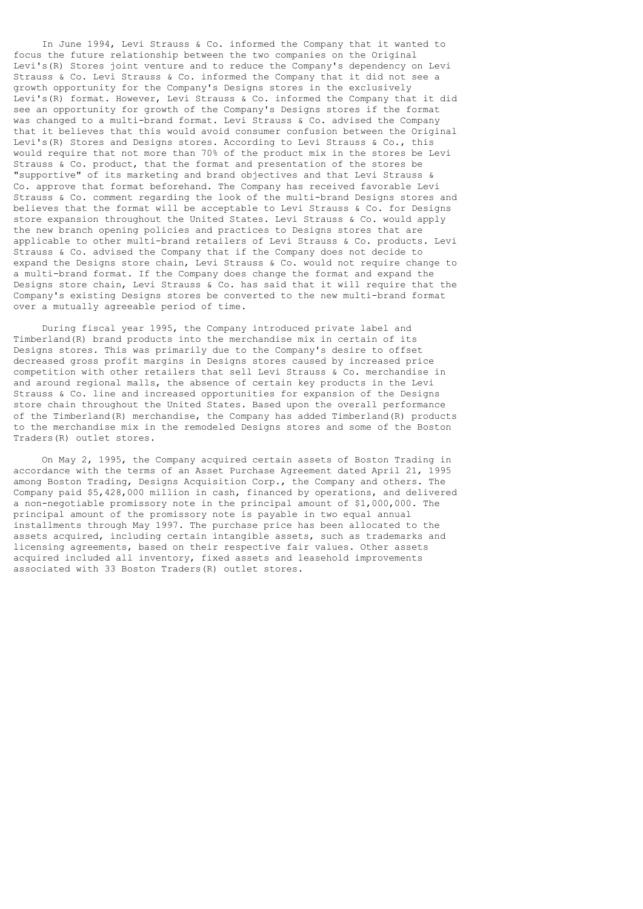In June 1994, Levi Strauss & Co. informed the Company that it wanted to focus the future relationship between the two companies on the Original Levi's(R) Stores joint venture and to reduce the Company's dependency on Levi Strauss & Co. Levi Strauss & Co. informed the Company that it did not see a growth opportunity for the Company's Designs stores in the exclusively Levi's(R) format. However, Levi Strauss & Co. informed the Company that it did see an opportunity for growth of the Company's Designs stores if the format was changed to a multi-brand format. Levi Strauss & Co. advised the Company that it believes that this would avoid consumer confusion between the Original Levi's(R) Stores and Designs stores. According to Levi Strauss & Co., this would require that not more than 70% of the product mix in the stores be Levi Strauss & Co. product, that the format and presentation of the stores be "supportive" of its marketing and brand objectives and that Levi Strauss & Co. approve that format beforehand. The Company has received favorable Levi Strauss & Co. comment regarding the look of the multi-brand Designs stores and believes that the format will be acceptable to Levi Strauss & Co. for Designs store expansion throughout the United States. Levi Strauss & Co. would apply the new branch opening policies and practices to Designs stores that are applicable to other multi-brand retailers of Levi Strauss & Co. products. Levi Strauss & Co. advised the Company that if the Company does not decide to expand the Designs store chain, Levi Strauss & Co. would not require change to a multi-brand format. If the Company does change the format and expand the Designs store chain, Levi Strauss & Co. has said that it will require that the Company's existing Designs stores be converted to the new multi-brand format over a mutually agreeable period of time.

During fiscal year 1995, the Company introduced private label and Timberland(R) brand products into the merchandise mix in certain of its Designs stores. This was primarily due to the Company's desire to offset decreased gross profit margins in Designs stores caused by increased price competition with other retailers that sell Levi Strauss & Co. merchandise in and around regional malls, the absence of certain key products in the Levi Strauss & Co. line and increased opportunities for expansion of the Designs store chain throughout the United States. Based upon the overall performance of the Timberland(R) merchandise, the Company has added Timberland(R) products to the merchandise mix in the remodeled Designs stores and some of the Boston Traders(R) outlet stores.

On May 2, 1995, the Company acquired certain assets of Boston Trading in accordance with the terms of an Asset Purchase Agreement dated April 21, 1995 among Boston Trading, Designs Acquisition Corp., the Company and others. The Company paid $5,428,000 million in cash, financed by operations, and delivered a non-negotiable promissory note in the principal amount of $1,000,000. The principal amount of the promissory note is payable in two equal annual installments through May 1997. The purchase price has been allocated to the assets acquired, including certain intangible assets, such as trademarks and licensing agreements, based on their respective fair values. Other assets acquired included all inventory, fixed assets and leasehold improvements associated with 33 Boston Traders(R) outlet stores.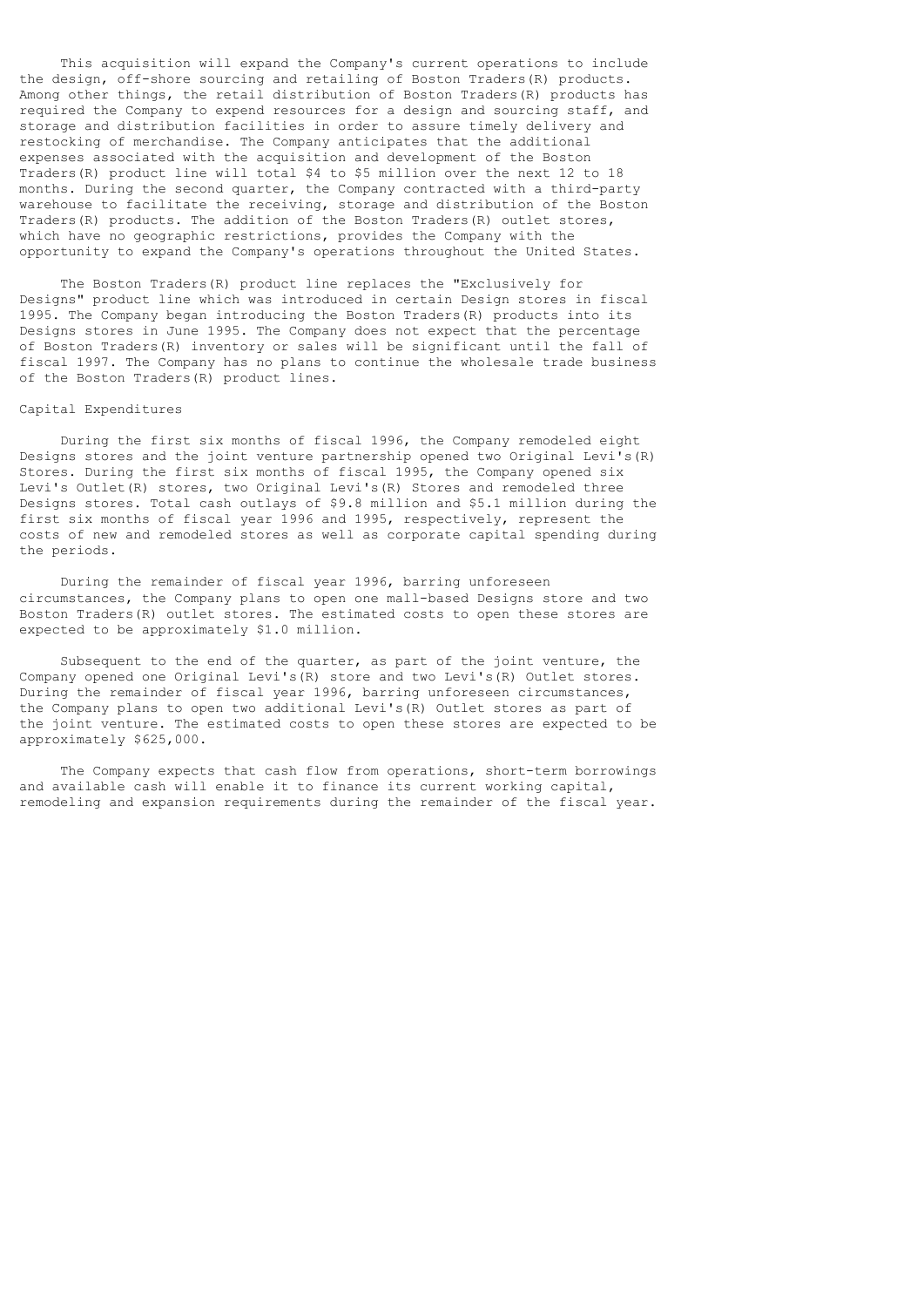This acquisition will expand the Company's current operations to include the design, off-shore sourcing and retailing of Boston Traders(R) products. Among other things, the retail distribution of Boston Traders(R) products has required the Company to expend resources for a design and sourcing staff, and storage and distribution facilities in order to assure timely delivery and restocking of merchandise. The Company anticipates that the additional expenses associated with the acquisition and development of the Boston Traders(R) product line will total $4 to $5 million over the next 12 to 18 months. During the second quarter, the Company contracted with a third-party warehouse to facilitate the receiving, storage and distribution of the Boston Traders(R) products. The addition of the Boston Traders(R) outlet stores, which have no geographic restrictions, provides the Company with the opportunity to expand the Company's operations throughout the United States.

The Boston Traders(R) product line replaces the "Exclusively for Designs" product line which was introduced in certain Design stores in fiscal 1995. The Company began introducing the Boston Traders(R) products into its Designs stores in June 1995. The Company does not expect that the percentage of Boston Traders(R) inventory or sales will be significant until the fall of fiscal 1997. The Company has no plans to continue the wholesale trade business of the Boston Traders(R) product lines.

Capital Expenditures

During the first six months of fiscal 1996, the Company remodeled eight Designs stores and the joint venture partnership opened two Original Levi's(R) Stores. During the first six months of fiscal 1995, the Company opened six Levi's Outlet(R) stores, two Original Levi's(R) Stores and remodeled three Designs stores. Total cash outlays of $9.8 million and $5.1 million during the first six months of fiscal year 1996 and 1995, respectively, represent the costs of new and remodeled stores as well as corporate capital spending during the periods.

During the remainder of fiscal year 1996, barring unforeseen circumstances, the Company plans to open one mall-based Designs store and two Boston Traders(R) outlet stores. The estimated costs to open these stores are expected to be approximately $1.0 million.

Subsequent to the end of the quarter, as part of the joint venture, the Company opened one Original Levi's(R) store and two Levi's(R) Outlet stores. During the remainder of fiscal year 1996, barring unforeseen circumstances, the Company plans to open two additional Levi's(R) Outlet stores as part of the joint venture. The estimated costs to open these stores are expected to be approximately $625,000.

The Company expects that cash flow from operations, short-term borrowings and available cash will enable it to finance its current working capital, remodeling and expansion requirements during the remainder of the fiscal year.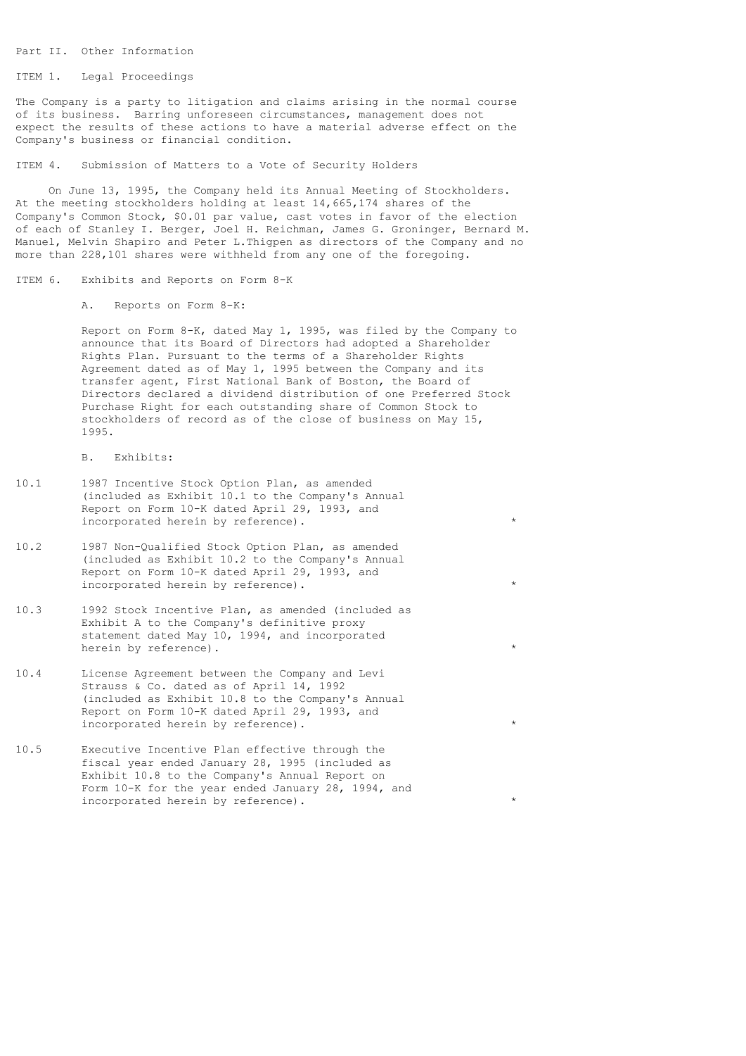# Part II. Other Information

## ITEM 1. Legal Proceedings

The Company is a party to litigation and claims arising in the normal course of its business. Barring unforeseen circumstances, management does not expect the results of these actions to have a material adverse effect on the Company's business or financial condition.

## ITEM 4. Submission of Matters to a Vote of Security Holders

On June 13, 1995, the Company held its Annual Meeting of Stockholders. At the meeting stockholders holding at least 14,665,174 shares of the Company's Common Stock, $0.01 par value, cast votes in favor of the election of each of Stanley I. Berger, Joel H. Reichman, James G. Groninger, Bernard M. Manuel, Melvin Shapiro and Peter L.Thigpen as directors of the Company and no more than 228,101 shares were withheld from any one of the foregoing.

## ITEM 6. Exhibits and Reports on Form 8-K

A. Reports on Form 8-K:

Report on Form 8-K, dated May 1, 1995, was filed by the Company to announce that its Board of Directors had adopted a Shareholder Rights Plan. Pursuant to the terms of a Shareholder Rights Agreement dated as of May 1, 1995 between the Company and its transfer agent, First National Bank of Boston, the Board of Directors declared a dividend distribution of one Preferred Stock Purchase Right for each outstanding share of Common Stock to stockholders of record as of the close of business on May 15, 1995.

B. Exhibits:

| | | |
|---|---|---|
| 10.1 | 1987 Incentive Stock Option Plan, as amended (included as Exhibit 10.1 to the Company's Annual Report on Form 10-K dated April 29, 1993, and incorporated herein by reference). | * |
| 10.2 | 1987 Non-Qualified Stock Option Plan, as amended (included as Exhibit 10.2 to the Company's Annual Report on Form 10-K dated April 29, 1993, and incorporated herein by reference). | * |
| 10.3 | 1992 Stock Incentive Plan, as amended (included as Exhibit A to the Company's definitive proxy statement dated May 10, 1994, and incorporated herein by reference). | * |
| 10.4 | License Agreement between the Company and Levi Strauss & Co. dated as of April 14, 1992 (included as Exhibit 10.8 to the Company's Annual Report on Form 10-K dated April 29, 1993, and incorporated herein by reference). | * |
| 10.5 | Executive Incentive Plan effective through the fiscal year ended January 28, 1995 (included as Exhibit 10.8 to the Company's Annual Report on Form 10-K for the year ended January 28, 1994, and incorporated herein by reference). | * |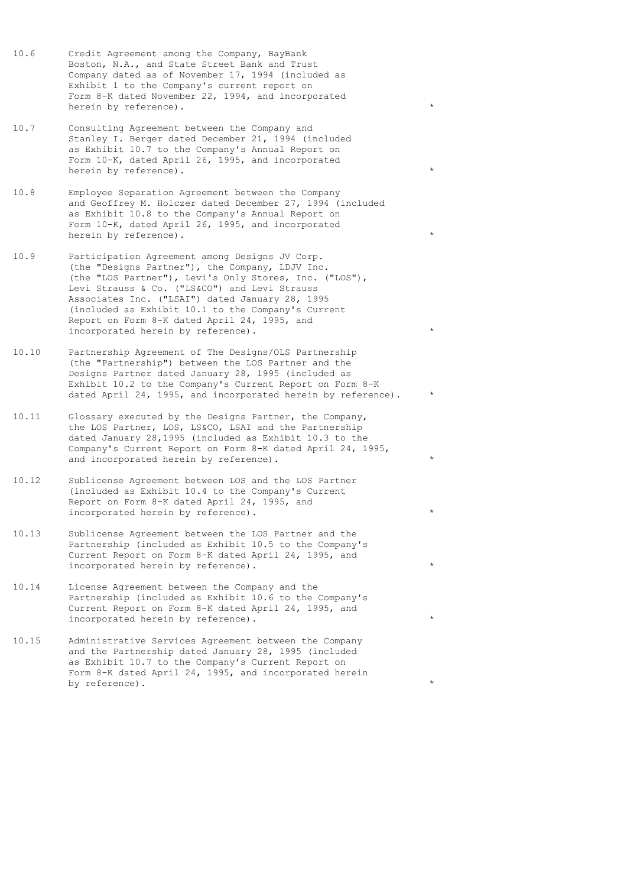| | | |
|---|---|---|
| 10.6 | Credit Agreement among the Company, BayBank Boston, N.A., and State Street Bank and Trust Company dated as of November 17, 1994 (included as Exhibit 1 to the Company's current report on Form 8-K dated November 22, 1994, and incorporated herein by reference). | * |
| 10.7 | Consulting Agreement between the Company and Stanley I. Berger dated December 21, 1994 (included as Exhibit 10.7 to the Company's Annual Report on Form 10-K, dated April 26, 1995, and incorporated herein by reference). | * |
| 10.8 | Employee Separation Agreement between the Company and Geoffrey M. Holczer dated December 27, 1994 (included as Exhibit 10.8 to the Company's Annual Report on Form 10-K, dated April 26, 1995, and incorporated herein by reference). | * |
| 10.9 | Participation Agreement among Designs JV Corp. (the "Designs Partner"), the Company, LDJV Inc. (the "LOS Partner"), Levi's Only Stores, Inc. ("LOS"), Levi Strauss & Co. ("LS&CO") and Levi Strauss Associates Inc. ("LSAI") dated January 28, 1995 (included as Exhibit 10.1 to the Company's Current Report on Form 8-K dated April 24, 1995, and incorporated herein by reference). | * |
| 10.10 | Partnership Agreement of The Designs/OLS Partnership (the "Partnership") between the LOS Partner and the Designs Partner dated January 28, 1995 (included as Exhibit 10.2 to the Company's Current Report on Form 8-K dated April 24, 1995, and incorporated herein by reference). | * |
| 10.11 | Glossary executed by the Designs Partner, the Company, the LOS Partner, LOS, LS&CO, LSAI and the Partnership dated January 28,1995 (included as Exhibit 10.3 to the Company's Current Report on Form 8-K dated April 24, 1995, and incorporated herein by reference). | * |
| 10.12 | Sublicense Agreement between LOS and the LOS Partner (included as Exhibit 10.4 to the Company's Current Report on Form 8-K dated April 24, 1995, and incorporated herein by reference). | * |
| 10.13 | Sublicense Agreement between the LOS Partner and the Partnership (included as Exhibit 10.5 to the Company's Current Report on Form 8-K dated April 24, 1995, and incorporated herein by reference). | * |
| 10.14 | License Agreement between the Company and the Partnership (included as Exhibit 10.6 to the Company's Current Report on Form 8-K dated April 24, 1995, and incorporated herein by reference). | * |
| 10.15 | Administrative Services Agreement between the Company and the Partnership dated January 28, 1995 (included as Exhibit 10.7 to the Company's Current Report on Form 8-K dated April 24, 1995, and incorporated herein by reference). | * |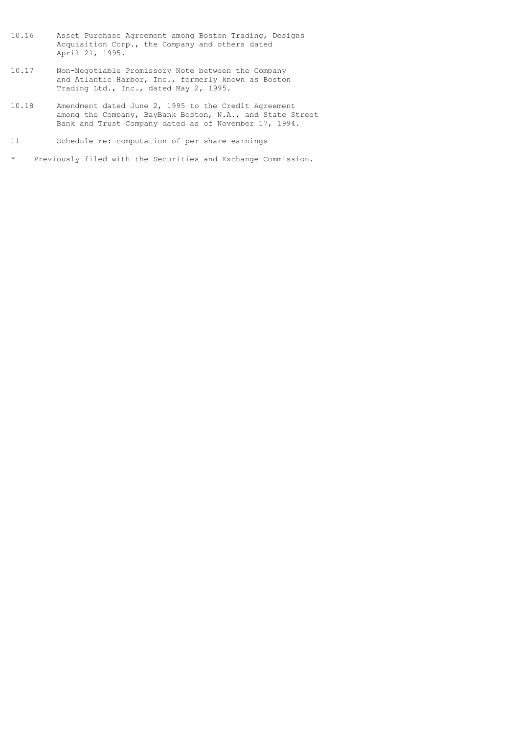10.16 Asset Purchase Agreement among Boston Trading, Designs Acquisition Corp., the Company and others dated April 21, 1995.

10.17 Non-Negotiable Promissory Note between the Company and Atlantic Harbor, Inc., formerly known as Boston Trading Ltd., Inc., dated May 2, 1995.

10.18 Amendment dated June 2, 1995 to the Credit Agreement among the Company, BayBank Boston, N.A., and State Street Bank and Trust Company dated as of November 17, 1994.

11 Schedule re: computation of per share earnings

\* Previously filed with the Securities and Exchange Commission.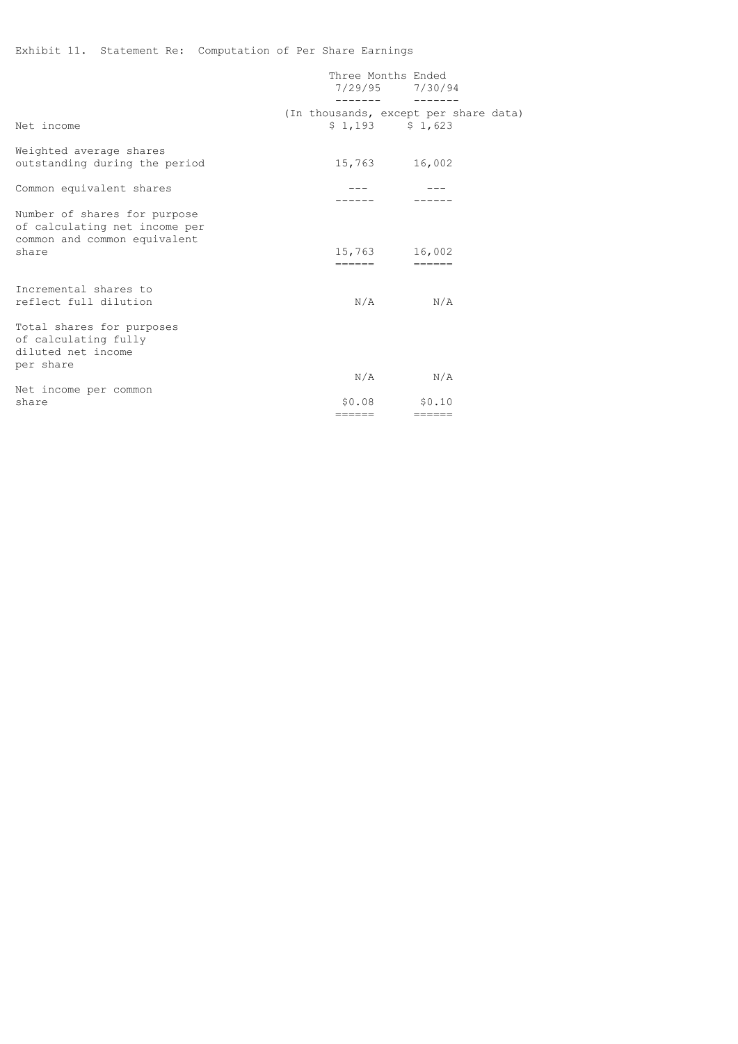Exhibit 11. Statement Re: Computation of Per Share Earnings

| | Three Months Ended | |
|---|---|---|
| | 7/29/95 | 7/30/94 |
| | (In thousands, except per share data) | |
| Net income | $ 1,193 | $ 1,623 |
| Weighted average shares outstanding during the period | 15,763 | 16,002 |
| Common equivalent shares | --- | --- |
| Number of shares for purpose of calculating net income per common and common equivalent share | 15,763 | 16,002 |
| Incremental shares to reflect full dilution | N/A | N/A |
| Total shares for purposes of calculating fully diluted net income per share | N/A | N/A |
| Net income per common share | $0.08 | $0.10 |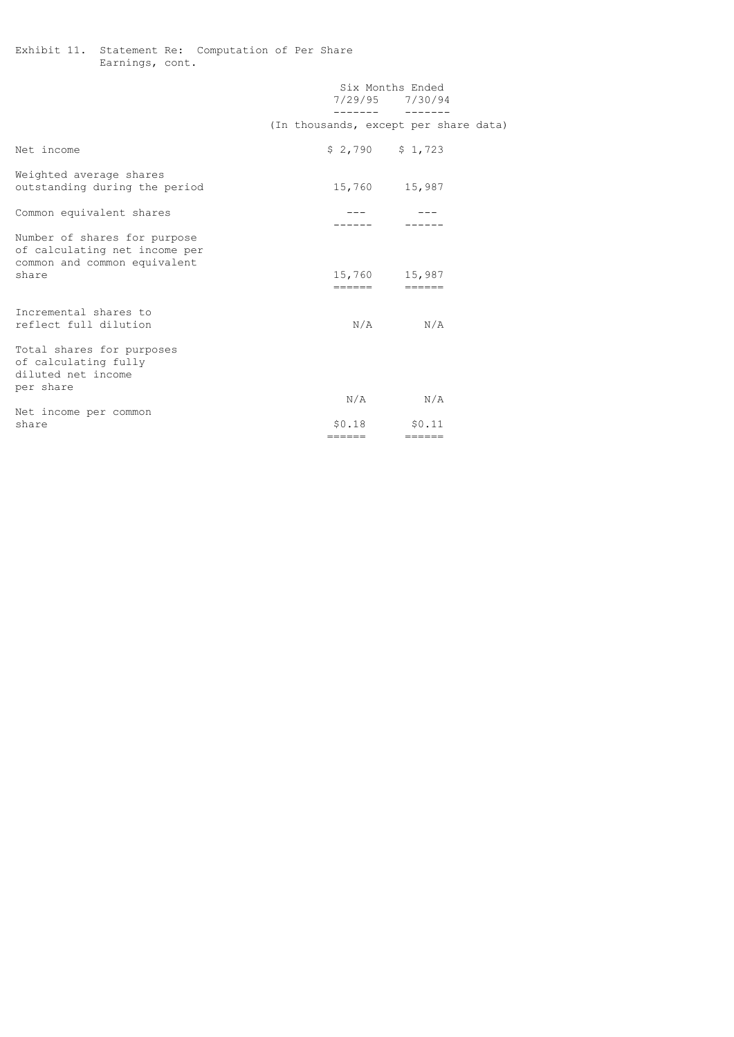Exhibit 11. Statement Re: Computation of Per Share Earnings, cont.

| | Six Months Ended | |
|---|---|---|
| | 7/29/95 | 7/30/94 |
| | (In thousands, except per share data) | |
| Net income | $ 2,790 | $ 1,723 |
| Weighted average shares outstanding during the period | 15,760 | 15,987 |
| Common equivalent shares | --- | --- |
| Number of shares for purpose of calculating net income per common and common equivalent share | 15,760 | 15,987 |
| Incremental shares to reflect full dilution | N/A | N/A |
| Total shares for purposes of calculating fully diluted net income per share | N/A | N/A |
| Net income per common share | $0.18 | $0.11 |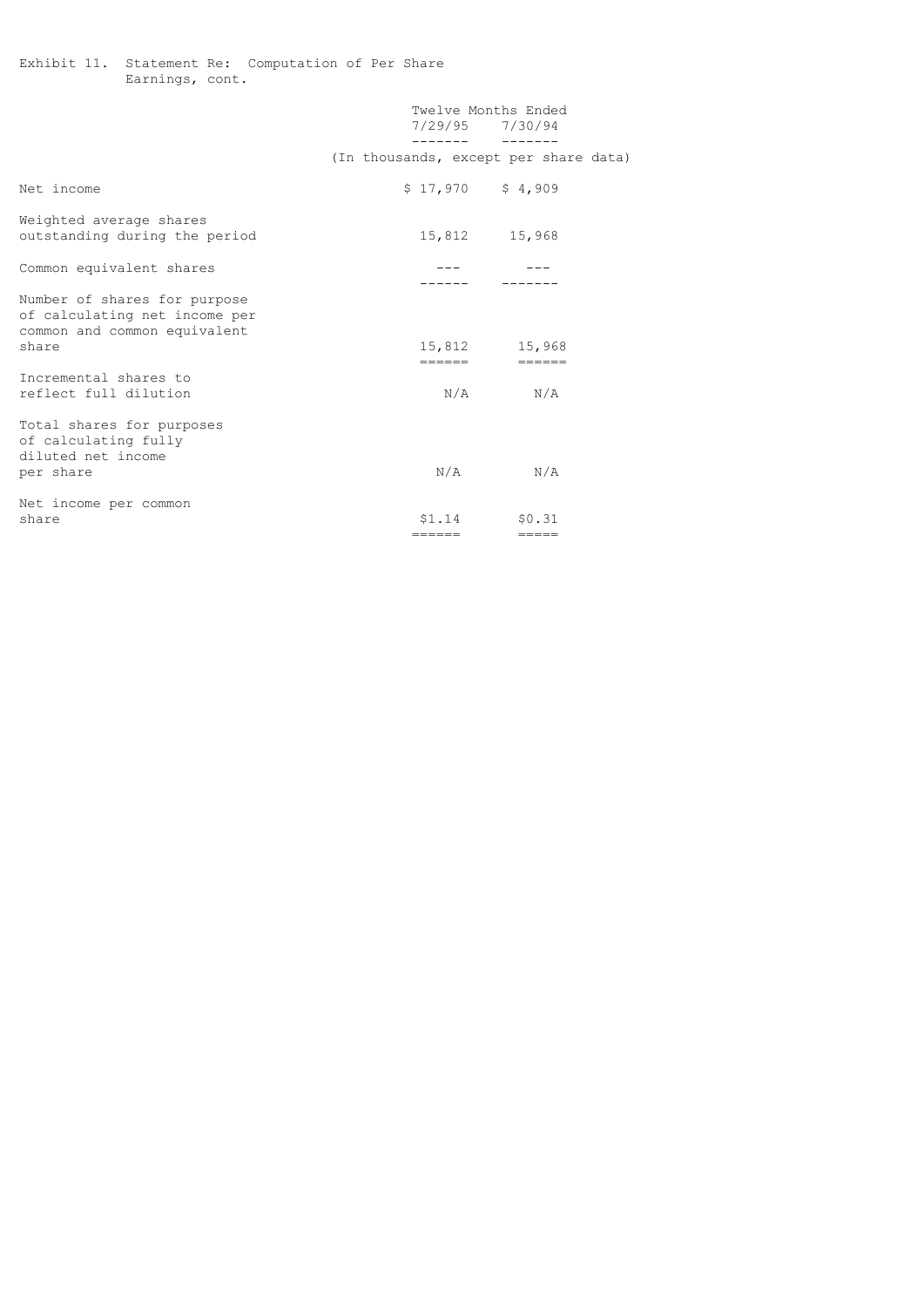Exhibit 11. Statement Re: Computation of Per Share Earnings, cont.

| | Twelve Months Ended | |
|---|---|---|
| | 7/29/95 | 7/30/94 |
| | (In thousands, except per share data) | |
| Net income | $ 17,970 | $ 4,909 |
| Weighted average shares outstanding during the period | 15,812 | 15,968 |
| Common equivalent shares | --- | --- |
| Number of shares for purpose of calculating net income per common and common equivalent share | 15,812 | 15,968 |
| Incremental shares to reflect full dilution | N/A | N/A |
| Total shares for purposes of calculating fully diluted net income per share | N/A | N/A |
| Net income per common share | $1.14 | $0.31 |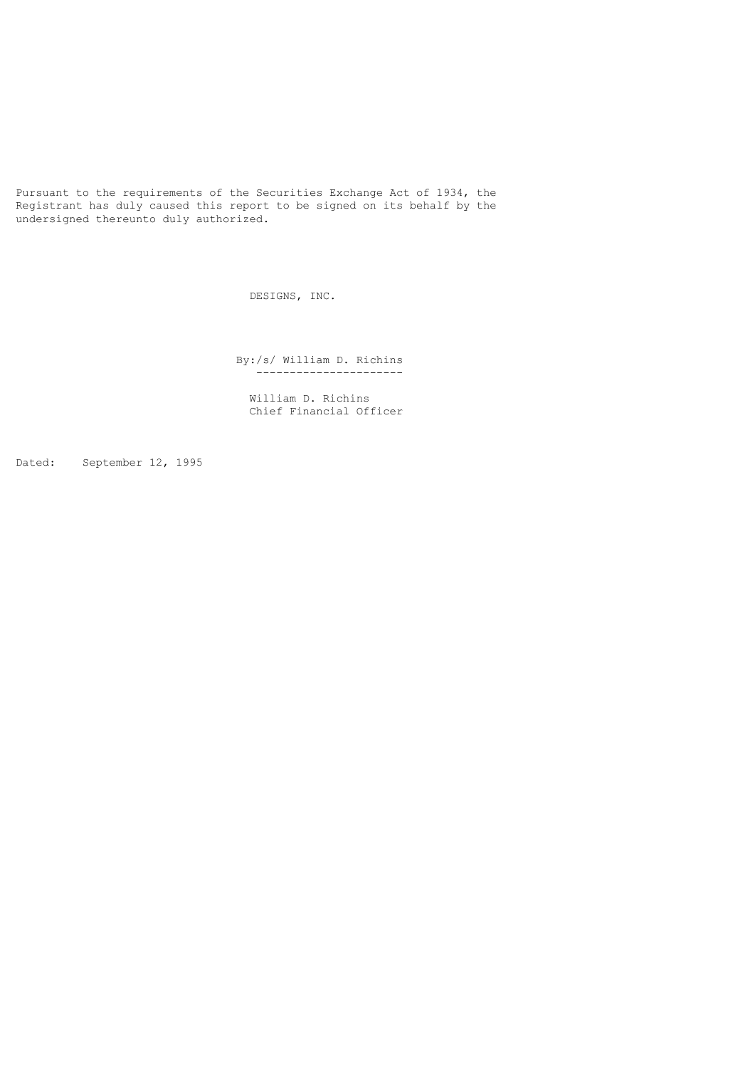Pursuant to the requirements of the Securities Exchange Act of 1934, the Registrant has duly caused this report to be signed on its behalf by the undersigned thereunto duly authorized.

DESIGNS, INC.

By:/s/ William D. Richins
----------------------

William D. Richins
Chief Financial Officer

Dated: September 12, 1995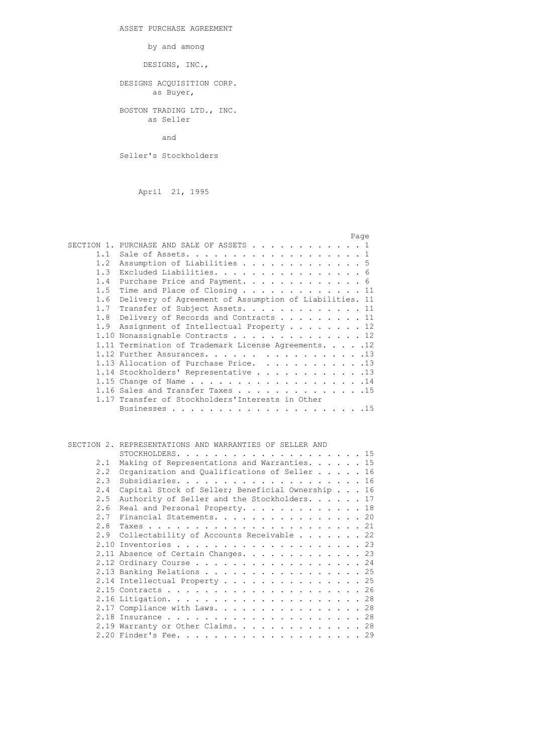ASSET PURCHASE AGREEMENT

by and among

DESIGNS, INC.,

DESIGNS ACQUISITION CORP.
as Buyer,

BOSTON TRADING LTD., INC.
as Seller

and

Seller's Stockholders

April 21, 1995

| | | Page |
|---|---|---|
| SECTION 1. | PURCHASE AND SALE OF ASSETS | 1 |
| 1.1 | Sale of Assets | 1 |
| 1.2 | Assumption of Liabilities | 5 |
| 1.3 | Excluded Liabilities | 6 |
| 1.4 | Purchase Price and Payment | 6 |
| 1.5 | Time and Place of Closing | 11 |
| 1.6 | Delivery of Agreement of Assumption of Liabilities | 11 |
| 1.7 | Transfer of Subject Assets | 11 |
| 1.8 | Delivery of Records and Contracts | 11 |
| 1.9 | Assignment of Intellectual Property | 12 |
| 1.10 | Nonassignable Contracts | 12 |
| 1.11 | Termination of Trademark License Agreements | 12 |
| 1.12 | Further Assurances | 13 |
| 1.13 | Allocation of Purchase Price | 13 |
| 1.14 | Stockholders' Representative | 13 |
| 1.15 | Change of Name | 14 |
| 1.16 | Sales and Transfer Taxes | 15 |
| 1.17 | Transfer of Stockholders'Interests in Other Businesses | 15 |
| SECTION 2. | REPRESENTATIONS AND WARRANTIES OF SELLER AND STOCKHOLDERS | 15 |
| 2.1 | Making of Representations and Warranties | 15 |
| 2.2 | Organization and Qualifications of Seller | 16 |
| 2.3 | Subsidiaries | 16 |
| 2.4 | Capital Stock of Seller; Beneficial Ownership | 16 |
| 2.5 | Authority of Seller and the Stockholders | 17 |
| 2.6 | Real and Personal Property | 18 |
| 2.7 | Financial Statements | 20 |
| 2.8 | Taxes | 21 |
| 2.9 | Collectability of Accounts Receivable | 22 |
| 2.10 | Inventories | 23 |
| 2.11 | Absence of Certain Changes | 23 |
| 2.12 | Ordinary Course | 24 |
| 2.13 | Banking Relations | 25 |
| 2.14 | Intellectual Property | 25 |
| 2.15 | Contracts | 26 |
| 2.16 | Litigation | 28 |
| 2.17 | Compliance with Laws | 28 |
| 2.18 | Insurance | 28 |
| 2.19 | Warranty or Other Claims | 28 |
| 2.20 | Finder's Fee | 29 |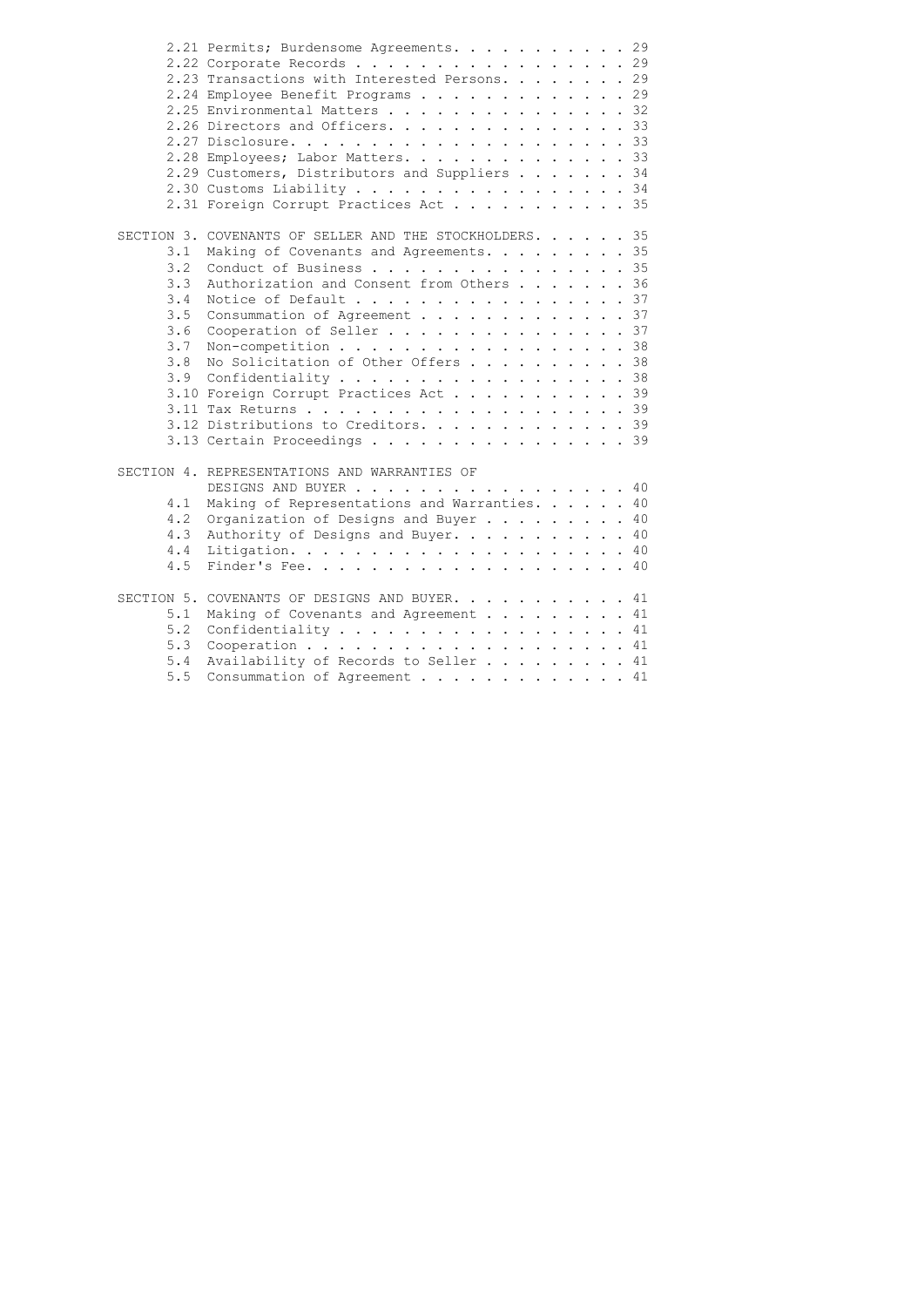| | | |
|---|---|---|
| 2.21 | Permits; Burdensome Agreements | 29 |
| 2.22 | Corporate Records | 29 |
| 2.23 | Transactions with Interested Persons | 29 |
| 2.24 | Employee Benefit Programs | 29 |
| 2.25 | Environmental Matters | 32 |
| 2.26 | Directors and Officers | 33 |
| 2.27 | Disclosure | 33 |
| 2.28 | Employees; Labor Matters | 33 |
| 2.29 | Customers, Distributors and Suppliers | 34 |
| 2.30 | Customs Liability | 34 |
| 2.31 | Foreign Corrupt Practices Act | 35 |
| SECTION 3. | COVENANTS OF SELLER AND THE STOCKHOLDERS | 35 |
| 3.1 | Making of Covenants and Agreements | 35 |
| 3.2 | Conduct of Business | 35 |
| 3.3 | Authorization and Consent from Others | 36 |
| 3.4 | Notice of Default | 37 |
| 3.5 | Consummation of Agreement | 37 |
| 3.6 | Cooperation of Seller | 37 |
| 3.7 | Non-competition | 38 |
| 3.8 | No Solicitation of Other Offers | 38 |
| 3.9 | Confidentiality | 38 |
| 3.10 | Foreign Corrupt Practices Act | 39 |
| 3.11 | Tax Returns | 39 |
| 3.12 | Distributions to Creditors | 39 |
| 3.13 | Certain Proceedings | 39 |
| SECTION 4. | REPRESENTATIONS AND WARRANTIES OF DESIGNS AND BUYER | 40 |
| 4.1 | Making of Representations and Warranties | 40 |
| 4.2 | Organization of Designs and Buyer | 40 |
| 4.3 | Authority of Designs and Buyer | 40 |
| 4.4 | Litigation | 40 |
| 4.5 | Finder's Fee | 40 |
| SECTION 5. | COVENANTS OF DESIGNS AND BUYER | 41 |
| 5.1 | Making of Covenants and Agreement | 41 |
| 5.2 | Confidentiality | 41 |
| 5.3 | Cooperation | 41 |
| 5.4 | Availability of Records to Seller | 41 |
| 5.5 | Consummation of Agreement | 41 |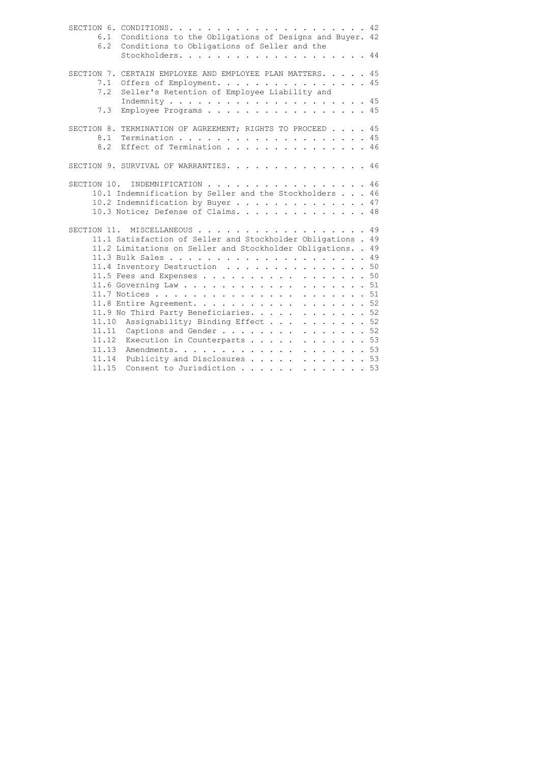| | | |
|---|---|---|
| SECTION 6. | CONDITIONS | 42 |
| 6.1 | Conditions to the Obligations of Designs and Buyer | 42 |
| 6.2 | Conditions to Obligations of Seller and the Stockholders | 44 |
| SECTION 7. | CERTAIN EMPLOYEE AND EMPLOYEE PLAN MATTERS | 45 |
| 7.1 | Offers of Employment | 45 |
| 7.2 | Seller's Retention of Employee Liability and Indemnity | 45 |
| 7.3 | Employee Programs | 45 |
| SECTION 8. | TERMINATION OF AGREEMENT; RIGHTS TO PROCEED | 45 |
| 8.1 | Termination | 45 |
| 8.2 | Effect of Termination | 46 |
| SECTION 9. | SURVIVAL OF WARRANTIES | 46 |
| SECTION 10. | INDEMNIFICATION | 46 |
| 10.1 | Indemnification by Seller and the Stockholders | 46 |
| 10.2 | Indemnification by Buyer | 47 |
| 10.3 | Notice; Defense of Claims | 48 |
| SECTION 11. | MISCELLANEOUS | 49 |
| 11.1 | Satisfaction of Seller and Stockholder Obligations | 49 |
| 11.2 | Limitations on Seller and Stockholder Obligations | 49 |
| 11.3 | Bulk Sales | 49 |
| 11.4 | Inventory Destruction | 50 |
| 11.5 | Fees and Expenses | 50 |
| 11.6 | Governing Law | 51 |
| 11.7 | Notices | 51 |
| 11.8 | Entire Agreement | 52 |
| 11.9 | No Third Party Beneficiaries | 52 |
| 11.10 | Assignability; Binding Effect | 52 |
| 11.11 | Captions and Gender | 52 |
| 11.12 | Execution in Counterparts | 53 |
| 11.13 | Amendments | 53 |
| 11.14 | Publicity and Disclosures | 53 |
| 11.15 | Consent to Jurisdiction | 53 |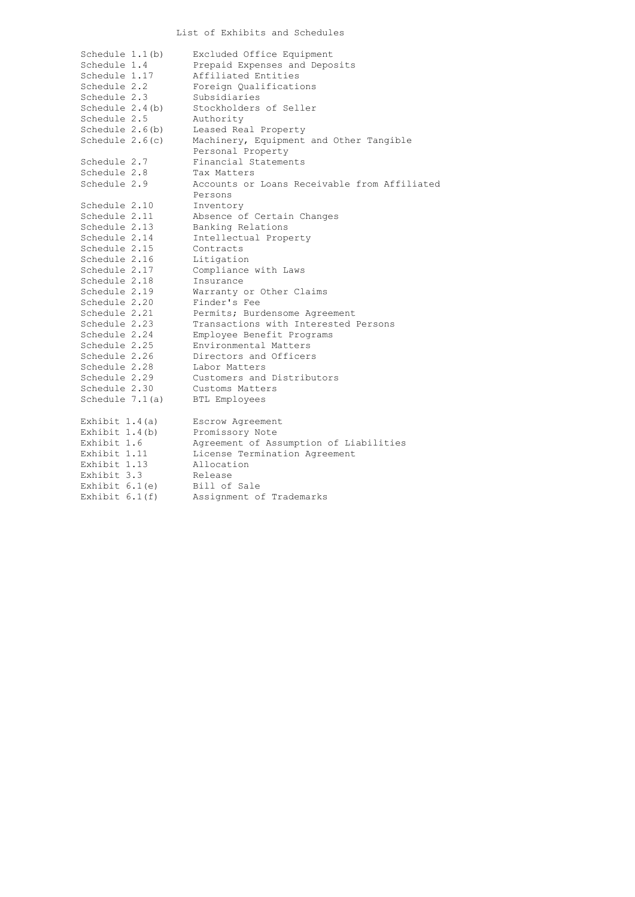# List of Exhibits and Schedules

| | |
|---|---|
| Schedule 1.1(b) | Excluded Office Equipment |
| Schedule 1.4 | Prepaid Expenses and Deposits |
| Schedule 1.17 | Affiliated Entities |
| Schedule 2.2 | Foreign Qualifications |
| Schedule 2.3 | Subsidiaries |
| Schedule 2.4(b) | Stockholders of Seller |
| Schedule 2.5 | Authority |
| Schedule 2.6(b) | Leased Real Property |
| Schedule 2.6(c) | Machinery, Equipment and Other Tangible Personal Property |
| Schedule 2.7 | Financial Statements |
| Schedule 2.8 | Tax Matters |
| Schedule 2.9 | Accounts or Loans Receivable from Affiliated Persons |
| Schedule 2.10 | Inventory |
| Schedule 2.11 | Absence of Certain Changes |
| Schedule 2.13 | Banking Relations |
| Schedule 2.14 | Intellectual Property |
| Schedule 2.15 | Contracts |
| Schedule 2.16 | Litigation |
| Schedule 2.17 | Compliance with Laws |
| Schedule 2.18 | Insurance |
| Schedule 2.19 | Warranty or Other Claims |
| Schedule 2.20 | Finder's Fee |
| Schedule 2.21 | Permits; Burdensome Agreement |
| Schedule 2.23 | Transactions with Interested Persons |
| Schedule 2.24 | Employee Benefit Programs |
| Schedule 2.25 | Environmental Matters |
| Schedule 2.26 | Directors and Officers |
| Schedule 2.28 | Labor Matters |
| Schedule 2.29 | Customers and Distributors |
| Schedule 2.30 | Customs Matters |
| Schedule 7.1(a) | BTL Employees |
| | |
| Exhibit 1.4(a) | Escrow Agreement |
| Exhibit 1.4(b) | Promissory Note |
| Exhibit 1.6 | Agreement of Assumption of Liabilities |
| Exhibit 1.11 | License Termination Agreement |
| Exhibit 1.13 | Allocation |
| Exhibit 3.3 | Release |
| Exhibit 6.1(e) | Bill of Sale |
| Exhibit 6.1(f) | Assignment of Trademarks |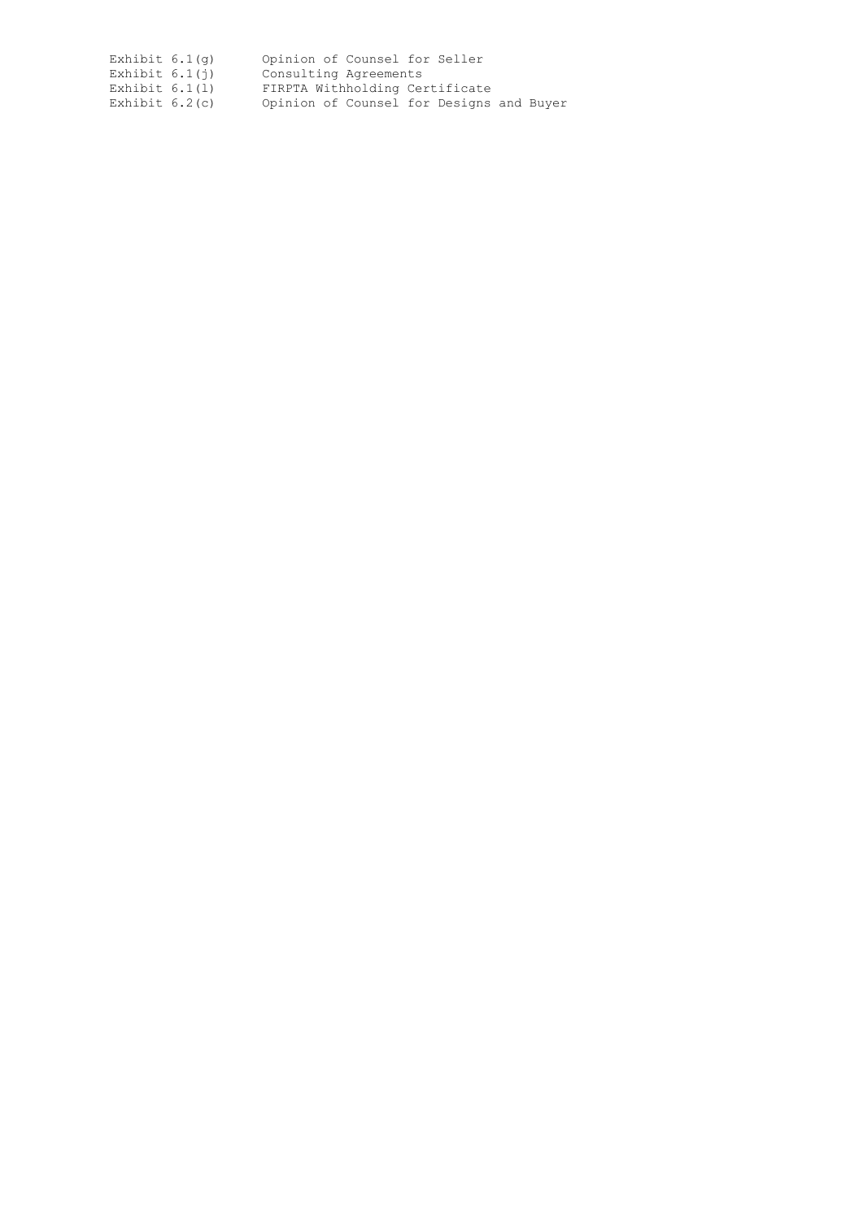| | |
|---|---|
| Exhibit 6.1(g) | Opinion of Counsel for Seller |
| Exhibit 6.1(j) | Consulting Agreements |
| Exhibit 6.1(l) | FIRPTA Withholding Certificate |
| Exhibit 6.2(c) | Opinion of Counsel for Designs and Buyer |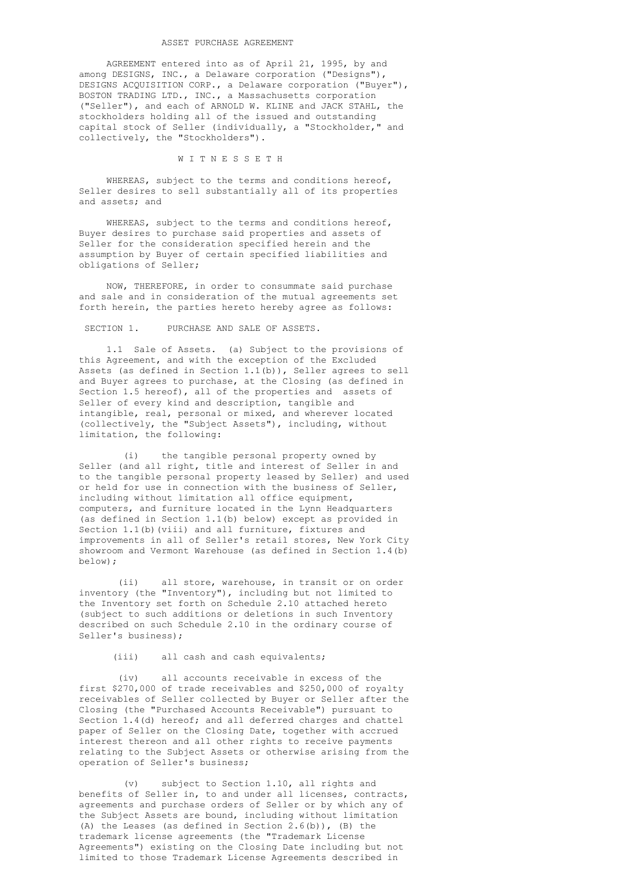# ASSET PURCHASE AGREEMENT

AGREEMENT entered into as of April 21, 1995, by and among DESIGNS, INC., a Delaware corporation ("Designs"), DESIGNS ACQUISITION CORP., a Delaware corporation ("Buyer"), BOSTON TRADING LTD., INC., a Massachusetts corporation ("Seller"), and each of ARNOLD W. KLINE and JACK STAHL, the stockholders holding all of the issued and outstanding capital stock of Seller (individually, a "Stockholder," and collectively, the "Stockholders").

W I T N E S S E T H

WHEREAS, subject to the terms and conditions hereof, Seller desires to sell substantially all of its properties and assets; and

WHEREAS, subject to the terms and conditions hereof, Buyer desires to purchase said properties and assets of Seller for the consideration specified herein and the assumption by Buyer of certain specified liabilities and obligations of Seller;

NOW, THEREFORE, in order to consummate said purchase and sale and in consideration of the mutual agreements set forth herein, the parties hereto hereby agree as follows:

## SECTION 1. PURCHASE AND SALE OF ASSETS.

1.1 Sale of Assets. (a) Subject to the provisions of this Agreement, and with the exception of the Excluded Assets (as defined in Section 1.1(b)), Seller agrees to sell and Buyer agrees to purchase, at the Closing (as defined in Section 1.5 hereof), all of the properties and assets of Seller of every kind and description, tangible and intangible, real, personal or mixed, and wherever located (collectively, the "Subject Assets"), including, without limitation, the following:

(i) the tangible personal property owned by Seller (and all right, title and interest of Seller in and to the tangible personal property leased by Seller) and used or held for use in connection with the business of Seller, including without limitation all office equipment, computers, and furniture located in the Lynn Headquarters (as defined in Section 1.1(b) below) except as provided in Section 1.1(b)(viii) and all furniture, fixtures and improvements in all of Seller's retail stores, New York City showroom and Vermont Warehouse (as defined in Section 1.4(b) below);

(ii) all store, warehouse, in transit or on order inventory (the "Inventory"), including but not limited to the Inventory set forth on Schedule 2.10 attached hereto (subject to such additions or deletions in such Inventory described on such Schedule 2.10 in the ordinary course of Seller's business);

(iii) all cash and cash equivalents;

(iv) all accounts receivable in excess of the first $270,000 of trade receivables and $250,000 of royalty receivables of Seller collected by Buyer or Seller after the Closing (the "Purchased Accounts Receivable") pursuant to Section 1.4(d) hereof; and all deferred charges and chattel paper of Seller on the Closing Date, together with accrued interest thereon and all other rights to receive payments relating to the Subject Assets or otherwise arising from the operation of Seller's business;

(v) subject to Section 1.10, all rights and benefits of Seller in, to and under all licenses, contracts, agreements and purchase orders of Seller or by which any of the Subject Assets are bound, including without limitation (A) the Leases (as defined in Section 2.6(b)), (B) the trademark license agreements (the "Trademark License Agreements") existing on the Closing Date including but not limited to those Trademark License Agreements described in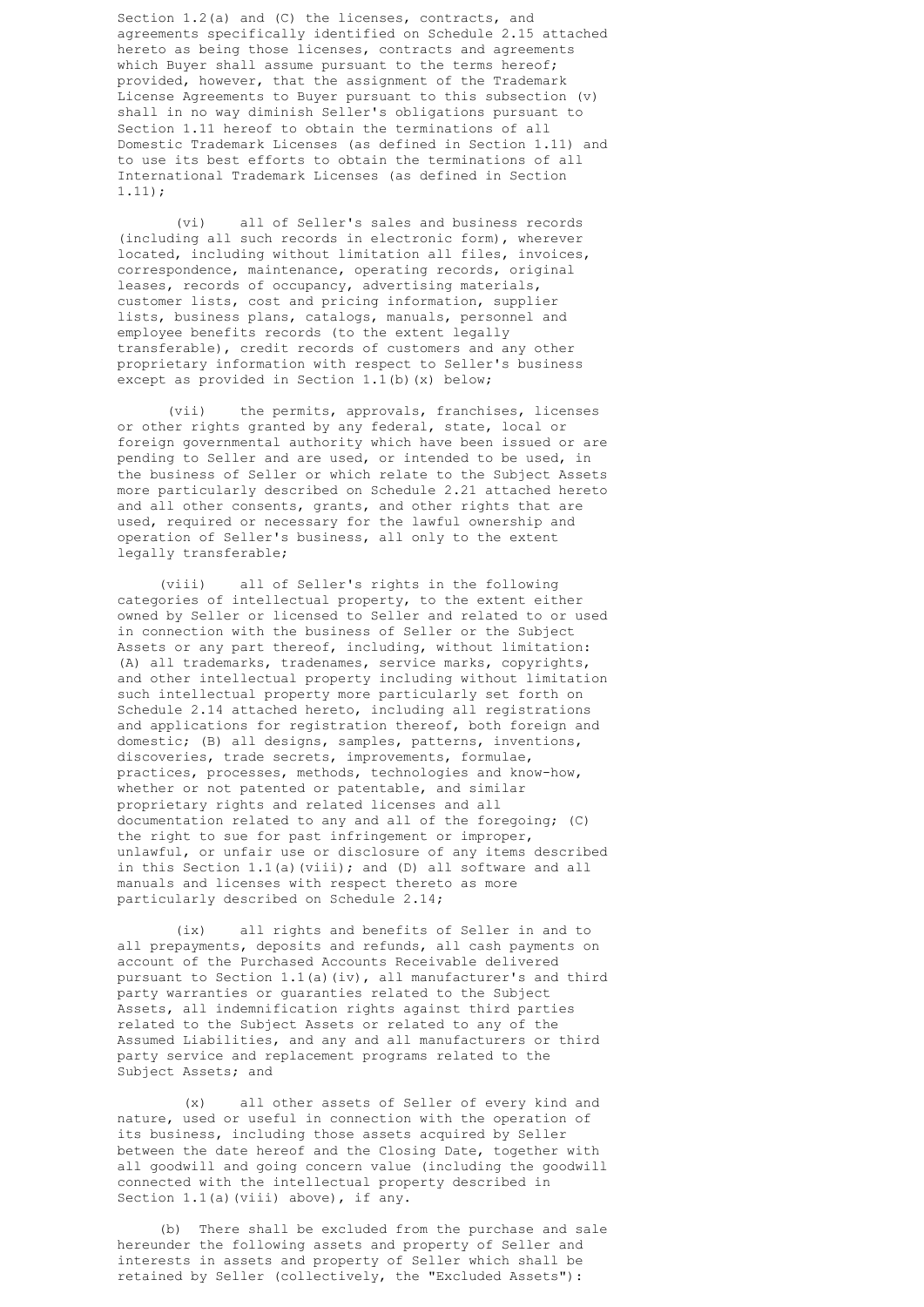Section 1.2(a) and (C) the licenses, contracts, and agreements specifically identified on Schedule 2.15 attached hereto as being those licenses, contracts and agreements which Buyer shall assume pursuant to the terms hereof; provided, however, that the assignment of the Trademark License Agreements to Buyer pursuant to this subsection (v) shall in no way diminish Seller's obligations pursuant to Section 1.11 hereof to obtain the terminations of all Domestic Trademark Licenses (as defined in Section 1.11) and to use its best efforts to obtain the terminations of all International Trademark Licenses (as defined in Section 1.11);

(vi) all of Seller's sales and business records (including all such records in electronic form), wherever located, including without limitation all files, invoices, correspondence, maintenance, operating records, original leases, records of occupancy, advertising materials, customer lists, cost and pricing information, supplier lists, business plans, catalogs, manuals, personnel and employee benefits records (to the extent legally transferable), credit records of customers and any other proprietary information with respect to Seller's business except as provided in Section 1.1(b)(x) below;

(vii) the permits, approvals, franchises, licenses or other rights granted by any federal, state, local or foreign governmental authority which have been issued or are pending to Seller and are used, or intended to be used, in the business of Seller or which relate to the Subject Assets more particularly described on Schedule 2.21 attached hereto and all other consents, grants, and other rights that are used, required or necessary for the lawful ownership and operation of Seller's business, all only to the extent legally transferable;

(viii) all of Seller's rights in the following categories of intellectual property, to the extent either owned by Seller or licensed to Seller and related to or used in connection with the business of Seller or the Subject Assets or any part thereof, including, without limitation: (A) all trademarks, tradenames, service marks, copyrights, and other intellectual property including without limitation such intellectual property more particularly set forth on Schedule 2.14 attached hereto, including all registrations and applications for registration thereof, both foreign and domestic; (B) all designs, samples, patterns, inventions, discoveries, trade secrets, improvements, formulae, practices, processes, methods, technologies and know-how, whether or not patented or patentable, and similar proprietary rights and related licenses and all documentation related to any and all of the foregoing; (C) the right to sue for past infringement or improper, unlawful, or unfair use or disclosure of any items described in this Section 1.1(a)(viii); and (D) all software and all manuals and licenses with respect thereto as more particularly described on Schedule 2.14;

(ix) all rights and benefits of Seller in and to all prepayments, deposits and refunds, all cash payments on account of the Purchased Accounts Receivable delivered pursuant to Section 1.1(a)(iv), all manufacturer's and third party warranties or guaranties related to the Subject Assets, all indemnification rights against third parties related to the Subject Assets or related to any of the Assumed Liabilities, and any and all manufacturers or third party service and replacement programs related to the Subject Assets; and

(x) all other assets of Seller of every kind and nature, used or useful in connection with the operation of its business, including those assets acquired by Seller between the date hereof and the Closing Date, together with all goodwill and going concern value (including the goodwill connected with the intellectual property described in Section 1.1(a)(viii) above), if any.

(b) There shall be excluded from the purchase and sale hereunder the following assets and property of Seller and interests in assets and property of Seller which shall be retained by Seller (collectively, the "Excluded Assets"):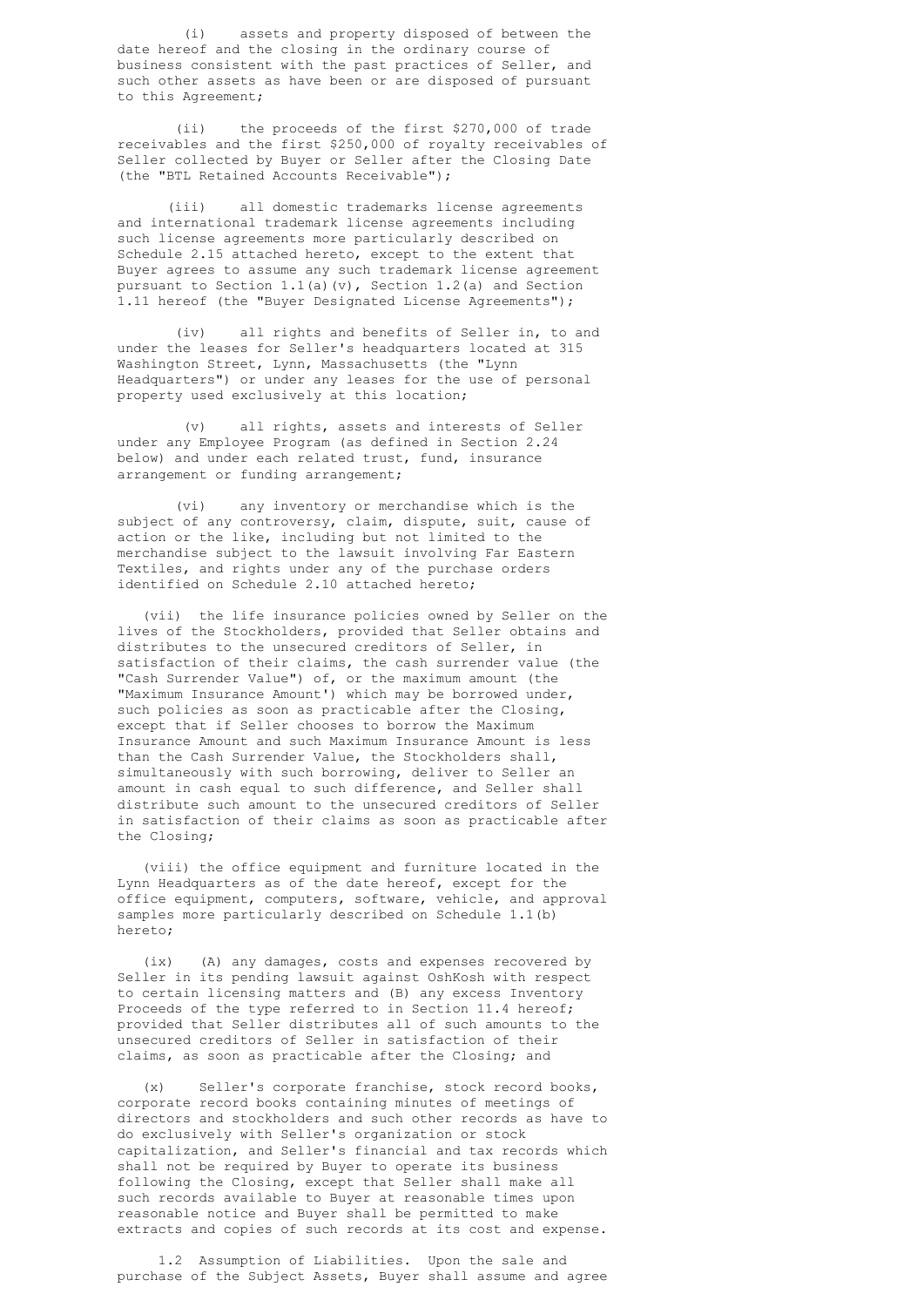(i) assets and property disposed of between the date hereof and the closing in the ordinary course of business consistent with the past practices of Seller, and such other assets as have been or are disposed of pursuant to this Agreement;

(ii) the proceeds of the first $270,000 of trade receivables and the first $250,000 of royalty receivables of Seller collected by Buyer or Seller after the Closing Date (the "BTL Retained Accounts Receivable");

(iii) all domestic trademarks license agreements and international trademark license agreements including such license agreements more particularly described on Schedule 2.15 attached hereto, except to the extent that Buyer agrees to assume any such trademark license agreement pursuant to Section 1.1(a)(v), Section 1.2(a) and Section 1.11 hereof (the "Buyer Designated License Agreements");

(iv) all rights and benefits of Seller in, to and under the leases for Seller's headquarters located at 315 Washington Street, Lynn, Massachusetts (the "Lynn Headquarters") or under any leases for the use of personal property used exclusively at this location;

(v) all rights, assets and interests of Seller under any Employee Program (as defined in Section 2.24 below) and under each related trust, fund, insurance arrangement or funding arrangement;

(vi) any inventory or merchandise which is the subject of any controversy, claim, dispute, suit, cause of action or the like, including but not limited to the merchandise subject to the lawsuit involving Far Eastern Textiles, and rights under any of the purchase orders identified on Schedule 2.10 attached hereto;

(vii) the life insurance policies owned by Seller on the lives of the Stockholders, provided that Seller obtains and distributes to the unsecured creditors of Seller, in satisfaction of their claims, the cash surrender value (the "Cash Surrender Value") of, or the maximum amount (the "Maximum Insurance Amount') which may be borrowed under, such policies as soon as practicable after the Closing, except that if Seller chooses to borrow the Maximum Insurance Amount and such Maximum Insurance Amount is less than the Cash Surrender Value, the Stockholders shall, simultaneously with such borrowing, deliver to Seller an amount in cash equal to such difference, and Seller shall distribute such amount to the unsecured creditors of Seller in satisfaction of their claims as soon as practicable after the Closing;

(viii) the office equipment and furniture located in the Lynn Headquarters as of the date hereof, except for the office equipment, computers, software, vehicle, and approval samples more particularly described on Schedule 1.1(b) hereto;

(ix) (A) any damages, costs and expenses recovered by Seller in its pending lawsuit against OshKosh with respect to certain licensing matters and (B) any excess Inventory Proceeds of the type referred to in Section 11.4 hereof; provided that Seller distributes all of such amounts to the unsecured creditors of Seller in satisfaction of their claims, as soon as practicable after the Closing; and

(x) Seller's corporate franchise, stock record books, corporate record books containing minutes of meetings of directors and stockholders and such other records as have to do exclusively with Seller's organization or stock capitalization, and Seller's financial and tax records which shall not be required by Buyer to operate its business following the Closing, except that Seller shall make all such records available to Buyer at reasonable times upon reasonable notice and Buyer shall be permitted to make extracts and copies of such records at its cost and expense.

1.2 Assumption of Liabilities. Upon the sale and purchase of the Subject Assets, Buyer shall assume and agree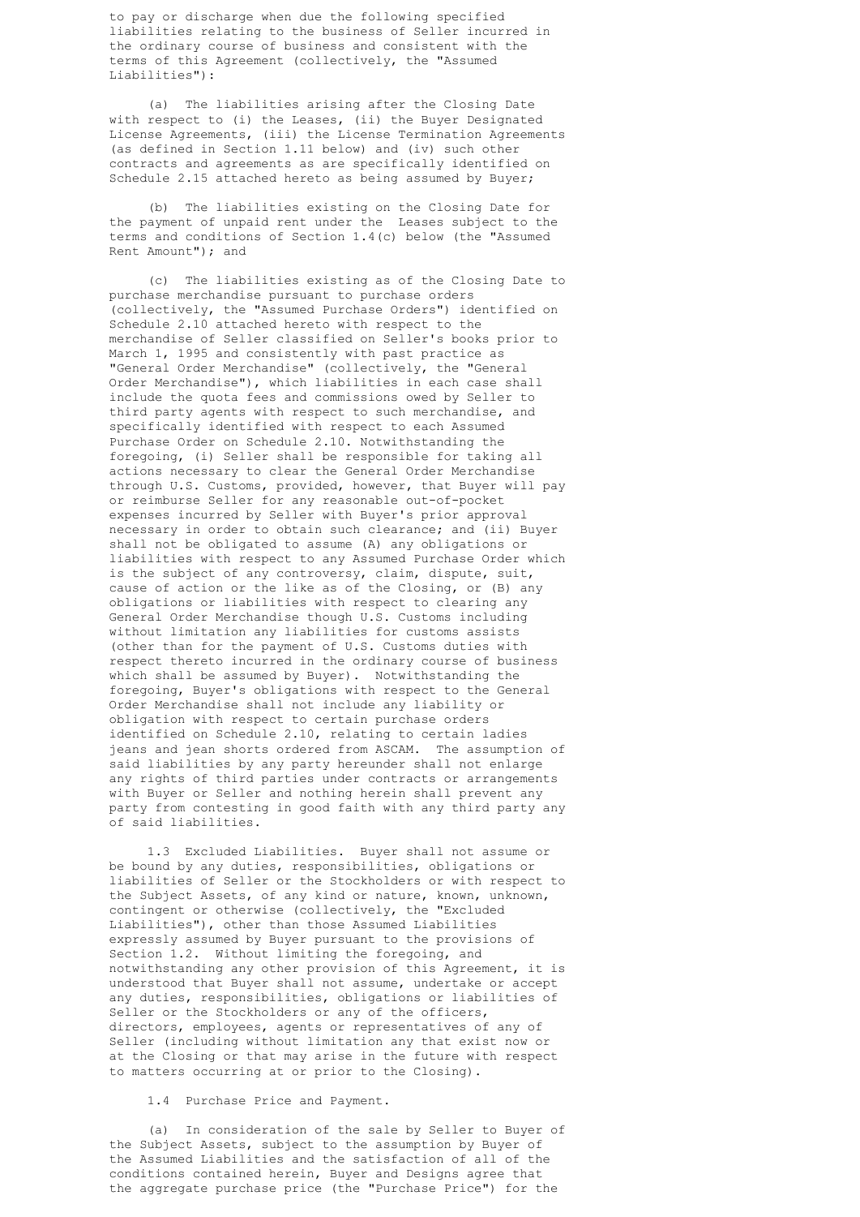to pay or discharge when due the following specified liabilities relating to the business of Seller incurred in the ordinary course of business and consistent with the terms of this Agreement (collectively, the "Assumed Liabilities"):

(a) The liabilities arising after the Closing Date with respect to (i) the Leases, (ii) the Buyer Designated License Agreements, (iii) the License Termination Agreements (as defined in Section 1.11 below) and (iv) such other contracts and agreements as are specifically identified on Schedule 2.15 attached hereto as being assumed by Buyer;

(b) The liabilities existing on the Closing Date for the payment of unpaid rent under the Leases subject to the terms and conditions of Section 1.4(c) below (the "Assumed Rent Amount"); and

(c) The liabilities existing as of the Closing Date to purchase merchandise pursuant to purchase orders (collectively, the "Assumed Purchase Orders") identified on Schedule 2.10 attached hereto with respect to the merchandise of Seller classified on Seller's books prior to March 1, 1995 and consistently with past practice as "General Order Merchandise" (collectively, the "General Order Merchandise"), which liabilities in each case shall include the quota fees and commissions owed by Seller to third party agents with respect to such merchandise, and specifically identified with respect to each Assumed Purchase Order on Schedule 2.10. Notwithstanding the foregoing, (i) Seller shall be responsible for taking all actions necessary to clear the General Order Merchandise through U.S. Customs, provided, however, that Buyer will pay or reimburse Seller for any reasonable out-of-pocket expenses incurred by Seller with Buyer's prior approval necessary in order to obtain such clearance; and (ii) Buyer shall not be obligated to assume (A) any obligations or liabilities with respect to any Assumed Purchase Order which is the subject of any controversy, claim, dispute, suit, cause of action or the like as of the Closing, or (B) any obligations or liabilities with respect to clearing any General Order Merchandise though U.S. Customs including without limitation any liabilities for customs assists (other than for the payment of U.S. Customs duties with respect thereto incurred in the ordinary course of business which shall be assumed by Buyer). Notwithstanding the foregoing, Buyer's obligations with respect to the General Order Merchandise shall not include any liability or obligation with respect to certain purchase orders identified on Schedule 2.10, relating to certain ladies jeans and jean shorts ordered from ASCAM. The assumption of said liabilities by any party hereunder shall not enlarge any rights of third parties under contracts or arrangements with Buyer or Seller and nothing herein shall prevent any party from contesting in good faith with any third party any of said liabilities.

1.3 Excluded Liabilities. Buyer shall not assume or be bound by any duties, responsibilities, obligations or liabilities of Seller or the Stockholders or with respect to the Subject Assets, of any kind or nature, known, unknown, contingent or otherwise (collectively, the "Excluded Liabilities"), other than those Assumed Liabilities expressly assumed by Buyer pursuant to the provisions of Section 1.2. Without limiting the foregoing, and notwithstanding any other provision of this Agreement, it is understood that Buyer shall not assume, undertake or accept any duties, responsibilities, obligations or liabilities of Seller or the Stockholders or any of the officers, directors, employees, agents or representatives of any of Seller (including without limitation any that exist now or at the Closing or that may arise in the future with respect to matters occurring at or prior to the Closing).

1.4 Purchase Price and Payment.

(a) In consideration of the sale by Seller to Buyer of the Subject Assets, subject to the assumption by Buyer of the Assumed Liabilities and the satisfaction of all of the conditions contained herein, Buyer and Designs agree that the aggregate purchase price (the "Purchase Price") for the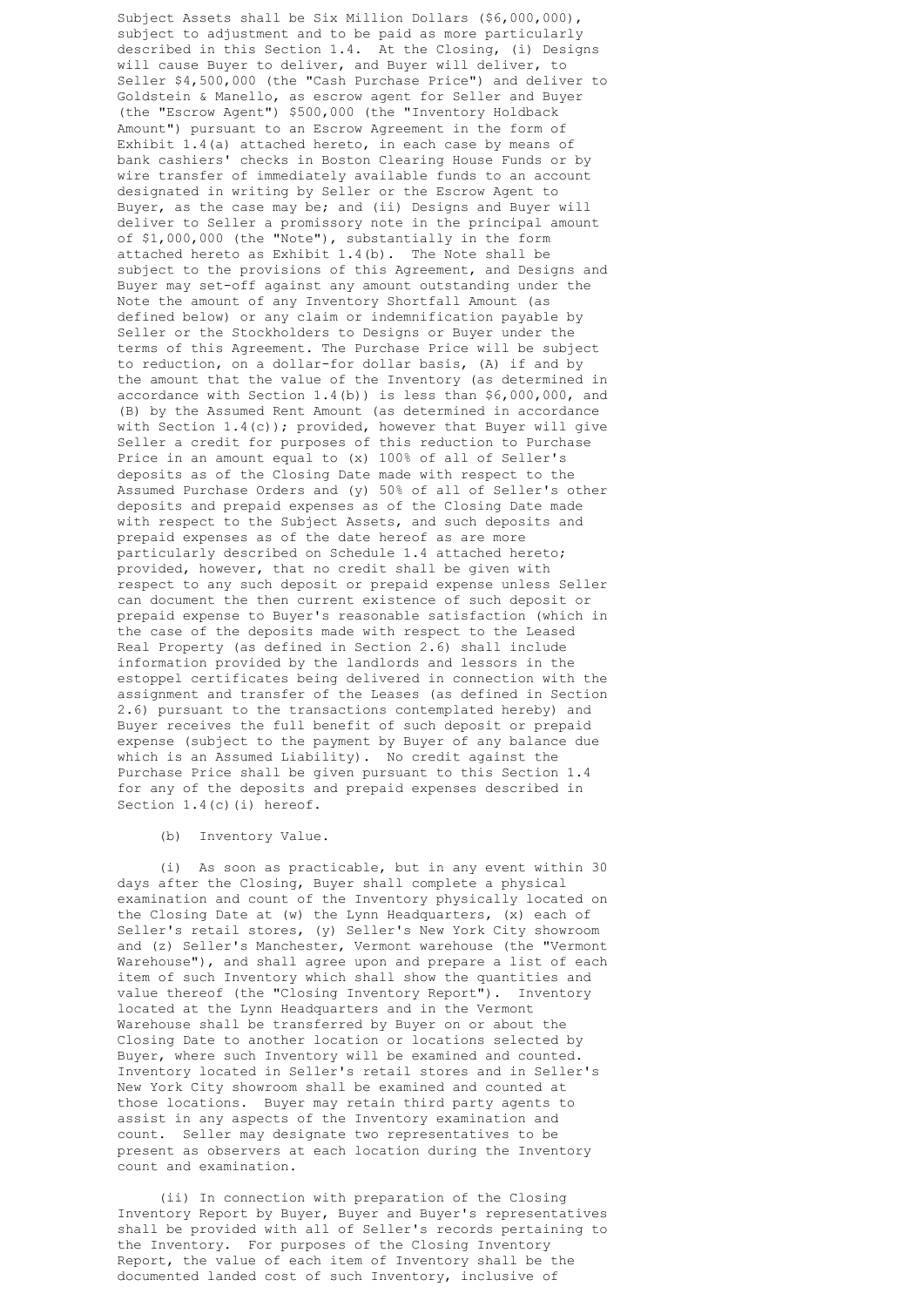Subject Assets shall be Six Million Dollars ($6,000,000), subject to adjustment and to be paid as more particularly described in this Section 1.4. At the Closing, (i) Designs will cause Buyer to deliver, and Buyer will deliver, to Seller $4,500,000 (the "Cash Purchase Price") and deliver to Goldstein & Manello, as escrow agent for Seller and Buyer (the "Escrow Agent") $500,000 (the "Inventory Holdback Amount") pursuant to an Escrow Agreement in the form of Exhibit 1.4(a) attached hereto, in each case by means of bank cashiers' checks in Boston Clearing House Funds or by wire transfer of immediately available funds to an account designated in writing by Seller or the Escrow Agent to Buyer, as the case may be; and (ii) Designs and Buyer will deliver to Seller a promissory note in the principal amount of $1,000,000 (the "Note"), substantially in the form attached hereto as Exhibit 1.4(b). The Note shall be subject to the provisions of this Agreement, and Designs and Buyer may set-off against any amount outstanding under the Note the amount of any Inventory Shortfall Amount (as defined below) or any claim or indemnification payable by Seller or the Stockholders to Designs or Buyer under the terms of this Agreement. The Purchase Price will be subject to reduction, on a dollar-for dollar basis, (A) if and by the amount that the value of the Inventory (as determined in accordance with Section 1.4(b)) is less than $6,000,000, and (B) by the Assumed Rent Amount (as determined in accordance with Section 1.4(c)); provided, however that Buyer will give Seller a credit for purposes of this reduction to Purchase Price in an amount equal to (x) 100% of all of Seller's deposits as of the Closing Date made with respect to the Assumed Purchase Orders and (y) 50% of all of Seller's other deposits and prepaid expenses as of the Closing Date made with respect to the Subject Assets, and such deposits and prepaid expenses as of the date hereof as are more particularly described on Schedule 1.4 attached hereto; provided, however, that no credit shall be given with respect to any such deposit or prepaid expense unless Seller can document the then current existence of such deposit or prepaid expense to Buyer's reasonable satisfaction (which in the case of the deposits made with respect to the Leased Real Property (as defined in Section 2.6) shall include information provided by the landlords and lessors in the estoppel certificates being delivered in connection with the assignment and transfer of the Leases (as defined in Section 2.6) pursuant to the transactions contemplated hereby) and Buyer receives the full benefit of such deposit or prepaid expense (subject to the payment by Buyer of any balance due which is an Assumed Liability). No credit against the Purchase Price shall be given pursuant to this Section 1.4 for any of the deposits and prepaid expenses described in Section 1.4(c)(i) hereof.

(b) Inventory Value.

(i) As soon as practicable, but in any event within 30 days after the Closing, Buyer shall complete a physical examination and count of the Inventory physically located on the Closing Date at (w) the Lynn Headquarters, (x) each of Seller's retail stores, (y) Seller's New York City showroom and (z) Seller's Manchester, Vermont warehouse (the "Vermont Warehouse"), and shall agree upon and prepare a list of each item of such Inventory which shall show the quantities and value thereof (the "Closing Inventory Report"). Inventory located at the Lynn Headquarters and in the Vermont Warehouse shall be transferred by Buyer on or about the Closing Date to another location or locations selected by Buyer, where such Inventory will be examined and counted. Inventory located in Seller's retail stores and in Seller's New York City showroom shall be examined and counted at those locations. Buyer may retain third party agents to assist in any aspects of the Inventory examination and count. Seller may designate two representatives to be present as observers at each location during the Inventory count and examination.

(ii) In connection with preparation of the Closing Inventory Report by Buyer, Buyer and Buyer's representatives shall be provided with all of Seller's records pertaining to the Inventory. For purposes of the Closing Inventory Report, the value of each item of Inventory shall be the documented landed cost of such Inventory, inclusive of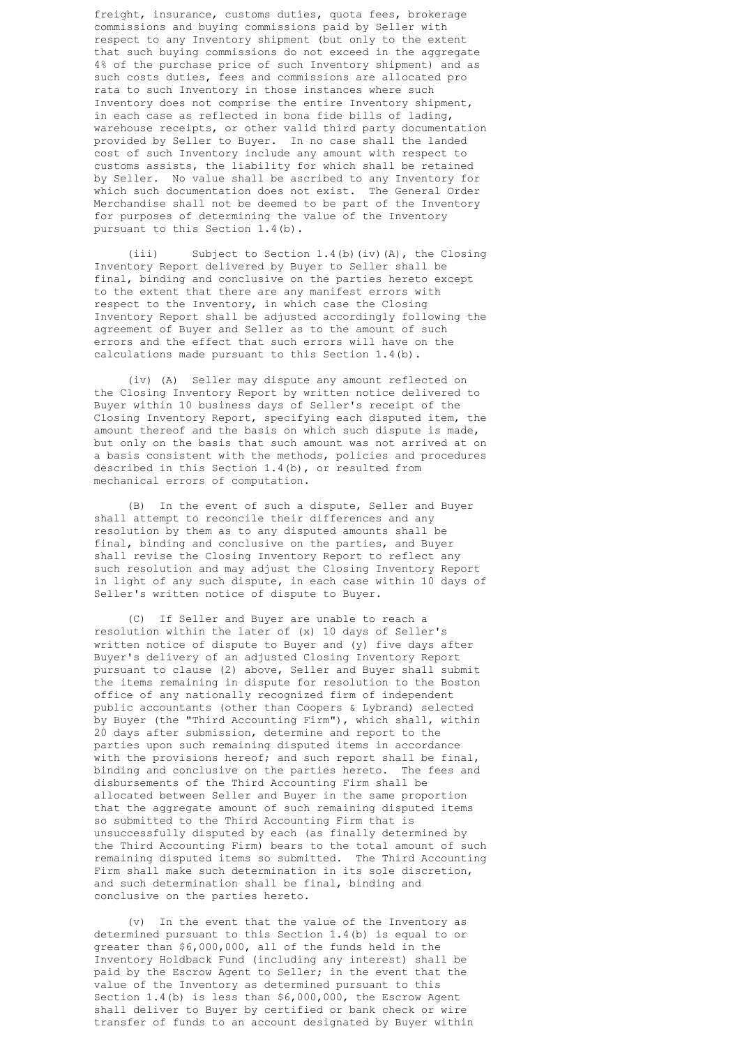freight, insurance, customs duties, quota fees, brokerage commissions and buying commissions paid by Seller with respect to any Inventory shipment (but only to the extent that such buying commissions do not exceed in the aggregate 4% of the purchase price of such Inventory shipment) and as such costs duties, fees and commissions are allocated pro rata to such Inventory in those instances where such Inventory does not comprise the entire Inventory shipment, in each case as reflected in bona fide bills of lading, warehouse receipts, or other valid third party documentation provided by Seller to Buyer. In no case shall the landed cost of such Inventory include any amount with respect to customs assists, the liability for which shall be retained by Seller. No value shall be ascribed to any Inventory for which such documentation does not exist. The General Order Merchandise shall not be deemed to be part of the Inventory for purposes of determining the value of the Inventory pursuant to this Section 1.4(b).

(iii) Subject to Section 1.4(b)(iv)(A), the Closing Inventory Report delivered by Buyer to Seller shall be final, binding and conclusive on the parties hereto except to the extent that there are any manifest errors with respect to the Inventory, in which case the Closing Inventory Report shall be adjusted accordingly following the agreement of Buyer and Seller as to the amount of such errors and the effect that such errors will have on the calculations made pursuant to this Section 1.4(b).

(iv) (A) Seller may dispute any amount reflected on the Closing Inventory Report by written notice delivered to Buyer within 10 business days of Seller's receipt of the Closing Inventory Report, specifying each disputed item, the amount thereof and the basis on which such dispute is made, but only on the basis that such amount was not arrived at on a basis consistent with the methods, policies and procedures described in this Section 1.4(b), or resulted from mechanical errors of computation.

(B) In the event of such a dispute, Seller and Buyer shall attempt to reconcile their differences and any resolution by them as to any disputed amounts shall be final, binding and conclusive on the parties, and Buyer shall revise the Closing Inventory Report to reflect any such resolution and may adjust the Closing Inventory Report in light of any such dispute, in each case within 10 days of Seller's written notice of dispute to Buyer.

(C) If Seller and Buyer are unable to reach a resolution within the later of (x) 10 days of Seller's written notice of dispute to Buyer and (y) five days after Buyer's delivery of an adjusted Closing Inventory Report pursuant to clause (2) above, Seller and Buyer shall submit the items remaining in dispute for resolution to the Boston office of any nationally recognized firm of independent public accountants (other than Coopers & Lybrand) selected by Buyer (the "Third Accounting Firm"), which shall, within 20 days after submission, determine and report to the parties upon such remaining disputed items in accordance with the provisions hereof; and such report shall be final, binding and conclusive on the parties hereto. The fees and disbursements of the Third Accounting Firm shall be allocated between Seller and Buyer in the same proportion that the aggregate amount of such remaining disputed items so submitted to the Third Accounting Firm that is unsuccessfully disputed by each (as finally determined by the Third Accounting Firm) bears to the total amount of such remaining disputed items so submitted. The Third Accounting Firm shall make such determination in its sole discretion, and such determination shall be final, binding and conclusive on the parties hereto.

(v) In the event that the value of the Inventory as determined pursuant to this Section 1.4(b) is equal to or greater than $6,000,000, all of the funds held in the Inventory Holdback Fund (including any interest) shall be paid by the Escrow Agent to Seller; in the event that the value of the Inventory as determined pursuant to this Section 1.4(b) is less than $6,000,000, the Escrow Agent shall deliver to Buyer by certified or bank check or wire transfer of funds to an account designated by Buyer within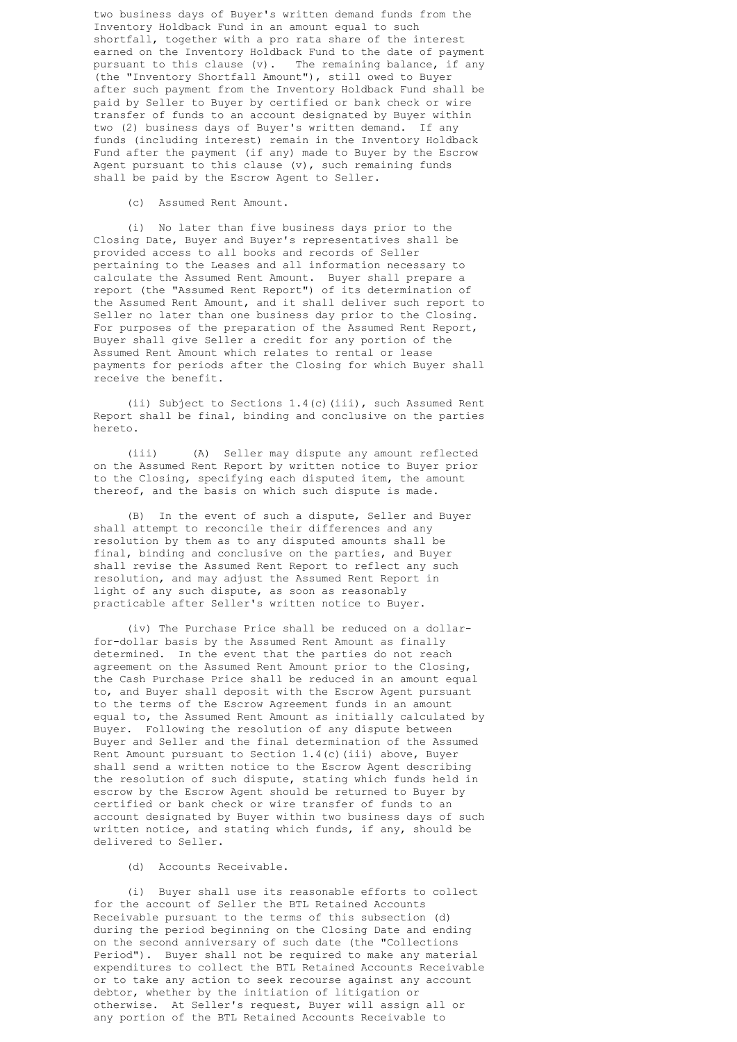two business days of Buyer's written demand funds from the Inventory Holdback Fund in an amount equal to such shortfall, together with a pro rata share of the interest earned on the Inventory Holdback Fund to the date of payment pursuant to this clause (v). The remaining balance, if any (the "Inventory Shortfall Amount"), still owed to Buyer after such payment from the Inventory Holdback Fund shall be paid by Seller to Buyer by certified or bank check or wire transfer of funds to an account designated by Buyer within two (2) business days of Buyer's written demand. If any funds (including interest) remain in the Inventory Holdback Fund after the payment (if any) made to Buyer by the Escrow Agent pursuant to this clause (v), such remaining funds shall be paid by the Escrow Agent to Seller.

(c) Assumed Rent Amount.

(i) No later than five business days prior to the Closing Date, Buyer and Buyer's representatives shall be provided access to all books and records of Seller pertaining to the Leases and all information necessary to calculate the Assumed Rent Amount. Buyer shall prepare a report (the "Assumed Rent Report") of its determination of the Assumed Rent Amount, and it shall deliver such report to Seller no later than one business day prior to the Closing. For purposes of the preparation of the Assumed Rent Report, Buyer shall give Seller a credit for any portion of the Assumed Rent Amount which relates to rental or lease payments for periods after the Closing for which Buyer shall receive the benefit.

(ii) Subject to Sections 1.4(c)(iii), such Assumed Rent Report shall be final, binding and conclusive on the parties hereto.

(iii) (A) Seller may dispute any amount reflected on the Assumed Rent Report by written notice to Buyer prior to the Closing, specifying each disputed item, the amount thereof, and the basis on which such dispute is made.

(B) In the event of such a dispute, Seller and Buyer shall attempt to reconcile their differences and any resolution by them as to any disputed amounts shall be final, binding and conclusive on the parties, and Buyer shall revise the Assumed Rent Report to reflect any such resolution, and may adjust the Assumed Rent Report in light of any such dispute, as soon as reasonably practicable after Seller's written notice to Buyer.

(iv) The Purchase Price shall be reduced on a dollar-for-dollar basis by the Assumed Rent Amount as finally determined. In the event that the parties do not reach agreement on the Assumed Rent Amount prior to the Closing, the Cash Purchase Price shall be reduced in an amount equal to, and Buyer shall deposit with the Escrow Agent pursuant to the terms of the Escrow Agreement funds in an amount equal to, the Assumed Rent Amount as initially calculated by Buyer. Following the resolution of any dispute between Buyer and Seller and the final determination of the Assumed Rent Amount pursuant to Section 1.4(c)(iii) above, Buyer shall send a written notice to the Escrow Agent describing the resolution of such dispute, stating which funds held in escrow by the Escrow Agent should be returned to Buyer by certified or bank check or wire transfer of funds to an account designated by Buyer within two business days of such written notice, and stating which funds, if any, should be delivered to Seller.

(d) Accounts Receivable.

(i) Buyer shall use its reasonable efforts to collect for the account of Seller the BTL Retained Accounts Receivable pursuant to the terms of this subsection (d) during the period beginning on the Closing Date and ending on the second anniversary of such date (the "Collections Period"). Buyer shall not be required to make any material expenditures to collect the BTL Retained Accounts Receivable or to take any action to seek recourse against any account debtor, whether by the initiation of litigation or otherwise. At Seller's request, Buyer will assign all or any portion of the BTL Retained Accounts Receivable to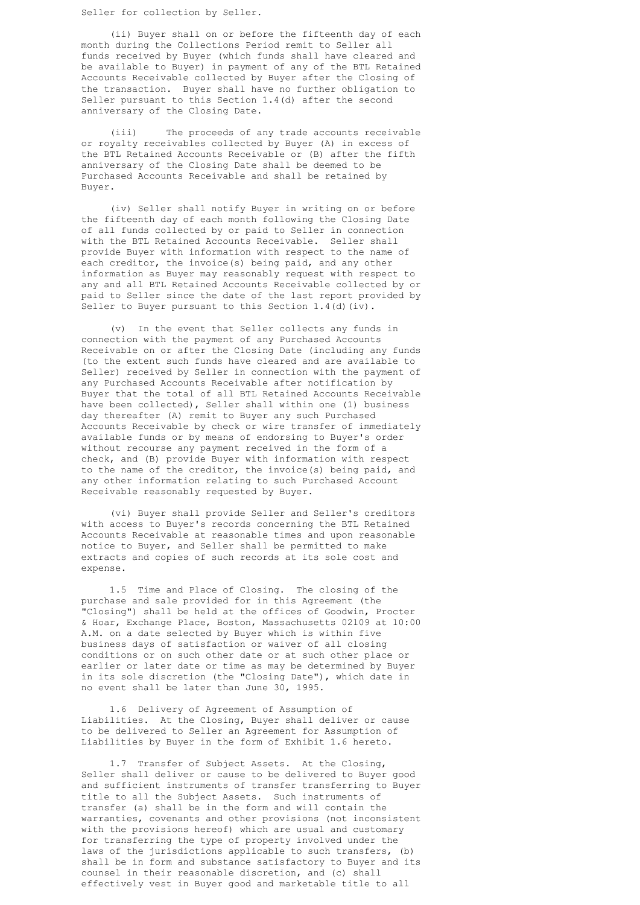Seller for collection by Seller.

(ii) Buyer shall on or before the fifteenth day of each month during the Collections Period remit to Seller all funds received by Buyer (which funds shall have cleared and be available to Buyer) in payment of any of the BTL Retained Accounts Receivable collected by Buyer after the Closing of the transaction. Buyer shall have no further obligation to Seller pursuant to this Section 1.4(d) after the second anniversary of the Closing Date.

(iii) The proceeds of any trade accounts receivable or royalty receivables collected by Buyer (A) in excess of the BTL Retained Accounts Receivable or (B) after the fifth anniversary of the Closing Date shall be deemed to be Purchased Accounts Receivable and shall be retained by Buyer.

(iv) Seller shall notify Buyer in writing on or before the fifteenth day of each month following the Closing Date of all funds collected by or paid to Seller in connection with the BTL Retained Accounts Receivable. Seller shall provide Buyer with information with respect to the name of each creditor, the invoice(s) being paid, and any other information as Buyer may reasonably request with respect to any and all BTL Retained Accounts Receivable collected by or paid to Seller since the date of the last report provided by Seller to Buyer pursuant to this Section 1.4(d)(iv).

(v) In the event that Seller collects any funds in connection with the payment of any Purchased Accounts Receivable on or after the Closing Date (including any funds (to the extent such funds have cleared and are available to Seller) received by Seller in connection with the payment of any Purchased Accounts Receivable after notification by Buyer that the total of all BTL Retained Accounts Receivable have been collected), Seller shall within one (1) business day thereafter (A) remit to Buyer any such Purchased Accounts Receivable by check or wire transfer of immediately available funds or by means of endorsing to Buyer's order without recourse any payment received in the form of a check, and (B) provide Buyer with information with respect to the name of the creditor, the invoice(s) being paid, and any other information relating to such Purchased Account Receivable reasonably requested by Buyer.

(vi) Buyer shall provide Seller and Seller's creditors with access to Buyer's records concerning the BTL Retained Accounts Receivable at reasonable times and upon reasonable notice to Buyer, and Seller shall be permitted to make extracts and copies of such records at its sole cost and expense.

1.5 Time and Place of Closing. The closing of the purchase and sale provided for in this Agreement (the "Closing") shall be held at the offices of Goodwin, Procter & Hoar, Exchange Place, Boston, Massachusetts 02109 at 10:00 A.M. on a date selected by Buyer which is within five business days of satisfaction or waiver of all closing conditions or on such other date or at such other place or earlier or later date or time as may be determined by Buyer in its sole discretion (the "Closing Date"), which date in no event shall be later than June 30, 1995.

1.6 Delivery of Agreement of Assumption of Liabilities. At the Closing, Buyer shall deliver or cause to be delivered to Seller an Agreement for Assumption of Liabilities by Buyer in the form of Exhibit 1.6 hereto.

1.7 Transfer of Subject Assets. At the Closing, Seller shall deliver or cause to be delivered to Buyer good and sufficient instruments of transfer transferring to Buyer title to all the Subject Assets. Such instruments of transfer (a) shall be in the form and will contain the warranties, covenants and other provisions (not inconsistent with the provisions hereof) which are usual and customary for transferring the type of property involved under the laws of the jurisdictions applicable to such transfers, (b) shall be in form and substance satisfactory to Buyer and its counsel in their reasonable discretion, and (c) shall effectively vest in Buyer good and marketable title to all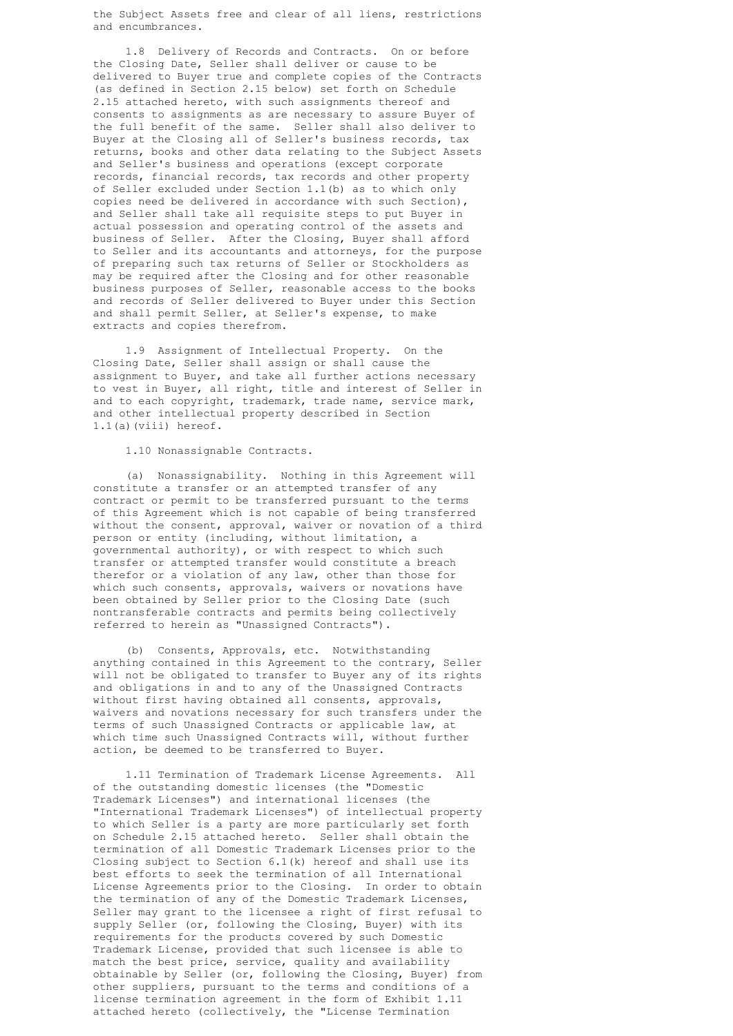the Subject Assets free and clear of all liens, restrictions and encumbrances.

1.8 Delivery of Records and Contracts. On or before the Closing Date, Seller shall deliver or cause to be delivered to Buyer true and complete copies of the Contracts (as defined in Section 2.15 below) set forth on Schedule 2.15 attached hereto, with such assignments thereof and consents to assignments as are necessary to assure Buyer of the full benefit of the same. Seller shall also deliver to Buyer at the Closing all of Seller's business records, tax returns, books and other data relating to the Subject Assets and Seller's business and operations (except corporate records, financial records, tax records and other property of Seller excluded under Section 1.1(b) as to which only copies need be delivered in accordance with such Section), and Seller shall take all requisite steps to put Buyer in actual possession and operating control of the assets and business of Seller. After the Closing, Buyer shall afford to Seller and its accountants and attorneys, for the purpose of preparing such tax returns of Seller or Stockholders as may be required after the Closing and for other reasonable business purposes of Seller, reasonable access to the books and records of Seller delivered to Buyer under this Section and shall permit Seller, at Seller's expense, to make extracts and copies therefrom.

1.9 Assignment of Intellectual Property. On the Closing Date, Seller shall assign or shall cause the assignment to Buyer, and take all further actions necessary to vest in Buyer, all right, title and interest of Seller in and to each copyright, trademark, trade name, service mark, and other intellectual property described in Section 1.1(a)(viii) hereof.

1.10 Nonassignable Contracts.

(a) Nonassignability. Nothing in this Agreement will constitute a transfer or an attempted transfer of any contract or permit to be transferred pursuant to the terms of this Agreement which is not capable of being transferred without the consent, approval, waiver or novation of a third person or entity (including, without limitation, a governmental authority), or with respect to which such transfer or attempted transfer would constitute a breach therefor or a violation of any law, other than those for which such consents, approvals, waivers or novations have been obtained by Seller prior to the Closing Date (such nontransferable contracts and permits being collectively referred to herein as "Unassigned Contracts").

(b) Consents, Approvals, etc. Notwithstanding anything contained in this Agreement to the contrary, Seller will not be obligated to transfer to Buyer any of its rights and obligations in and to any of the Unassigned Contracts without first having obtained all consents, approvals, waivers and novations necessary for such transfers under the terms of such Unassigned Contracts or applicable law, at which time such Unassigned Contracts will, without further action, be deemed to be transferred to Buyer.

1.11 Termination of Trademark License Agreements. All of the outstanding domestic licenses (the "Domestic Trademark Licenses") and international licenses (the "International Trademark Licenses") of intellectual property to which Seller is a party are more particularly set forth on Schedule 2.15 attached hereto. Seller shall obtain the termination of all Domestic Trademark Licenses prior to the Closing subject to Section 6.1(k) hereof and shall use its best efforts to seek the termination of all International License Agreements prior to the Closing. In order to obtain the termination of any of the Domestic Trademark Licenses, Seller may grant to the licensee a right of first refusal to supply Seller (or, following the Closing, Buyer) with its requirements for the products covered by such Domestic Trademark License, provided that such licensee is able to match the best price, service, quality and availability obtainable by Seller (or, following the Closing, Buyer) from other suppliers, pursuant to the terms and conditions of a license termination agreement in the form of Exhibit 1.11 attached hereto (collectively, the "License Termination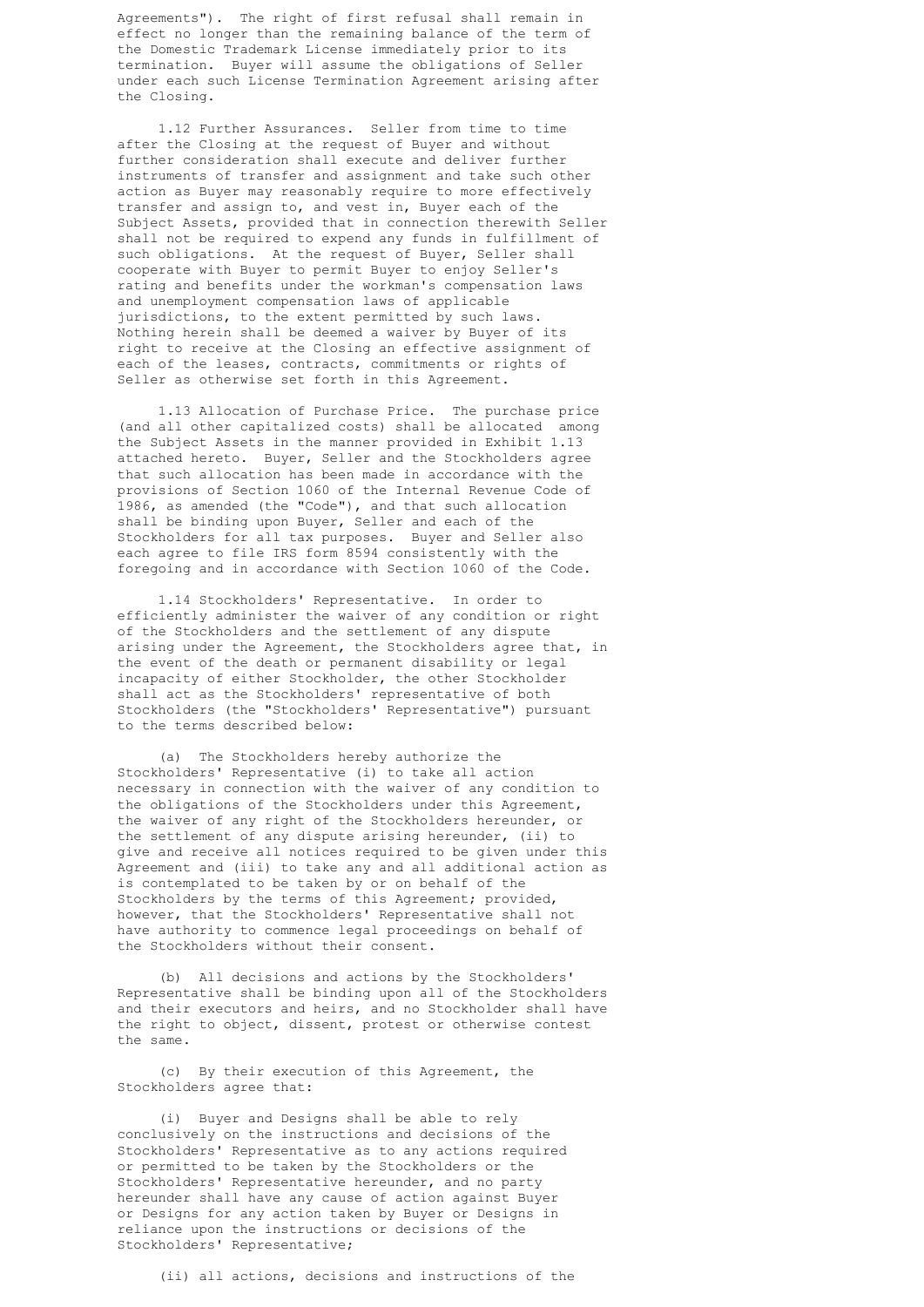Agreements"). The right of first refusal shall remain in effect no longer than the remaining balance of the term of the Domestic Trademark License immediately prior to its termination. Buyer will assume the obligations of Seller under each such License Termination Agreement arising after the Closing.

1.12 Further Assurances. Seller from time to time after the Closing at the request of Buyer and without further consideration shall execute and deliver further instruments of transfer and assignment and take such other action as Buyer may reasonably require to more effectively transfer and assign to, and vest in, Buyer each of the Subject Assets, provided that in connection therewith Seller shall not be required to expend any funds in fulfillment of such obligations. At the request of Buyer, Seller shall cooperate with Buyer to permit Buyer to enjoy Seller's rating and benefits under the workman's compensation laws and unemployment compensation laws of applicable jurisdictions, to the extent permitted by such laws. Nothing herein shall be deemed a waiver by Buyer of its right to receive at the Closing an effective assignment of each of the leases, contracts, commitments or rights of Seller as otherwise set forth in this Agreement.

1.13 Allocation of Purchase Price. The purchase price (and all other capitalized costs) shall be allocated among the Subject Assets in the manner provided in Exhibit 1.13 attached hereto. Buyer, Seller and the Stockholders agree that such allocation has been made in accordance with the provisions of Section 1060 of the Internal Revenue Code of 1986, as amended (the "Code"), and that such allocation shall be binding upon Buyer, Seller and each of the Stockholders for all tax purposes. Buyer and Seller also each agree to file IRS form 8594 consistently with the foregoing and in accordance with Section 1060 of the Code.

1.14 Stockholders' Representative. In order to efficiently administer the waiver of any condition or right of the Stockholders and the settlement of any dispute arising under the Agreement, the Stockholders agree that, in the event of the death or permanent disability or legal incapacity of either Stockholder, the other Stockholder shall act as the Stockholders' representative of both Stockholders (the "Stockholders' Representative") pursuant to the terms described below:

(a) The Stockholders hereby authorize the Stockholders' Representative (i) to take all action necessary in connection with the waiver of any condition to the obligations of the Stockholders under this Agreement, the waiver of any right of the Stockholders hereunder, or the settlement of any dispute arising hereunder, (ii) to give and receive all notices required to be given under this Agreement and (iii) to take any and all additional action as is contemplated to be taken by or on behalf of the Stockholders by the terms of this Agreement; provided, however, that the Stockholders' Representative shall not have authority to commence legal proceedings on behalf of the Stockholders without their consent.

(b) All decisions and actions by the Stockholders' Representative shall be binding upon all of the Stockholders and their executors and heirs, and no Stockholder shall have the right to object, dissent, protest or otherwise contest the same.

(c) By their execution of this Agreement, the Stockholders agree that:

(i) Buyer and Designs shall be able to rely conclusively on the instructions and decisions of the Stockholders' Representative as to any actions required or permitted to be taken by the Stockholders or the Stockholders' Representative hereunder, and no party hereunder shall have any cause of action against Buyer or Designs for any action taken by Buyer or Designs in reliance upon the instructions or decisions of the Stockholders' Representative;

(ii) all actions, decisions and instructions of the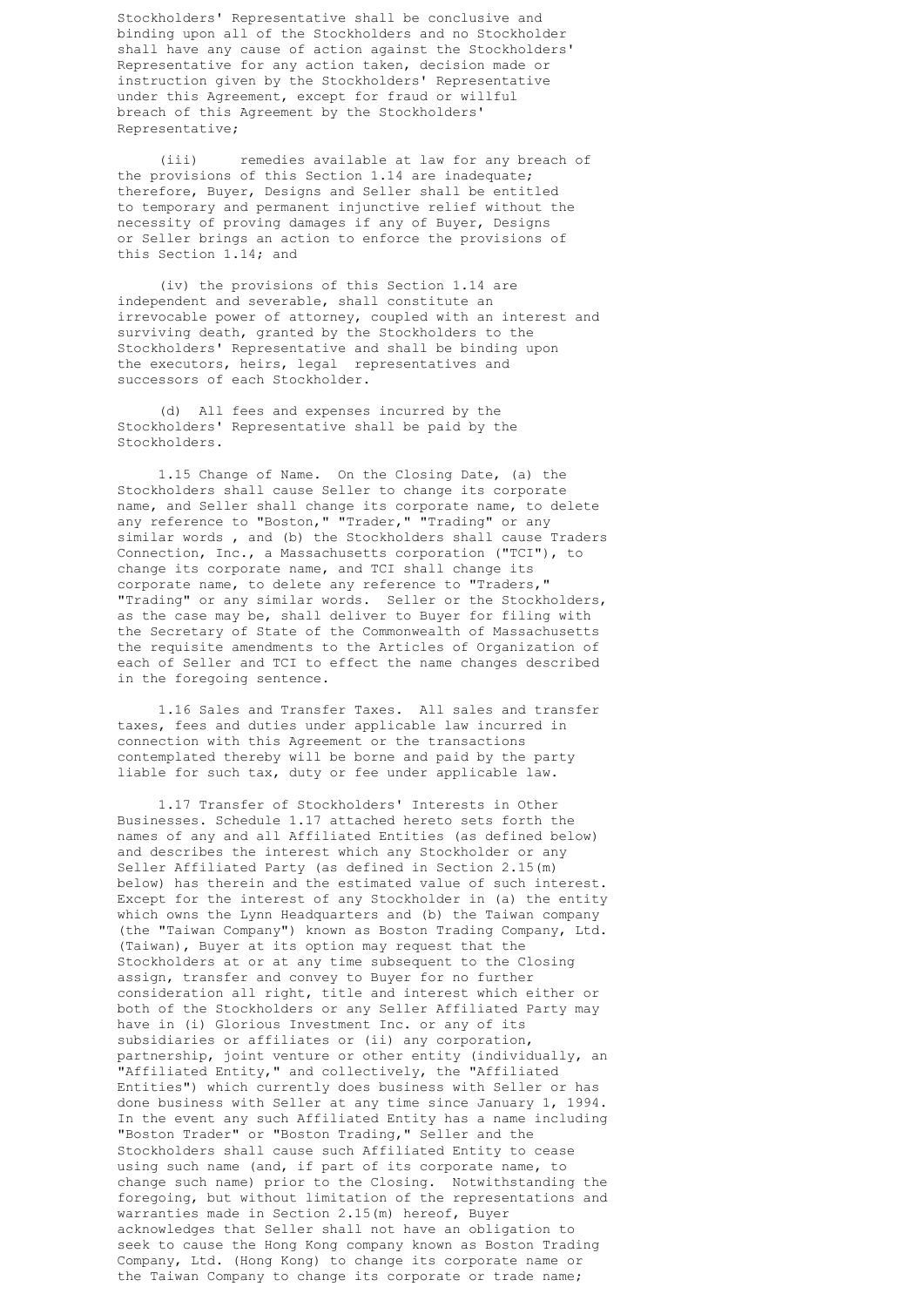Stockholders' Representative shall be conclusive and binding upon all of the Stockholders and no Stockholder shall have any cause of action against the Stockholders' Representative for any action taken, decision made or instruction given by the Stockholders' Representative under this Agreement, except for fraud or willful breach of this Agreement by the Stockholders' Representative;

(iii) remedies available at law for any breach of the provisions of this Section 1.14 are inadequate; therefore, Buyer, Designs and Seller shall be entitled to temporary and permanent injunctive relief without the necessity of proving damages if any of Buyer, Designs or Seller brings an action to enforce the provisions of this Section 1.14; and

(iv) the provisions of this Section 1.14 are independent and severable, shall constitute an irrevocable power of attorney, coupled with an interest and surviving death, granted by the Stockholders to the Stockholders' Representative and shall be binding upon the executors, heirs, legal representatives and successors of each Stockholder.

(d) All fees and expenses incurred by the Stockholders' Representative shall be paid by the Stockholders.

1.15 Change of Name. On the Closing Date, (a) the Stockholders shall cause Seller to change its corporate name, and Seller shall change its corporate name, to delete any reference to "Boston," "Trader," "Trading" or any similar words , and (b) the Stockholders shall cause Traders Connection, Inc., a Massachusetts corporation ("TCI"), to change its corporate name, and TCI shall change its corporate name, to delete any reference to "Traders," "Trading" or any similar words. Seller or the Stockholders, as the case may be, shall deliver to Buyer for filing with the Secretary of State of the Commonwealth of Massachusetts the requisite amendments to the Articles of Organization of each of Seller and TCI to effect the name changes described in the foregoing sentence.

1.16 Sales and Transfer Taxes. All sales and transfer taxes, fees and duties under applicable law incurred in connection with this Agreement or the transactions contemplated thereby will be borne and paid by the party liable for such tax, duty or fee under applicable law.

1.17 Transfer of Stockholders' Interests in Other Businesses. Schedule 1.17 attached hereto sets forth the names of any and all Affiliated Entities (as defined below) and describes the interest which any Stockholder or any Seller Affiliated Party (as defined in Section 2.15(m) below) has therein and the estimated value of such interest. Except for the interest of any Stockholder in (a) the entity which owns the Lynn Headquarters and (b) the Taiwan company (the "Taiwan Company") known as Boston Trading Company, Ltd. (Taiwan), Buyer at its option may request that the Stockholders at or at any time subsequent to the Closing assign, transfer and convey to Buyer for no further consideration all right, title and interest which either or both of the Stockholders or any Seller Affiliated Party may have in (i) Glorious Investment Inc. or any of its subsidiaries or affiliates or (ii) any corporation, partnership, joint venture or other entity (individually, an "Affiliated Entity," and collectively, the "Affiliated Entities") which currently does business with Seller or has done business with Seller at any time since January 1, 1994. In the event any such Affiliated Entity has a name including "Boston Trader" or "Boston Trading," Seller and the Stockholders shall cause such Affiliated Entity to cease using such name (and, if part of its corporate name, to change such name) prior to the Closing. Notwithstanding the foregoing, but without limitation of the representations and warranties made in Section 2.15(m) hereof, Buyer acknowledges that Seller shall not have an obligation to seek to cause the Hong Kong company known as Boston Trading Company, Ltd. (Hong Kong) to change its corporate name or the Taiwan Company to change its corporate or trade name;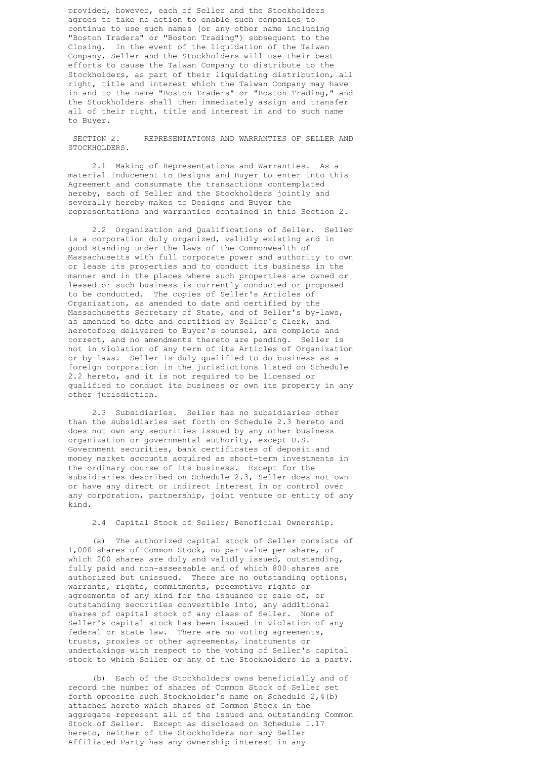provided, however, each of Seller and the Stockholders agrees to take no action to enable such companies to continue to use such names (or any other name including "Boston Traders" or "Boston Trading") subsequent to the Closing. In the event of the liquidation of the Taiwan Company, Seller and the Stockholders will use their best efforts to cause the Taiwan Company to distribute to the Stockholders, as part of their liquidating distribution, all right, title and interest which the Taiwan Company may have in and to the name "Boston Traders" or "Boston Trading," and the Stockholders shall then immediately assign and transfer all of their right, title and interest in and to such name to Buyer.

## SECTION 2. REPRESENTATIONS AND WARRANTIES OF SELLER AND STOCKHOLDERS.

2.1 Making of Representations and Warranties. As a material inducement to Designs and Buyer to enter into this Agreement and consummate the transactions contemplated hereby, each of Seller and the Stockholders jointly and severally hereby makes to Designs and Buyer the representations and warranties contained in this Section 2.

2.2 Organization and Qualifications of Seller. Seller is a corporation duly organized, validly existing and in good standing under the laws of the Commonwealth of Massachusetts with full corporate power and authority to own or lease its properties and to conduct its business in the manner and in the places where such properties are owned or leased or such business is currently conducted or proposed to be conducted. The copies of Seller's Articles of Organization, as amended to date and certified by the Massachusetts Secretary of State, and of Seller's by-laws, as amended to date and certified by Seller's Clerk, and heretofore delivered to Buyer's counsel, are complete and correct, and no amendments thereto are pending. Seller is not in violation of any term of its Articles of Organization or by-laws. Seller is duly qualified to do business as a foreign corporation in the jurisdictions listed on Schedule 2.2 hereto, and it is not required to be licensed or qualified to conduct its business or own its property in any other jurisdiction.

2.3 Subsidiaries. Seller has no subsidiaries other than the subsidiaries set forth on Schedule 2.3 hereto and does not own any securities issued by any other business organization or governmental authority, except U.S. Government securities, bank certificates of deposit and money market accounts acquired as short-term investments in the ordinary course of its business. Except for the subsidiaries described on Schedule 2.3, Seller does not own or have any direct or indirect interest in or control over any corporation, partnership, joint venture or entity of any kind.

2.4 Capital Stock of Seller; Beneficial Ownership.

(a) The authorized capital stock of Seller consists of 1,000 shares of Common Stock, no par value per share, of which 200 shares are duly and validly issued, outstanding, fully paid and non-assessable and of which 800 shares are authorized but unissued. There are no outstanding options, warrants, rights, commitments, preemptive rights or agreements of any kind for the issuance or sale of, or outstanding securities convertible into, any additional shares of capital stock of any class of Seller. None of Seller's capital stock has been issued in violation of any federal or state law. There are no voting agreements, trusts, proxies or other agreements, instruments or undertakings with respect to the voting of Seller's capital stock to which Seller or any of the Stockholders is a party.

(b) Each of the Stockholders owns beneficially and of record the number of shares of Common Stock of Seller set forth opposite such Stockholder's name on Schedule 2,4(b) attached hereto which shares of Common Stock in the aggregate represent all of the issued and outstanding Common Stock of Seller. Except as disclosed on Schedule 1.17 hereto, neither of the Stockholders nor any Seller Affiliated Party has any ownership interest in any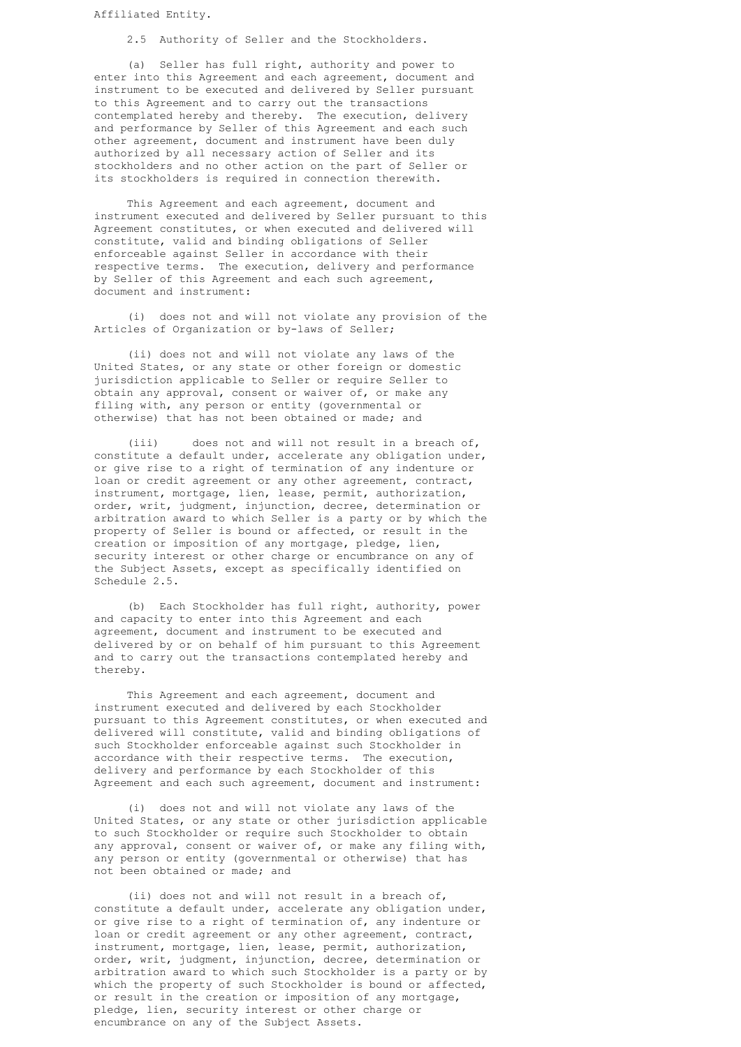Affiliated Entity.

2.5 Authority of Seller and the Stockholders.

(a) Seller has full right, authority and power to enter into this Agreement and each agreement, document and instrument to be executed and delivered by Seller pursuant to this Agreement and to carry out the transactions contemplated hereby and thereby. The execution, delivery and performance by Seller of this Agreement and each such other agreement, document and instrument have been duly authorized by all necessary action of Seller and its stockholders and no other action on the part of Seller or its stockholders is required in connection therewith.

This Agreement and each agreement, document and instrument executed and delivered by Seller pursuant to this Agreement constitutes, or when executed and delivered will constitute, valid and binding obligations of Seller enforceable against Seller in accordance with their respective terms. The execution, delivery and performance by Seller of this Agreement and each such agreement, document and instrument:

(i) does not and will not violate any provision of the Articles of Organization or by-laws of Seller;

(ii) does not and will not violate any laws of the United States, or any state or other foreign or domestic jurisdiction applicable to Seller or require Seller to obtain any approval, consent or waiver of, or make any filing with, any person or entity (governmental or otherwise) that has not been obtained or made; and

(iii) does not and will not result in a breach of, constitute a default under, accelerate any obligation under, or give rise to a right of termination of any indenture or loan or credit agreement or any other agreement, contract, instrument, mortgage, lien, lease, permit, authorization, order, writ, judgment, injunction, decree, determination or arbitration award to which Seller is a party or by which the property of Seller is bound or affected, or result in the creation or imposition of any mortgage, pledge, lien, security interest or other charge or encumbrance on any of the Subject Assets, except as specifically identified on Schedule 2.5.

(b) Each Stockholder has full right, authority, power and capacity to enter into this Agreement and each agreement, document and instrument to be executed and delivered by or on behalf of him pursuant to this Agreement and to carry out the transactions contemplated hereby and thereby.

This Agreement and each agreement, document and instrument executed and delivered by each Stockholder pursuant to this Agreement constitutes, or when executed and delivered will constitute, valid and binding obligations of such Stockholder enforceable against such Stockholder in accordance with their respective terms. The execution, delivery and performance by each Stockholder of this Agreement and each such agreement, document and instrument:

(i) does not and will not violate any laws of the United States, or any state or other jurisdiction applicable to such Stockholder or require such Stockholder to obtain any approval, consent or waiver of, or make any filing with, any person or entity (governmental or otherwise) that has not been obtained or made; and

(ii) does not and will not result in a breach of, constitute a default under, accelerate any obligation under, or give rise to a right of termination of, any indenture or loan or credit agreement or any other agreement, contract, instrument, mortgage, lien, lease, permit, authorization, order, writ, judgment, injunction, decree, determination or arbitration award to which such Stockholder is a party or by which the property of such Stockholder is bound or affected, or result in the creation or imposition of any mortgage, pledge, lien, security interest or other charge or encumbrance on any of the Subject Assets.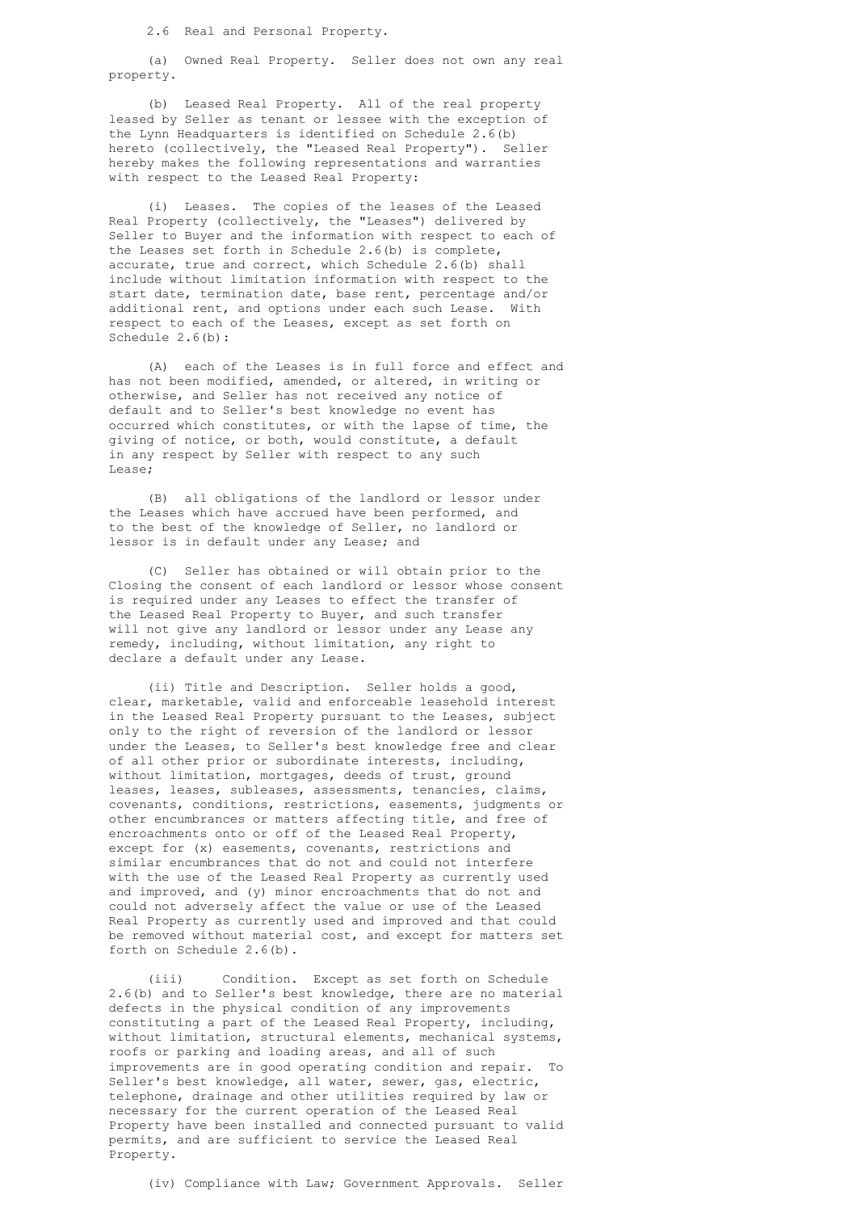2.6 Real and Personal Property.

(a) Owned Real Property. Seller does not own any real property.

(b) Leased Real Property. All of the real property leased by Seller as tenant or lessee with the exception of the Lynn Headquarters is identified on Schedule 2.6(b) hereto (collectively, the "Leased Real Property"). Seller hereby makes the following representations and warranties with respect to the Leased Real Property:

(i) Leases. The copies of the leases of the Leased Real Property (collectively, the "Leases") delivered by Seller to Buyer and the information with respect to each of the Leases set forth in Schedule 2.6(b) is complete, accurate, true and correct, which Schedule 2.6(b) shall include without limitation information with respect to the start date, termination date, base rent, percentage and/or additional rent, and options under each such Lease. With respect to each of the Leases, except as set forth on Schedule 2.6(b):

(A) each of the Leases is in full force and effect and has not been modified, amended, or altered, in writing or otherwise, and Seller has not received any notice of default and to Seller's best knowledge no event has occurred which constitutes, or with the lapse of time, the giving of notice, or both, would constitute, a default in any respect by Seller with respect to any such Lease;

(B) all obligations of the landlord or lessor under the Leases which have accrued have been performed, and to the best of the knowledge of Seller, no landlord or lessor is in default under any Lease; and

(C) Seller has obtained or will obtain prior to the Closing the consent of each landlord or lessor whose consent is required under any Leases to effect the transfer of the Leased Real Property to Buyer, and such transfer will not give any landlord or lessor under any Lease any remedy, including, without limitation, any right to declare a default under any Lease.

(ii) Title and Description. Seller holds a good, clear, marketable, valid and enforceable leasehold interest in the Leased Real Property pursuant to the Leases, subject only to the right of reversion of the landlord or lessor under the Leases, to Seller's best knowledge free and clear of all other prior or subordinate interests, including, without limitation, mortgages, deeds of trust, ground leases, leases, subleases, assessments, tenancies, claims, covenants, conditions, restrictions, easements, judgments or other encumbrances or matters affecting title, and free of encroachments onto or off of the Leased Real Property, except for (x) easements, covenants, restrictions and similar encumbrances that do not and could not interfere with the use of the Leased Real Property as currently used and improved, and (y) minor encroachments that do not and could not adversely affect the value or use of the Leased Real Property as currently used and improved and that could be removed without material cost, and except for matters set forth on Schedule 2.6(b).

(iii) Condition. Except as set forth on Schedule 2.6(b) and to Seller's best knowledge, there are no material defects in the physical condition of any improvements constituting a part of the Leased Real Property, including, without limitation, structural elements, mechanical systems, roofs or parking and loading areas, and all of such improvements are in good operating condition and repair. To Seller's best knowledge, all water, sewer, gas, electric, telephone, drainage and other utilities required by law or necessary for the current operation of the Leased Real Property have been installed and connected pursuant to valid permits, and are sufficient to service the Leased Real Property.

(iv) Compliance with Law; Government Approvals. Seller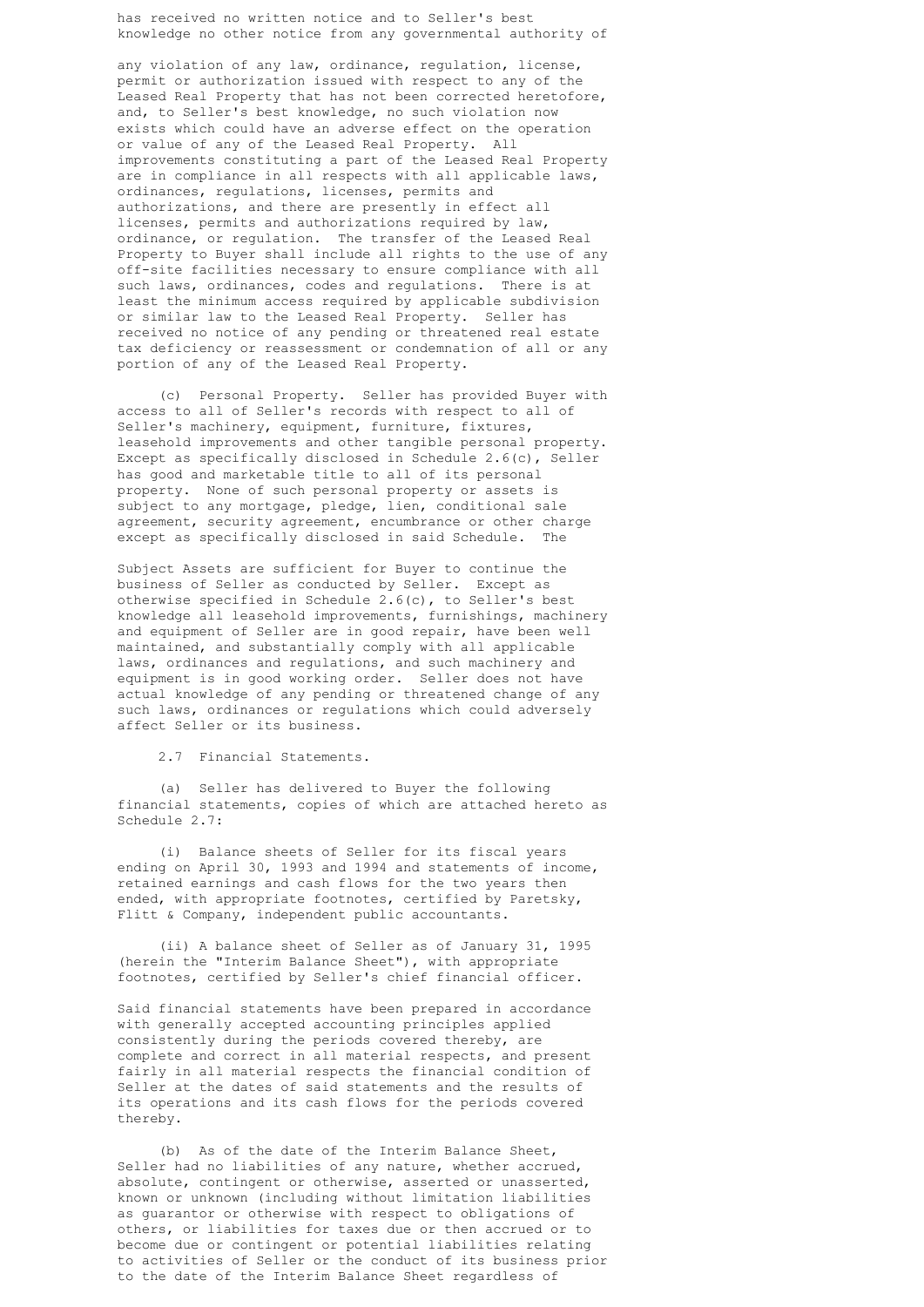has received no written notice and to Seller's best knowledge no other notice from any governmental authority of any violation of any law, ordinance, regulation, license, permit or authorization issued with respect to any of the Leased Real Property that has not been corrected heretofore, and, to Seller's best knowledge, no such violation now exists which could have an adverse effect on the operation or value of any of the Leased Real Property. All improvements constituting a part of the Leased Real Property are in compliance in all respects with all applicable laws, ordinances, regulations, licenses, permits and authorizations, and there are presently in effect all licenses, permits and authorizations required by law, ordinance, or regulation. The transfer of the Leased Real Property to Buyer shall include all rights to the use of any off-site facilities necessary to ensure compliance with all such laws, ordinances, codes and regulations. There is at least the minimum access required by applicable subdivision or similar law to the Leased Real Property. Seller has received no notice of any pending or threatened real estate tax deficiency or reassessment or condemnation of all or any portion of any of the Leased Real Property.

(c) Personal Property. Seller has provided Buyer with access to all of Seller's records with respect to all of Seller's machinery, equipment, furniture, fixtures, leasehold improvements and other tangible personal property. Except as specifically disclosed in Schedule 2.6(c), Seller has good and marketable title to all of its personal property. None of such personal property or assets is subject to any mortgage, pledge, lien, conditional sale agreement, security agreement, encumbrance or other charge except as specifically disclosed in said Schedule. The Subject Assets are sufficient for Buyer to continue the business of Seller as conducted by Seller. Except as otherwise specified in Schedule 2.6(c), to Seller's best knowledge all leasehold improvements, furnishings, machinery and equipment of Seller are in good repair, have been well maintained, and substantially comply with all applicable laws, ordinances and regulations, and such machinery and equipment is in good working order. Seller does not have actual knowledge of any pending or threatened change of any such laws, ordinances or regulations which could adversely affect Seller or its business.

2.7 Financial Statements.

(a) Seller has delivered to Buyer the following financial statements, copies of which are attached hereto as Schedule 2.7:

(i) Balance sheets of Seller for its fiscal years ending on April 30, 1993 and 1994 and statements of income, retained earnings and cash flows for the two years then ended, with appropriate footnotes, certified by Paretsky, Flitt & Company, independent public accountants.

(ii) A balance sheet of Seller as of January 31, 1995 (herein the "Interim Balance Sheet"), with appropriate footnotes, certified by Seller's chief financial officer.

Said financial statements have been prepared in accordance with generally accepted accounting principles applied consistently during the periods covered thereby, are complete and correct in all material respects, and present fairly in all material respects the financial condition of Seller at the dates of said statements and the results of its operations and its cash flows for the periods covered thereby.

(b) As of the date of the Interim Balance Sheet, Seller had no liabilities of any nature, whether accrued, absolute, contingent or otherwise, asserted or unasserted, known or unknown (including without limitation liabilities as guarantor or otherwise with respect to obligations of others, or liabilities for taxes due or then accrued or to become due or contingent or potential liabilities relating to activities of Seller or the conduct of its business prior to the date of the Interim Balance Sheet regardless of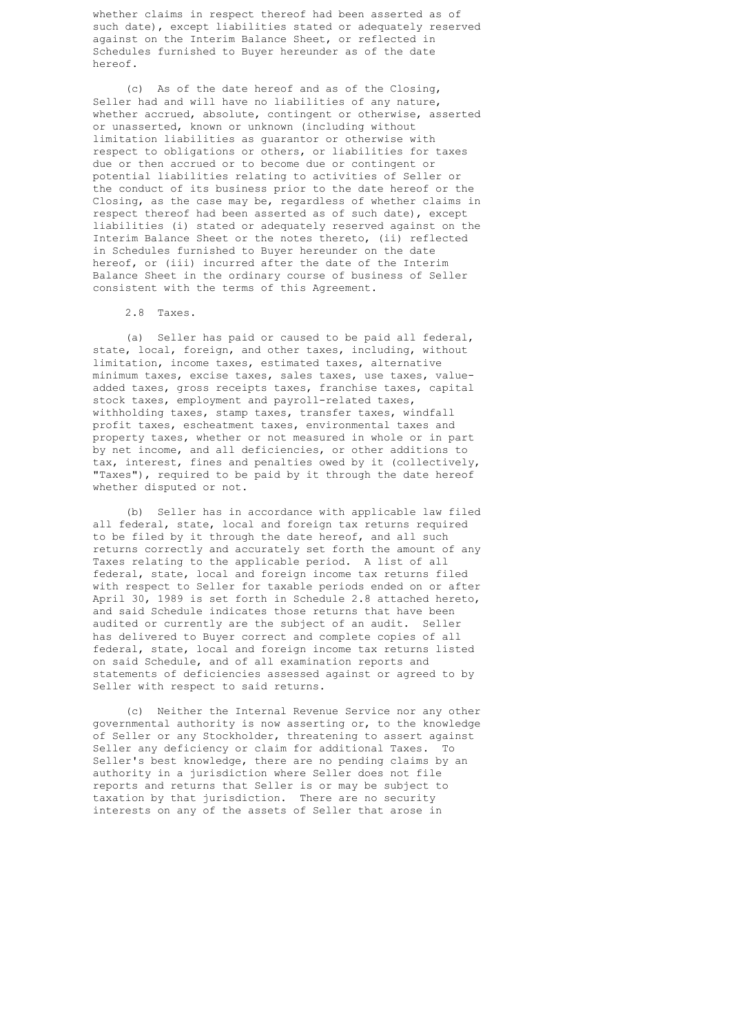whether claims in respect thereof had been asserted as of such date), except liabilities stated or adequately reserved against on the Interim Balance Sheet, or reflected in Schedules furnished to Buyer hereunder as of the date hereof.

(c) As of the date hereof and as of the Closing, Seller had and will have no liabilities of any nature, whether accrued, absolute, contingent or otherwise, asserted or unasserted, known or unknown (including without limitation liabilities as guarantor or otherwise with respect to obligations or others, or liabilities for taxes due or then accrued or to become due or contingent or potential liabilities relating to activities of Seller or the conduct of its business prior to the date hereof or the Closing, as the case may be, regardless of whether claims in respect thereof had been asserted as of such date), except liabilities (i) stated or adequately reserved against on the Interim Balance Sheet or the notes thereto, (ii) reflected in Schedules furnished to Buyer hereunder on the date hereof, or (iii) incurred after the date of the Interim Balance Sheet in the ordinary course of business of Seller consistent with the terms of this Agreement.

2.8 Taxes.

(a) Seller has paid or caused to be paid all federal, state, local, foreign, and other taxes, including, without limitation, income taxes, estimated taxes, alternative minimum taxes, excise taxes, sales taxes, use taxes, value-added taxes, gross receipts taxes, franchise taxes, capital stock taxes, employment and payroll-related taxes, withholding taxes, stamp taxes, transfer taxes, windfall profit taxes, escheatment taxes, environmental taxes and property taxes, whether or not measured in whole or in part by net income, and all deficiencies, or other additions to tax, interest, fines and penalties owed by it (collectively, "Taxes"), required to be paid by it through the date hereof whether disputed or not.

(b) Seller has in accordance with applicable law filed all federal, state, local and foreign tax returns required to be filed by it through the date hereof, and all such returns correctly and accurately set forth the amount of any Taxes relating to the applicable period. A list of all federal, state, local and foreign income tax returns filed with respect to Seller for taxable periods ended on or after April 30, 1989 is set forth in Schedule 2.8 attached hereto, and said Schedule indicates those returns that have been audited or currently are the subject of an audit. Seller has delivered to Buyer correct and complete copies of all federal, state, local and foreign income tax returns listed on said Schedule, and of all examination reports and statements of deficiencies assessed against or agreed to by Seller with respect to said returns.

(c) Neither the Internal Revenue Service nor any other governmental authority is now asserting or, to the knowledge of Seller or any Stockholder, threatening to assert against Seller any deficiency or claim for additional Taxes. To Seller's best knowledge, there are no pending claims by an authority in a jurisdiction where Seller does not file reports and returns that Seller is or may be subject to taxation by that jurisdiction. There are no security interests on any of the assets of Seller that arose in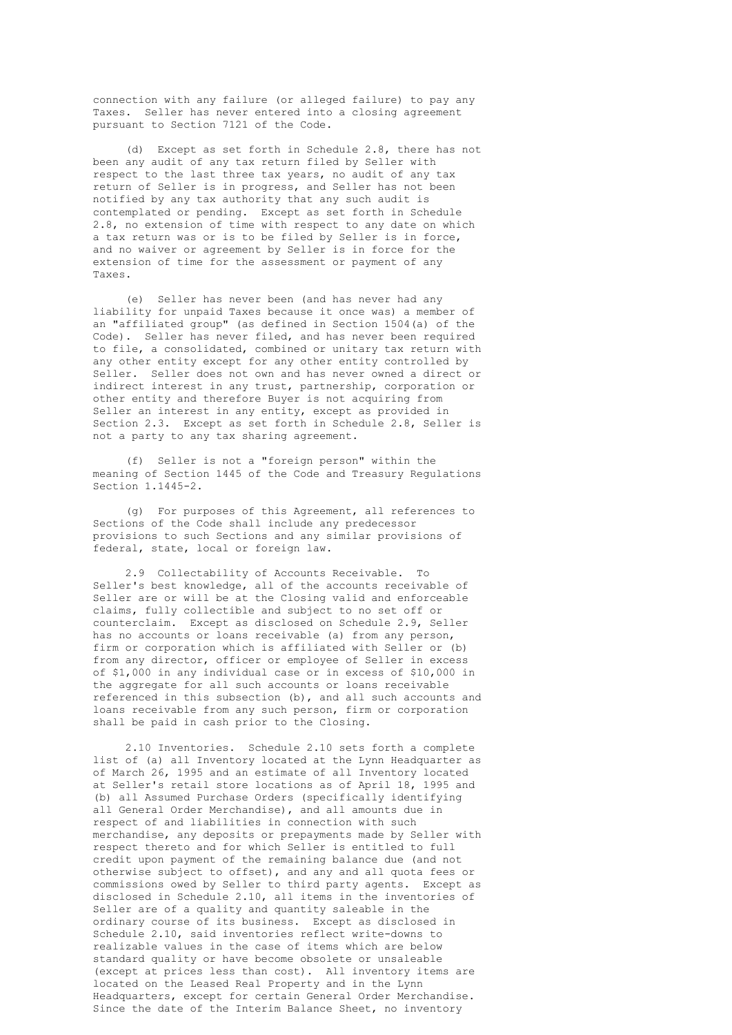connection with any failure (or alleged failure) to pay any Taxes. Seller has never entered into a closing agreement pursuant to Section 7121 of the Code.

(d) Except as set forth in Schedule 2.8, there has not been any audit of any tax return filed by Seller with respect to the last three tax years, no audit of any tax return of Seller is in progress, and Seller has not been notified by any tax authority that any such audit is contemplated or pending. Except as set forth in Schedule 2.8, no extension of time with respect to any date on which a tax return was or is to be filed by Seller is in force, and no waiver or agreement by Seller is in force for the extension of time for the assessment or payment of any Taxes.

(e) Seller has never been (and has never had any liability for unpaid Taxes because it once was) a member of an "affiliated group" (as defined in Section 1504(a) of the Code). Seller has never filed, and has never been required to file, a consolidated, combined or unitary tax return with any other entity except for any other entity controlled by Seller. Seller does not own and has never owned a direct or indirect interest in any trust, partnership, corporation or other entity and therefore Buyer is not acquiring from Seller an interest in any entity, except as provided in Section 2.3. Except as set forth in Schedule 2.8, Seller is not a party to any tax sharing agreement.

(f) Seller is not a "foreign person" within the meaning of Section 1445 of the Code and Treasury Regulations Section 1.1445-2.

(g) For purposes of this Agreement, all references to Sections of the Code shall include any predecessor provisions to such Sections and any similar provisions of federal, state, local or foreign law.

2.9 Collectability of Accounts Receivable. To Seller's best knowledge, all of the accounts receivable of Seller are or will be at the Closing valid and enforceable claims, fully collectible and subject to no set off or counterclaim. Except as disclosed on Schedule 2.9, Seller has no accounts or loans receivable (a) from any person, firm or corporation which is affiliated with Seller or (b) from any director, officer or employee of Seller in excess of $1,000 in any individual case or in excess of $10,000 in the aggregate for all such accounts or loans receivable referenced in this subsection (b), and all such accounts and loans receivable from any such person, firm or corporation shall be paid in cash prior to the Closing.

2.10 Inventories. Schedule 2.10 sets forth a complete list of (a) all Inventory located at the Lynn Headquarter as of March 26, 1995 and an estimate of all Inventory located at Seller's retail store locations as of April 18, 1995 and (b) all Assumed Purchase Orders (specifically identifying all General Order Merchandise), and all amounts due in respect of and liabilities in connection with such merchandise, any deposits or prepayments made by Seller with respect thereto and for which Seller is entitled to full credit upon payment of the remaining balance due (and not otherwise subject to offset), and any and all quota fees or commissions owed by Seller to third party agents. Except as disclosed in Schedule 2.10, all items in the inventories of Seller are of a quality and quantity saleable in the ordinary course of its business. Except as disclosed in Schedule 2.10, said inventories reflect write-downs to realizable values in the case of items which are below standard quality or have become obsolete or unsaleable (except at prices less than cost). All inventory items are located on the Leased Real Property and in the Lynn Headquarters, except for certain General Order Merchandise. Since the date of the Interim Balance Sheet, no inventory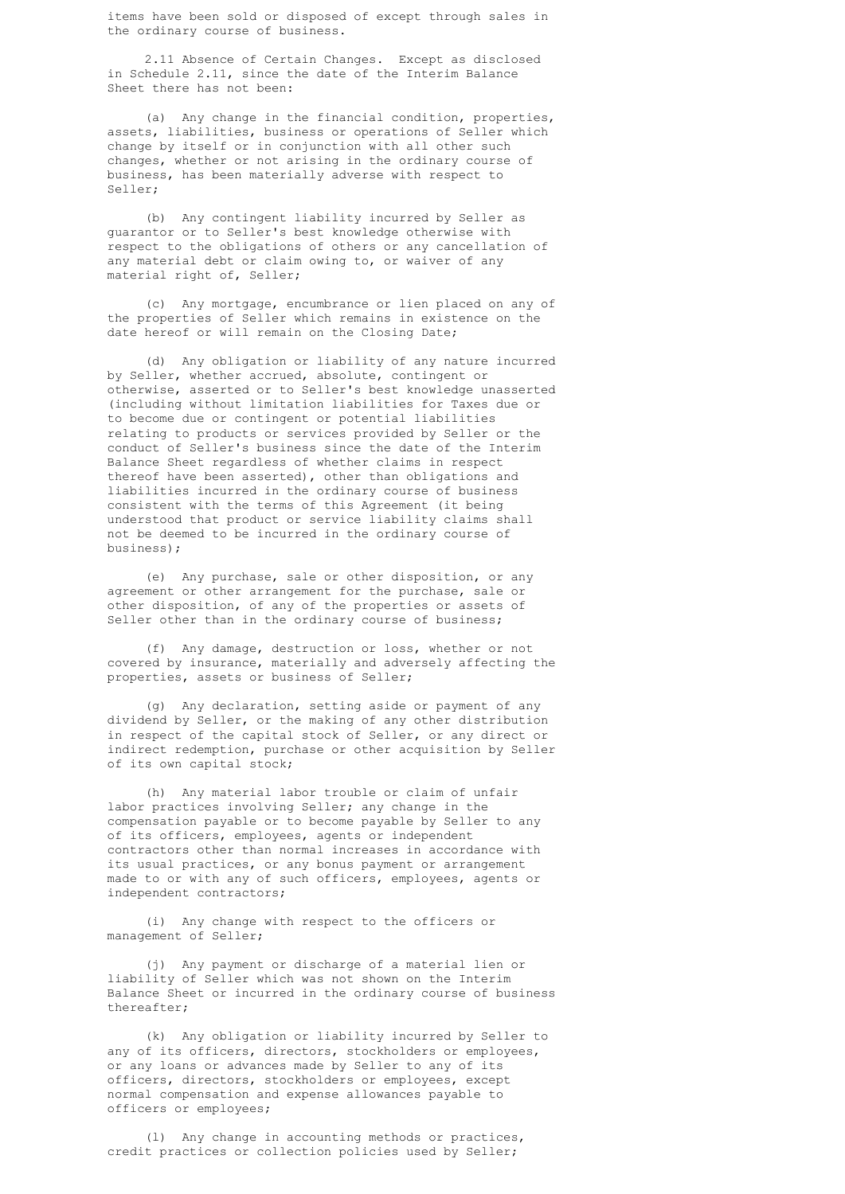items have been sold or disposed of except through sales in the ordinary course of business.

2.11 Absence of Certain Changes. Except as disclosed in Schedule 2.11, since the date of the Interim Balance Sheet there has not been:

(a) Any change in the financial condition, properties, assets, liabilities, business or operations of Seller which change by itself or in conjunction with all other such changes, whether or not arising in the ordinary course of business, has been materially adverse with respect to Seller;

(b) Any contingent liability incurred by Seller as guarantor or to Seller's best knowledge otherwise with respect to the obligations of others or any cancellation of any material debt or claim owing to, or waiver of any material right of, Seller;

(c) Any mortgage, encumbrance or lien placed on any of the properties of Seller which remains in existence on the date hereof or will remain on the Closing Date;

(d) Any obligation or liability of any nature incurred by Seller, whether accrued, absolute, contingent or otherwise, asserted or to Seller's best knowledge unasserted (including without limitation liabilities for Taxes due or to become due or contingent or potential liabilities relating to products or services provided by Seller or the conduct of Seller's business since the date of the Interim Balance Sheet regardless of whether claims in respect thereof have been asserted), other than obligations and liabilities incurred in the ordinary course of business consistent with the terms of this Agreement (it being understood that product or service liability claims shall not be deemed to be incurred in the ordinary course of business);

(e) Any purchase, sale or other disposition, or any agreement or other arrangement for the purchase, sale or other disposition, of any of the properties or assets of Seller other than in the ordinary course of business;

(f) Any damage, destruction or loss, whether or not covered by insurance, materially and adversely affecting the properties, assets or business of Seller;

(g) Any declaration, setting aside or payment of any dividend by Seller, or the making of any other distribution in respect of the capital stock of Seller, or any direct or indirect redemption, purchase or other acquisition by Seller of its own capital stock;

(h) Any material labor trouble or claim of unfair labor practices involving Seller; any change in the compensation payable or to become payable by Seller to any of its officers, employees, agents or independent contractors other than normal increases in accordance with its usual practices, or any bonus payment or arrangement made to or with any of such officers, employees, agents or independent contractors;

(i) Any change with respect to the officers or management of Seller;

(j) Any payment or discharge of a material lien or liability of Seller which was not shown on the Interim Balance Sheet or incurred in the ordinary course of business thereafter;

(k) Any obligation or liability incurred by Seller to any of its officers, directors, stockholders or employees, or any loans or advances made by Seller to any of its officers, directors, stockholders or employees, except normal compensation and expense allowances payable to officers or employees;

(l) Any change in accounting methods or practices, credit practices or collection policies used by Seller;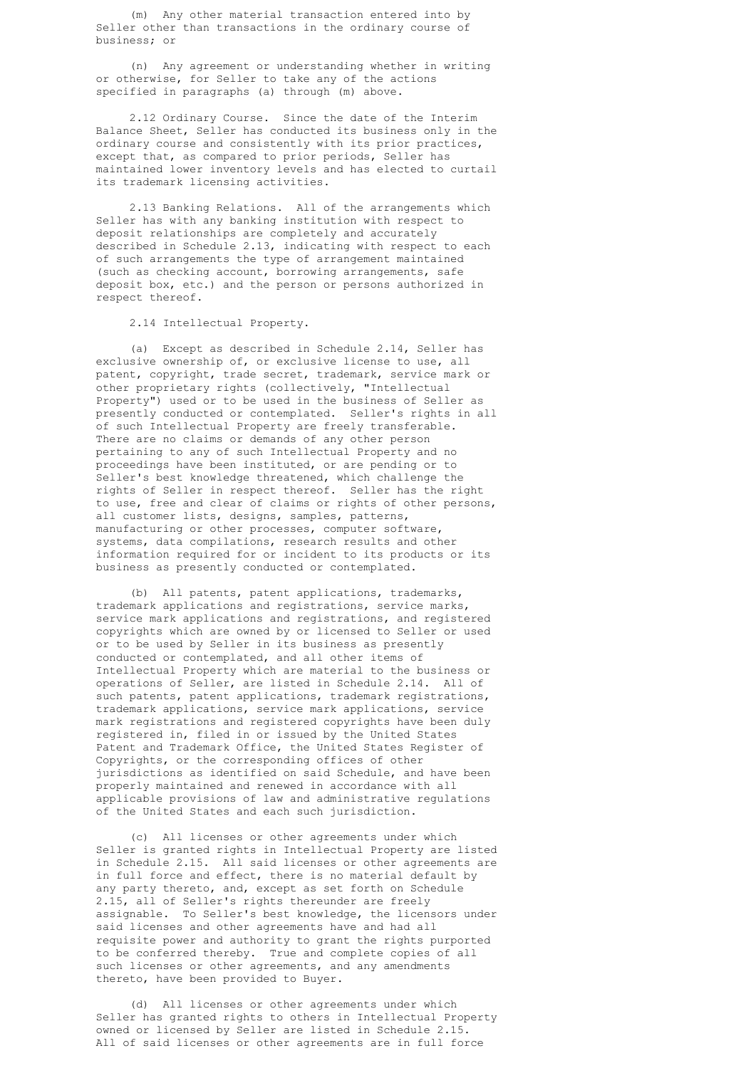(m) Any other material transaction entered into by Seller other than transactions in the ordinary course of business; or

(n) Any agreement or understanding whether in writing or otherwise, for Seller to take any of the actions specified in paragraphs (a) through (m) above.

2.12 Ordinary Course. Since the date of the Interim Balance Sheet, Seller has conducted its business only in the ordinary course and consistently with its prior practices, except that, as compared to prior periods, Seller has maintained lower inventory levels and has elected to curtail its trademark licensing activities.

2.13 Banking Relations. All of the arrangements which Seller has with any banking institution with respect to deposit relationships are completely and accurately described in Schedule 2.13, indicating with respect to each of such arrangements the type of arrangement maintained (such as checking account, borrowing arrangements, safe deposit box, etc.) and the person or persons authorized in respect thereof.

2.14 Intellectual Property.

(a) Except as described in Schedule 2.14, Seller has exclusive ownership of, or exclusive license to use, all patent, copyright, trade secret, trademark, service mark or other proprietary rights (collectively, "Intellectual Property") used or to be used in the business of Seller as presently conducted or contemplated. Seller's rights in all of such Intellectual Property are freely transferable. There are no claims or demands of any other person pertaining to any of such Intellectual Property and no proceedings have been instituted, or are pending or to Seller's best knowledge threatened, which challenge the rights of Seller in respect thereof. Seller has the right to use, free and clear of claims or rights of other persons, all customer lists, designs, samples, patterns, manufacturing or other processes, computer software, systems, data compilations, research results and other information required for or incident to its products or its business as presently conducted or contemplated.

(b) All patents, patent applications, trademarks, trademark applications and registrations, service marks, service mark applications and registrations, and registered copyrights which are owned by or licensed to Seller or used or to be used by Seller in its business as presently conducted or contemplated, and all other items of Intellectual Property which are material to the business or operations of Seller, are listed in Schedule 2.14. All of such patents, patent applications, trademark registrations, trademark applications, service mark applications, service mark registrations and registered copyrights have been duly registered in, filed in or issued by the United States Patent and Trademark Office, the United States Register of Copyrights, or the corresponding offices of other jurisdictions as identified on said Schedule, and have been properly maintained and renewed in accordance with all applicable provisions of law and administrative regulations of the United States and each such jurisdiction.

(c) All licenses or other agreements under which Seller is granted rights in Intellectual Property are listed in Schedule 2.15. All said licenses or other agreements are in full force and effect, there is no material default by any party thereto, and, except as set forth on Schedule 2.15, all of Seller's rights thereunder are freely assignable. To Seller's best knowledge, the licensors under said licenses and other agreements have and had all requisite power and authority to grant the rights purported to be conferred thereby. True and complete copies of all such licenses or other agreements, and any amendments thereto, have been provided to Buyer.

(d) All licenses or other agreements under which Seller has granted rights to others in Intellectual Property owned or licensed by Seller are listed in Schedule 2.15. All of said licenses or other agreements are in full force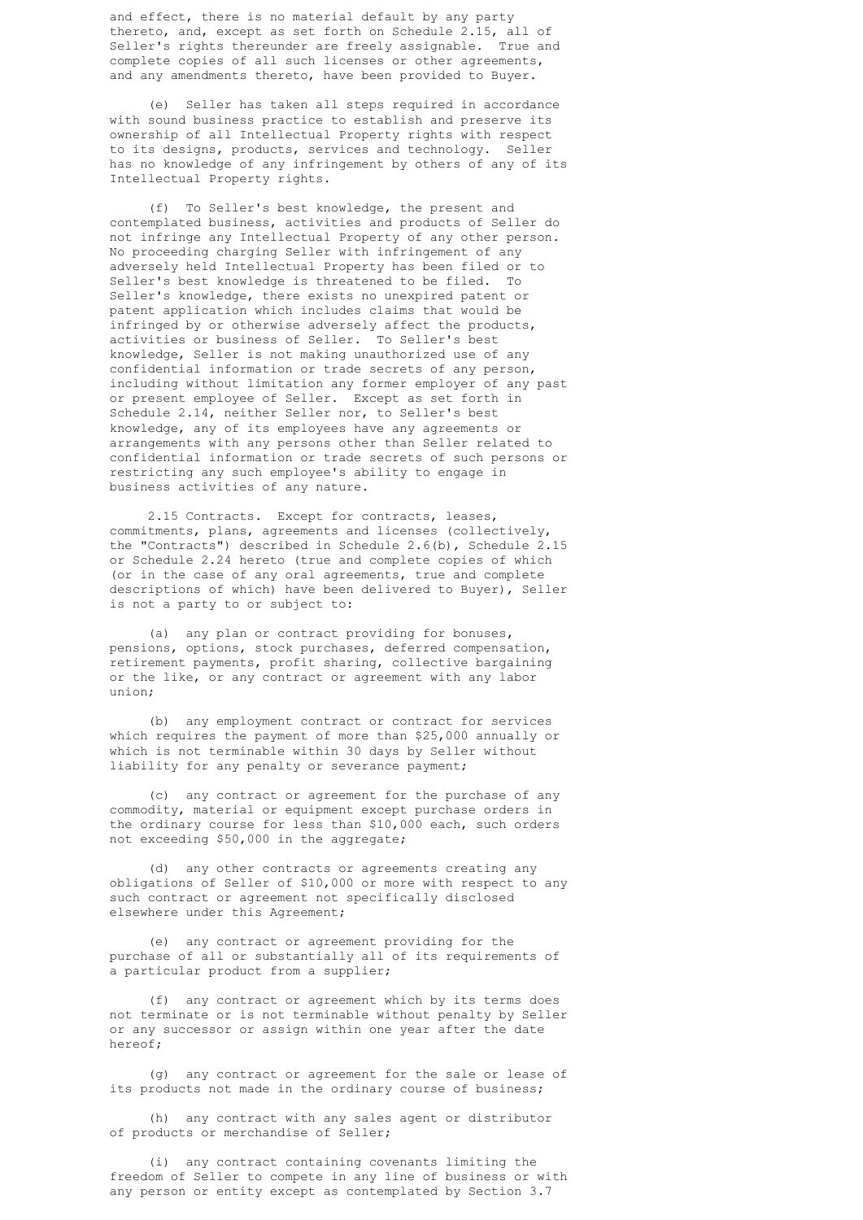and effect, there is no material default by any party thereto, and, except as set forth on Schedule 2.15, all of Seller's rights thereunder are freely assignable. True and complete copies of all such licenses or other agreements, and any amendments thereto, have been provided to Buyer.

(e) Seller has taken all steps required in accordance with sound business practice to establish and preserve its ownership of all Intellectual Property rights with respect to its designs, products, services and technology. Seller has no knowledge of any infringement by others of any of its Intellectual Property rights.

(f) To Seller's best knowledge, the present and contemplated business, activities and products of Seller do not infringe any Intellectual Property of any other person. No proceeding charging Seller with infringement of any adversely held Intellectual Property has been filed or to Seller's best knowledge is threatened to be filed. To Seller's knowledge, there exists no unexpired patent or patent application which includes claims that would be infringed by or otherwise adversely affect the products, activities or business of Seller. To Seller's best knowledge, Seller is not making unauthorized use of any confidential information or trade secrets of any person, including without limitation any former employer of any past or present employee of Seller. Except as set forth in Schedule 2.14, neither Seller nor, to Seller's best knowledge, any of its employees have any agreements or arrangements with any persons other than Seller related to confidential information or trade secrets of such persons or restricting any such employee's ability to engage in business activities of any nature.

2.15 Contracts. Except for contracts, leases, commitments, plans, agreements and licenses (collectively, the "Contracts") described in Schedule 2.6(b), Schedule 2.15 or Schedule 2.24 hereto (true and complete copies of which (or in the case of any oral agreements, true and complete descriptions of which) have been delivered to Buyer), Seller is not a party to or subject to:

(a) any plan or contract providing for bonuses, pensions, options, stock purchases, deferred compensation, retirement payments, profit sharing, collective bargaining or the like, or any contract or agreement with any labor union;

(b) any employment contract or contract for services which requires the payment of more than $25,000 annually or which is not terminable within 30 days by Seller without liability for any penalty or severance payment;

(c) any contract or agreement for the purchase of any commodity, material or equipment except purchase orders in the ordinary course for less than $10,000 each, such orders not exceeding $50,000 in the aggregate;

(d) any other contracts or agreements creating any obligations of Seller of $10,000 or more with respect to any such contract or agreement not specifically disclosed elsewhere under this Agreement;

(e) any contract or agreement providing for the purchase of all or substantially all of its requirements of a particular product from a supplier;

(f) any contract or agreement which by its terms does not terminate or is not terminable without penalty by Seller or any successor or assign within one year after the date hereof;

(g) any contract or agreement for the sale or lease of its products not made in the ordinary course of business;

(h) any contract with any sales agent or distributor of products or merchandise of Seller;

(i) any contract containing covenants limiting the freedom of Seller to compete in any line of business or with any person or entity except as contemplated by Section 3.7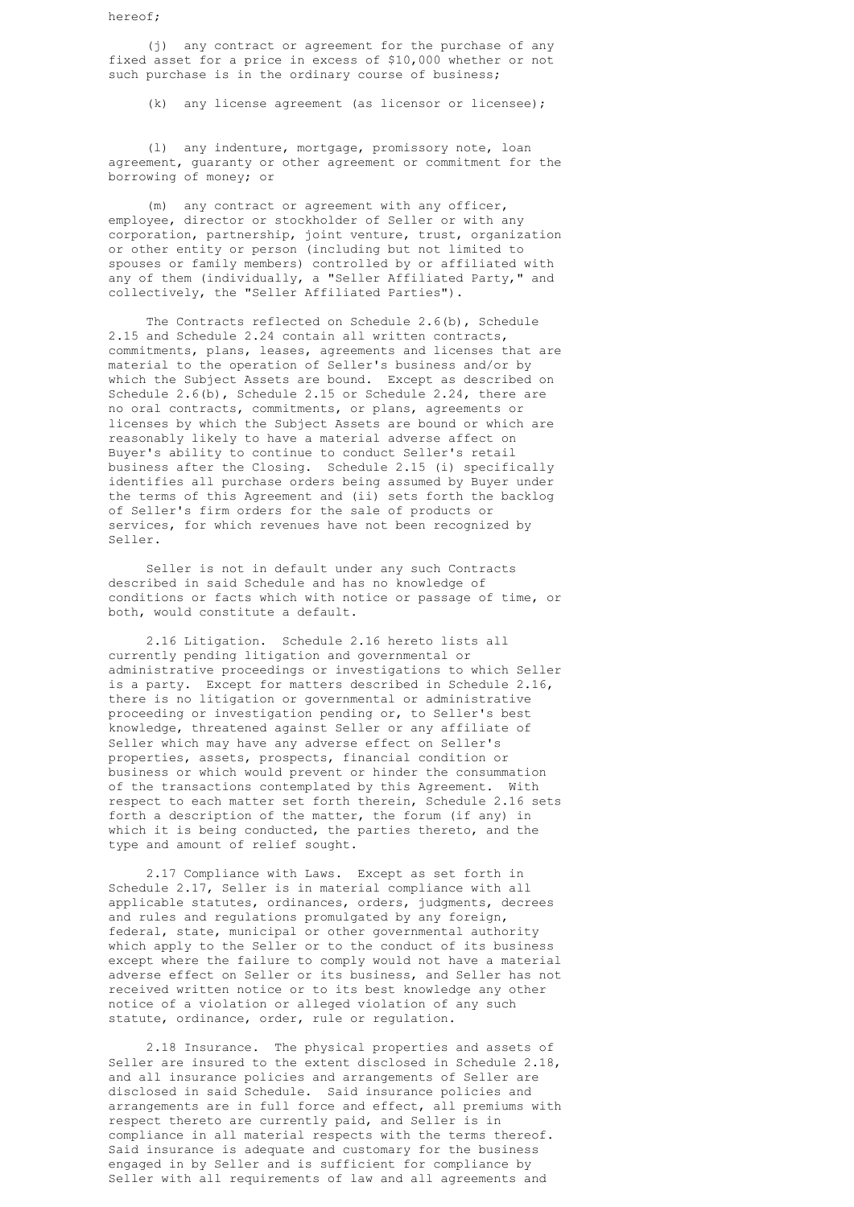hereof;

(j) any contract or agreement for the purchase of any fixed asset for a price in excess of $10,000 whether or not such purchase is in the ordinary course of business;

(k) any license agreement (as licensor or licensee);

(l) any indenture, mortgage, promissory note, loan agreement, guaranty or other agreement or commitment for the borrowing of money; or

(m) any contract or agreement with any officer, employee, director or stockholder of Seller or with any corporation, partnership, joint venture, trust, organization or other entity or person (including but not limited to spouses or family members) controlled by or affiliated with any of them (individually, a "Seller Affiliated Party," and collectively, the "Seller Affiliated Parties").

The Contracts reflected on Schedule 2.6(b), Schedule 2.15 and Schedule 2.24 contain all written contracts, commitments, plans, leases, agreements and licenses that are material to the operation of Seller's business and/or by which the Subject Assets are bound. Except as described on Schedule 2.6(b), Schedule 2.15 or Schedule 2.24, there are no oral contracts, commitments, or plans, agreements or licenses by which the Subject Assets are bound or which are reasonably likely to have a material adverse affect on Buyer's ability to continue to conduct Seller's retail business after the Closing. Schedule 2.15 (i) specifically identifies all purchase orders being assumed by Buyer under the terms of this Agreement and (ii) sets forth the backlog of Seller's firm orders for the sale of products or services, for which revenues have not been recognized by Seller.

Seller is not in default under any such Contracts described in said Schedule and has no knowledge of conditions or facts which with notice or passage of time, or both, would constitute a default.

2.16 Litigation. Schedule 2.16 hereto lists all currently pending litigation and governmental or administrative proceedings or investigations to which Seller is a party. Except for matters described in Schedule 2.16, there is no litigation or governmental or administrative proceeding or investigation pending or, to Seller's best knowledge, threatened against Seller or any affiliate of Seller which may have any adverse effect on Seller's properties, assets, prospects, financial condition or business or which would prevent or hinder the consummation of the transactions contemplated by this Agreement. With respect to each matter set forth therein, Schedule 2.16 sets forth a description of the matter, the forum (if any) in which it is being conducted, the parties thereto, and the type and amount of relief sought.

2.17 Compliance with Laws. Except as set forth in Schedule 2.17, Seller is in material compliance with all applicable statutes, ordinances, orders, judgments, decrees and rules and regulations promulgated by any foreign, federal, state, municipal or other governmental authority which apply to the Seller or to the conduct of its business except where the failure to comply would not have a material adverse effect on Seller or its business, and Seller has not received written notice or to its best knowledge any other notice of a violation or alleged violation of any such statute, ordinance, order, rule or regulation.

2.18 Insurance. The physical properties and assets of Seller are insured to the extent disclosed in Schedule 2.18, and all insurance policies and arrangements of Seller are disclosed in said Schedule. Said insurance policies and arrangements are in full force and effect, all premiums with respect thereto are currently paid, and Seller is in compliance in all material respects with the terms thereof. Said insurance is adequate and customary for the business engaged in by Seller and is sufficient for compliance by Seller with all requirements of law and all agreements and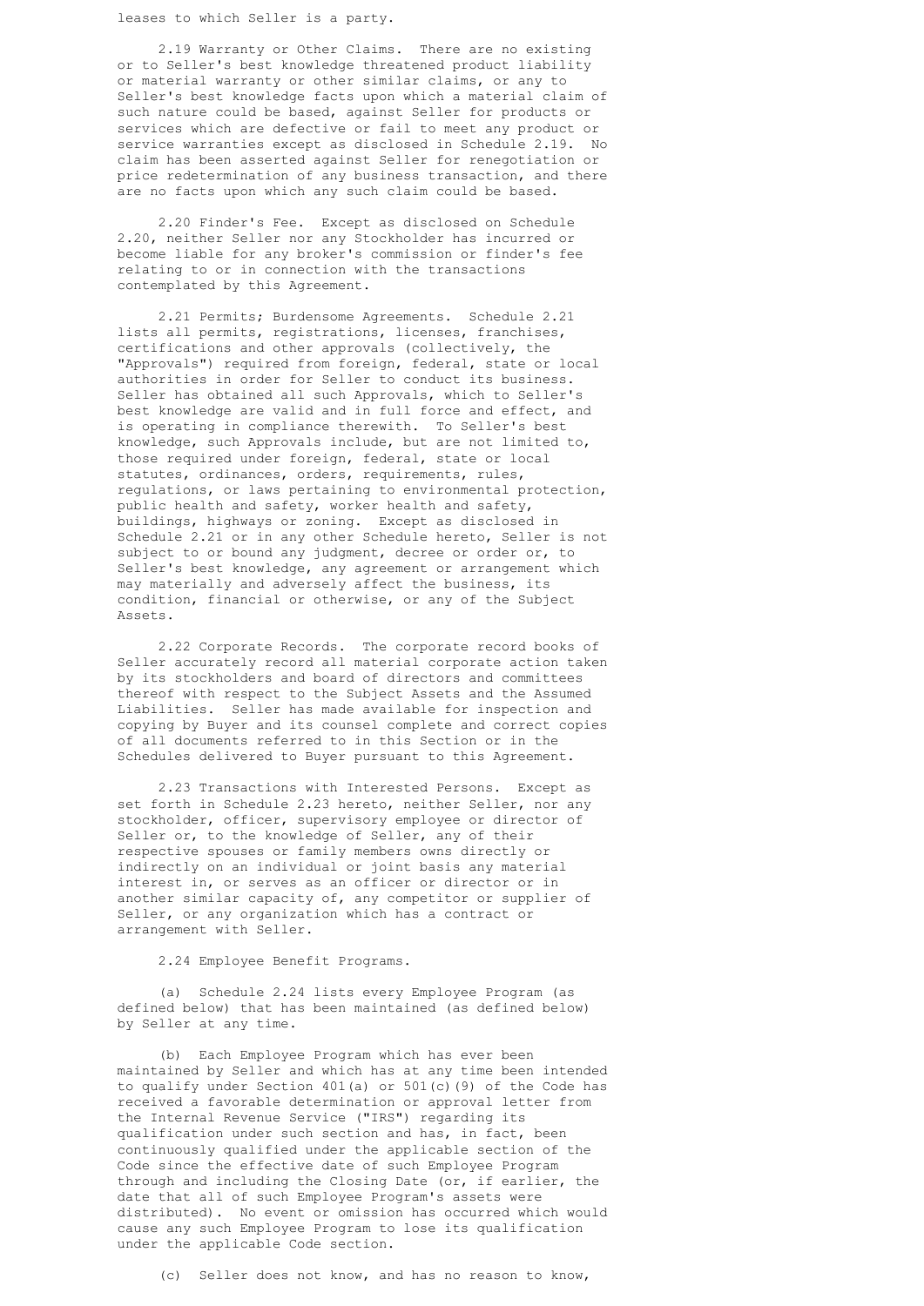leases to which Seller is a party.

2.19 Warranty or Other Claims. There are no existing or to Seller's best knowledge threatened product liability or material warranty or other similar claims, or any to Seller's best knowledge facts upon which a material claim of such nature could be based, against Seller for products or services which are defective or fail to meet any product or service warranties except as disclosed in Schedule 2.19. No claim has been asserted against Seller for renegotiation or price redetermination of any business transaction, and there are no facts upon which any such claim could be based.

2.20 Finder's Fee. Except as disclosed on Schedule 2.20, neither Seller nor any Stockholder has incurred or become liable for any broker's commission or finder's fee relating to or in connection with the transactions contemplated by this Agreement.

2.21 Permits; Burdensome Agreements. Schedule 2.21 lists all permits, registrations, licenses, franchises, certifications and other approvals (collectively, the "Approvals") required from foreign, federal, state or local authorities in order for Seller to conduct its business. Seller has obtained all such Approvals, which to Seller's best knowledge are valid and in full force and effect, and is operating in compliance therewith. To Seller's best knowledge, such Approvals include, but are not limited to, those required under foreign, federal, state or local statutes, ordinances, orders, requirements, rules, regulations, or laws pertaining to environmental protection, public health and safety, worker health and safety, buildings, highways or zoning. Except as disclosed in Schedule 2.21 or in any other Schedule hereto, Seller is not subject to or bound any judgment, decree or order or, to Seller's best knowledge, any agreement or arrangement which may materially and adversely affect the business, its condition, financial or otherwise, or any of the Subject Assets.

2.22 Corporate Records. The corporate record books of Seller accurately record all material corporate action taken by its stockholders and board of directors and committees thereof with respect to the Subject Assets and the Assumed Liabilities. Seller has made available for inspection and copying by Buyer and its counsel complete and correct copies of all documents referred to in this Section or in the Schedules delivered to Buyer pursuant to this Agreement.

2.23 Transactions with Interested Persons. Except as set forth in Schedule 2.23 hereto, neither Seller, nor any stockholder, officer, supervisory employee or director of Seller or, to the knowledge of Seller, any of their respective spouses or family members owns directly or indirectly on an individual or joint basis any material interest in, or serves as an officer or director or in another similar capacity of, any competitor or supplier of Seller, or any organization which has a contract or arrangement with Seller.

2.24 Employee Benefit Programs.

(a) Schedule 2.24 lists every Employee Program (as defined below) that has been maintained (as defined below) by Seller at any time.

(b) Each Employee Program which has ever been maintained by Seller and which has at any time been intended to qualify under Section 401(a) or 501(c)(9) of the Code has received a favorable determination or approval letter from the Internal Revenue Service ("IRS") regarding its qualification under such section and has, in fact, been continuously qualified under the applicable section of the Code since the effective date of such Employee Program through and including the Closing Date (or, if earlier, the date that all of such Employee Program's assets were distributed). No event or omission has occurred which would cause any such Employee Program to lose its qualification under the applicable Code section.

(c) Seller does not know, and has no reason to know,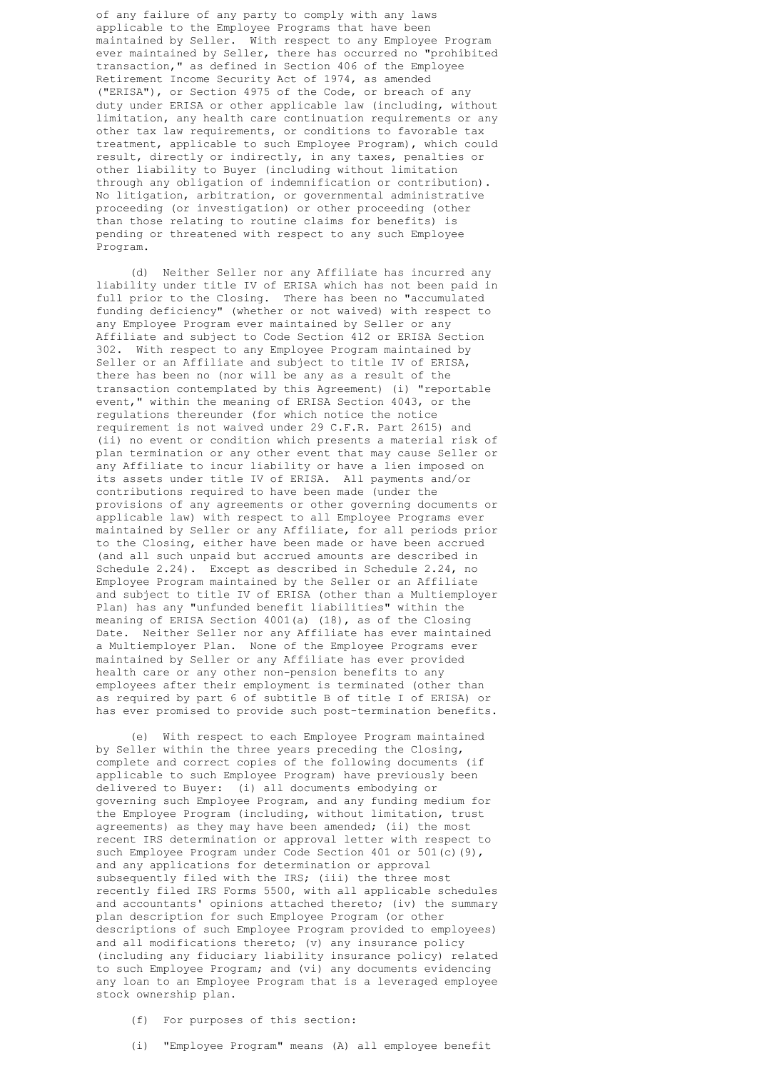of any failure of any party to comply with any laws applicable to the Employee Programs that have been maintained by Seller. With respect to any Employee Program ever maintained by Seller, there has occurred no "prohibited transaction," as defined in Section 406 of the Employee Retirement Income Security Act of 1974, as amended ("ERISA"), or Section 4975 of the Code, or breach of any duty under ERISA or other applicable law (including, without limitation, any health care continuation requirements or any other tax law requirements, or conditions to favorable tax treatment, applicable to such Employee Program), which could result, directly or indirectly, in any taxes, penalties or other liability to Buyer (including without limitation through any obligation of indemnification or contribution). No litigation, arbitration, or governmental administrative proceeding (or investigation) or other proceeding (other than those relating to routine claims for benefits) is pending or threatened with respect to any such Employee Program.

(d) Neither Seller nor any Affiliate has incurred any liability under title IV of ERISA which has not been paid in full prior to the Closing. There has been no "accumulated funding deficiency" (whether or not waived) with respect to any Employee Program ever maintained by Seller or any Affiliate and subject to Code Section 412 or ERISA Section 302. With respect to any Employee Program maintained by Seller or an Affiliate and subject to title IV of ERISA, there has been no (nor will be any as a result of the transaction contemplated by this Agreement) (i) "reportable event," within the meaning of ERISA Section 4043, or the regulations thereunder (for which notice the notice requirement is not waived under 29 C.F.R. Part 2615) and (ii) no event or condition which presents a material risk of plan termination or any other event that may cause Seller or any Affiliate to incur liability or have a lien imposed on its assets under title IV of ERISA. All payments and/or contributions required to have been made (under the provisions of any agreements or other governing documents or applicable law) with respect to all Employee Programs ever maintained by Seller or any Affiliate, for all periods prior to the Closing, either have been made or have been accrued (and all such unpaid but accrued amounts are described in Schedule 2.24). Except as described in Schedule 2.24, no Employee Program maintained by the Seller or an Affiliate and subject to title IV of ERISA (other than a Multiemployer Plan) has any "unfunded benefit liabilities" within the meaning of ERISA Section 4001(a) (18), as of the Closing Date. Neither Seller nor any Affiliate has ever maintained a Multiemployer Plan. None of the Employee Programs ever maintained by Seller or any Affiliate has ever provided health care or any other non-pension benefits to any employees after their employment is terminated (other than as required by part 6 of subtitle B of title I of ERISA) or has ever promised to provide such post-termination benefits.

(e) With respect to each Employee Program maintained by Seller within the three years preceding the Closing, complete and correct copies of the following documents (if applicable to such Employee Program) have previously been delivered to Buyer: (i) all documents embodying or governing such Employee Program, and any funding medium for the Employee Program (including, without limitation, trust agreements) as they may have been amended; (ii) the most recent IRS determination or approval letter with respect to such Employee Program under Code Section 401 or 501(c)(9), and any applications for determination or approval subsequently filed with the IRS; (iii) the three most recently filed IRS Forms 5500, with all applicable schedules and accountants' opinions attached thereto; (iv) the summary plan description for such Employee Program (or other descriptions of such Employee Program provided to employees) and all modifications thereto; (v) any insurance policy (including any fiduciary liability insurance policy) related to such Employee Program; and (vi) any documents evidencing any loan to an Employee Program that is a leveraged employee stock ownership plan.

(f) For purposes of this section:

(i) "Employee Program" means (A) all employee benefit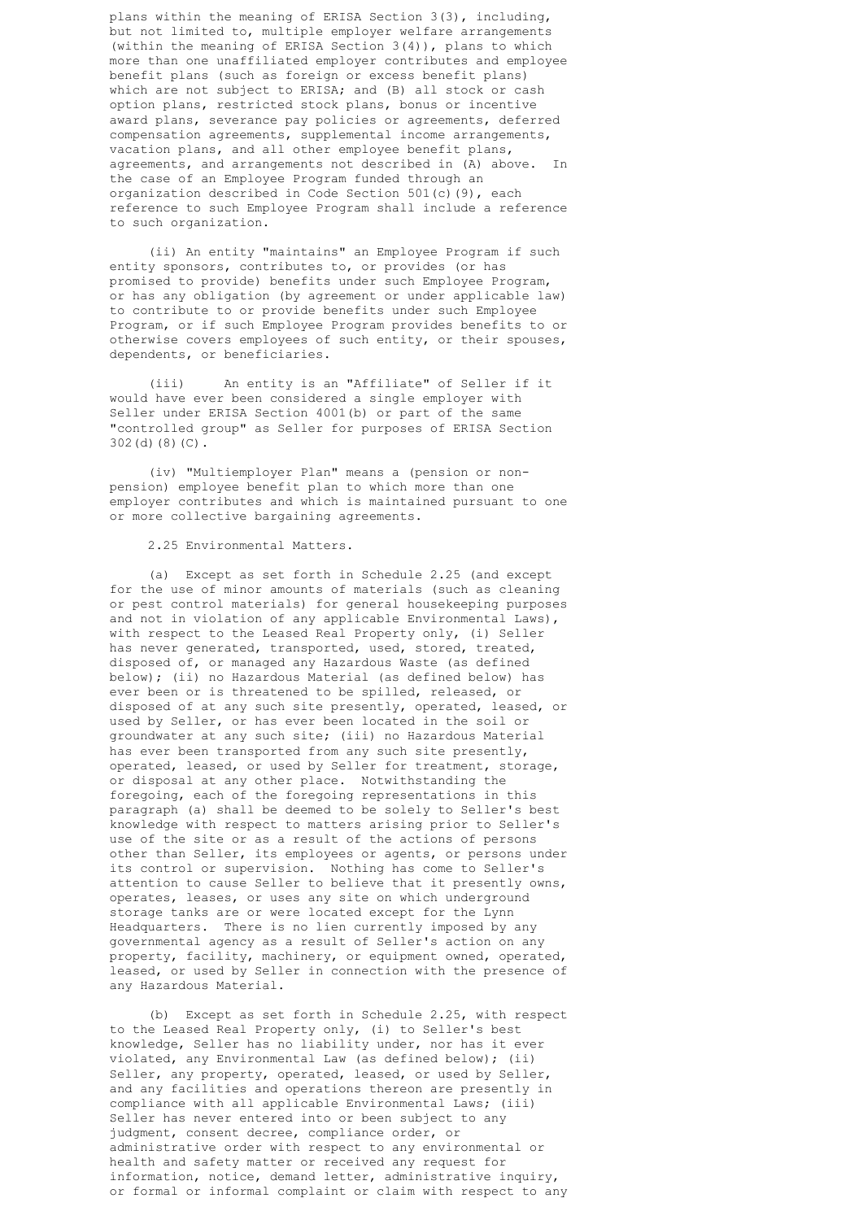plans within the meaning of ERISA Section 3(3), including, but not limited to, multiple employer welfare arrangements (within the meaning of ERISA Section 3(4)), plans to which more than one unaffiliated employer contributes and employee benefit plans (such as foreign or excess benefit plans) which are not subject to ERISA; and (B) all stock or cash option plans, restricted stock plans, bonus or incentive award plans, severance pay policies or agreements, deferred compensation agreements, supplemental income arrangements, vacation plans, and all other employee benefit plans, agreements, and arrangements not described in (A) above. In the case of an Employee Program funded through an organization described in Code Section 501(c)(9), each reference to such Employee Program shall include a reference to such organization.

(ii) An entity "maintains" an Employee Program if such entity sponsors, contributes to, or provides (or has promised to provide) benefits under such Employee Program, or has any obligation (by agreement or under applicable law) to contribute to or provide benefits under such Employee Program, or if such Employee Program provides benefits to or otherwise covers employees of such entity, or their spouses, dependents, or beneficiaries.

(iii) An entity is an "Affiliate" of Seller if it would have ever been considered a single employer with Seller under ERISA Section 4001(b) or part of the same "controlled group" as Seller for purposes of ERISA Section 302(d)(8)(C).

(iv) "Multiemployer Plan" means a (pension or non-pension) employee benefit plan to which more than one employer contributes and which is maintained pursuant to one or more collective bargaining agreements.

2.25 Environmental Matters.

(a) Except as set forth in Schedule 2.25 (and except for the use of minor amounts of materials (such as cleaning or pest control materials) for general housekeeping purposes and not in violation of any applicable Environmental Laws), with respect to the Leased Real Property only, (i) Seller has never generated, transported, used, stored, treated, disposed of, or managed any Hazardous Waste (as defined below); (ii) no Hazardous Material (as defined below) has ever been or is threatened to be spilled, released, or disposed of at any such site presently, operated, leased, or used by Seller, or has ever been located in the soil or groundwater at any such site; (iii) no Hazardous Material has ever been transported from any such site presently, operated, leased, or used by Seller for treatment, storage, or disposal at any other place. Notwithstanding the foregoing, each of the foregoing representations in this paragraph (a) shall be deemed to be solely to Seller's best knowledge with respect to matters arising prior to Seller's use of the site or as a result of the actions of persons other than Seller, its employees or agents, or persons under its control or supervision. Nothing has come to Seller's attention to cause Seller to believe that it presently owns, operates, leases, or uses any site on which underground storage tanks are or were located except for the Lynn Headquarters. There is no lien currently imposed by any governmental agency as a result of Seller's action on any property, facility, machinery, or equipment owned, operated, leased, or used by Seller in connection with the presence of any Hazardous Material.

(b) Except as set forth in Schedule 2.25, with respect to the Leased Real Property only, (i) to Seller's best knowledge, Seller has no liability under, nor has it ever violated, any Environmental Law (as defined below); (ii) Seller, any property, operated, leased, or used by Seller, and any facilities and operations thereon are presently in compliance with all applicable Environmental Laws; (iii) Seller has never entered into or been subject to any judgment, consent decree, compliance order, or administrative order with respect to any environmental or health and safety matter or received any request for information, notice, demand letter, administrative inquiry, or formal or informal complaint or claim with respect to any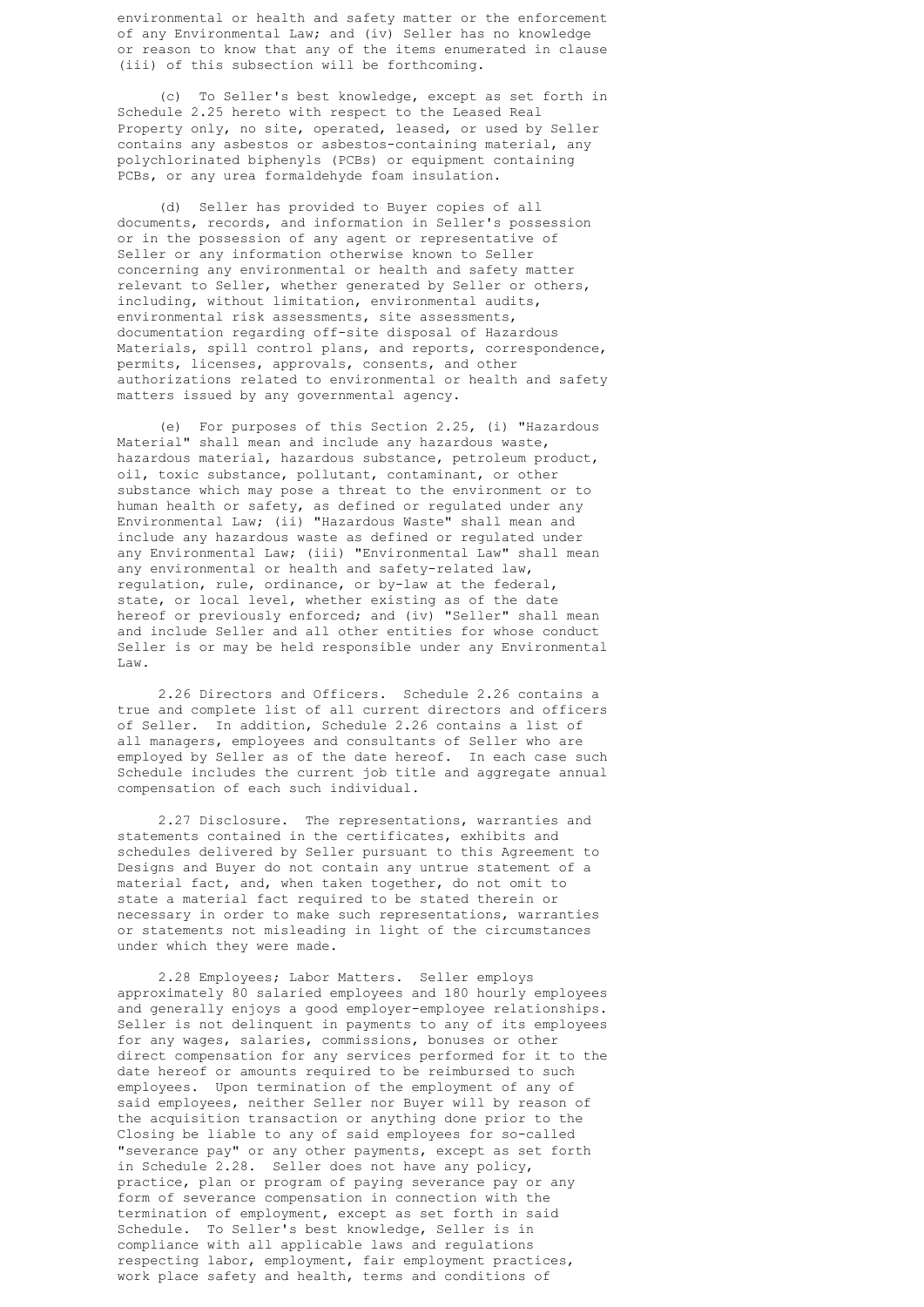environmental or health and safety matter or the enforcement of any Environmental Law; and (iv) Seller has no knowledge or reason to know that any of the items enumerated in clause (iii) of this subsection will be forthcoming.

(c) To Seller's best knowledge, except as set forth in Schedule 2.25 hereto with respect to the Leased Real Property only, no site, operated, leased, or used by Seller contains any asbestos or asbestos-containing material, any polychlorinated biphenyls (PCBs) or equipment containing PCBs, or any urea formaldehyde foam insulation.

(d) Seller has provided to Buyer copies of all documents, records, and information in Seller's possession or in the possession of any agent or representative of Seller or any information otherwise known to Seller concerning any environmental or health and safety matter relevant to Seller, whether generated by Seller or others, including, without limitation, environmental audits, environmental risk assessments, site assessments, documentation regarding off-site disposal of Hazardous Materials, spill control plans, and reports, correspondence, permits, licenses, approvals, consents, and other authorizations related to environmental or health and safety matters issued by any governmental agency.

(e) For purposes of this Section 2.25, (i) "Hazardous Material" shall mean and include any hazardous waste, hazardous material, hazardous substance, petroleum product, oil, toxic substance, pollutant, contaminant, or other substance which may pose a threat to the environment or to human health or safety, as defined or regulated under any Environmental Law; (ii) "Hazardous Waste" shall mean and include any hazardous waste as defined or regulated under any Environmental Law; (iii) "Environmental Law" shall mean any environmental or health and safety-related law, regulation, rule, ordinance, or by-law at the federal, state, or local level, whether existing as of the date hereof or previously enforced; and (iv) "Seller" shall mean and include Seller and all other entities for whose conduct Seller is or may be held responsible under any Environmental Law.

2.26 Directors and Officers. Schedule 2.26 contains a true and complete list of all current directors and officers of Seller. In addition, Schedule 2.26 contains a list of all managers, employees and consultants of Seller who are employed by Seller as of the date hereof. In each case such Schedule includes the current job title and aggregate annual compensation of each such individual.

2.27 Disclosure. The representations, warranties and statements contained in the certificates, exhibits and schedules delivered by Seller pursuant to this Agreement to Designs and Buyer do not contain any untrue statement of a material fact, and, when taken together, do not omit to state a material fact required to be stated therein or necessary in order to make such representations, warranties or statements not misleading in light of the circumstances under which they were made.

2.28 Employees; Labor Matters. Seller employs approximately 80 salaried employees and 180 hourly employees and generally enjoys a good employer-employee relationships. Seller is not delinquent in payments to any of its employees for any wages, salaries, commissions, bonuses or other direct compensation for any services performed for it to the date hereof or amounts required to be reimbursed to such employees. Upon termination of the employment of any of said employees, neither Seller nor Buyer will by reason of the acquisition transaction or anything done prior to the Closing be liable to any of said employees for so-called "severance pay" or any other payments, except as set forth in Schedule 2.28. Seller does not have any policy, practice, plan or program of paying severance pay or any form of severance compensation in connection with the termination of employment, except as set forth in said Schedule. To Seller's best knowledge, Seller is in compliance with all applicable laws and regulations respecting labor, employment, fair employment practices, work place safety and health, terms and conditions of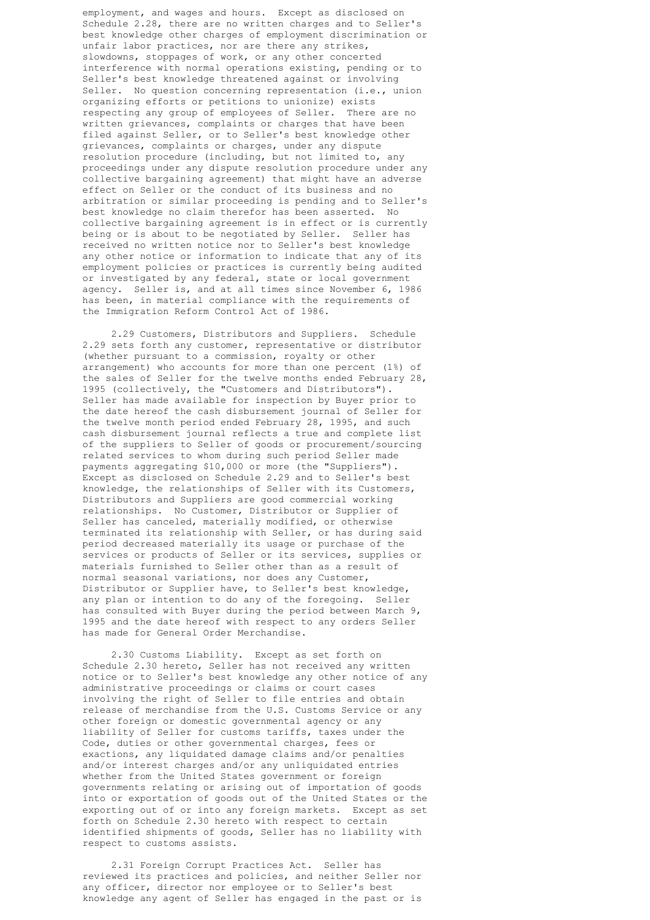employment, and wages and hours. Except as disclosed on Schedule 2.28, there are no written charges and to Seller's best knowledge other charges of employment discrimination or unfair labor practices, nor are there any strikes, slowdowns, stoppages of work, or any other concerted interference with normal operations existing, pending or to Seller's best knowledge threatened against or involving Seller. No question concerning representation (i.e., union organizing efforts or petitions to unionize) exists respecting any group of employees of Seller. There are no written grievances, complaints or charges that have been filed against Seller, or to Seller's best knowledge other grievances, complaints or charges, under any dispute resolution procedure (including, but not limited to, any proceedings under any dispute resolution procedure under any collective bargaining agreement) that might have an adverse effect on Seller or the conduct of its business and no arbitration or similar proceeding is pending and to Seller's best knowledge no claim therefor has been asserted. No collective bargaining agreement is in effect or is currently being or is about to be negotiated by Seller. Seller has received no written notice nor to Seller's best knowledge any other notice or information to indicate that any of its employment policies or practices is currently being audited or investigated by any federal, state or local government agency. Seller is, and at all times since November 6, 1986 has been, in material compliance with the requirements of the Immigration Reform Control Act of 1986.

2.29 Customers, Distributors and Suppliers. Schedule 2.29 sets forth any customer, representative or distributor (whether pursuant to a commission, royalty or other arrangement) who accounts for more than one percent (1%) of the sales of Seller for the twelve months ended February 28, 1995 (collectively, the "Customers and Distributors"). Seller has made available for inspection by Buyer prior to the date hereof the cash disbursement journal of Seller for the twelve month period ended February 28, 1995, and such cash disbursement journal reflects a true and complete list of the suppliers to Seller of goods or procurement/sourcing related services to whom during such period Seller made payments aggregating $10,000 or more (the "Suppliers"). Except as disclosed on Schedule 2.29 and to Seller's best knowledge, the relationships of Seller with its Customers, Distributors and Suppliers are good commercial working relationships. No Customer, Distributor or Supplier of Seller has canceled, materially modified, or otherwise terminated its relationship with Seller, or has during said period decreased materially its usage or purchase of the services or products of Seller or its services, supplies or materials furnished to Seller other than as a result of normal seasonal variations, nor does any Customer, Distributor or Supplier have, to Seller's best knowledge, any plan or intention to do any of the foregoing. Seller has consulted with Buyer during the period between March 9, 1995 and the date hereof with respect to any orders Seller has made for General Order Merchandise.

2.30 Customs Liability. Except as set forth on Schedule 2.30 hereto, Seller has not received any written notice or to Seller's best knowledge any other notice of any administrative proceedings or claims or court cases involving the right of Seller to file entries and obtain release of merchandise from the U.S. Customs Service or any other foreign or domestic governmental agency or any liability of Seller for customs tariffs, taxes under the Code, duties or other governmental charges, fees or exactions, any liquidated damage claims and/or penalties and/or interest charges and/or any unliquidated entries whether from the United States government or foreign governments relating or arising out of importation of goods into or exportation of goods out of the United States or the exporting out of or into any foreign markets. Except as set forth on Schedule 2.30 hereto with respect to certain identified shipments of goods, Seller has no liability with respect to customs assists.

2.31 Foreign Corrupt Practices Act. Seller has reviewed its practices and policies, and neither Seller nor any officer, director nor employee or to Seller's best knowledge any agent of Seller has engaged in the past or is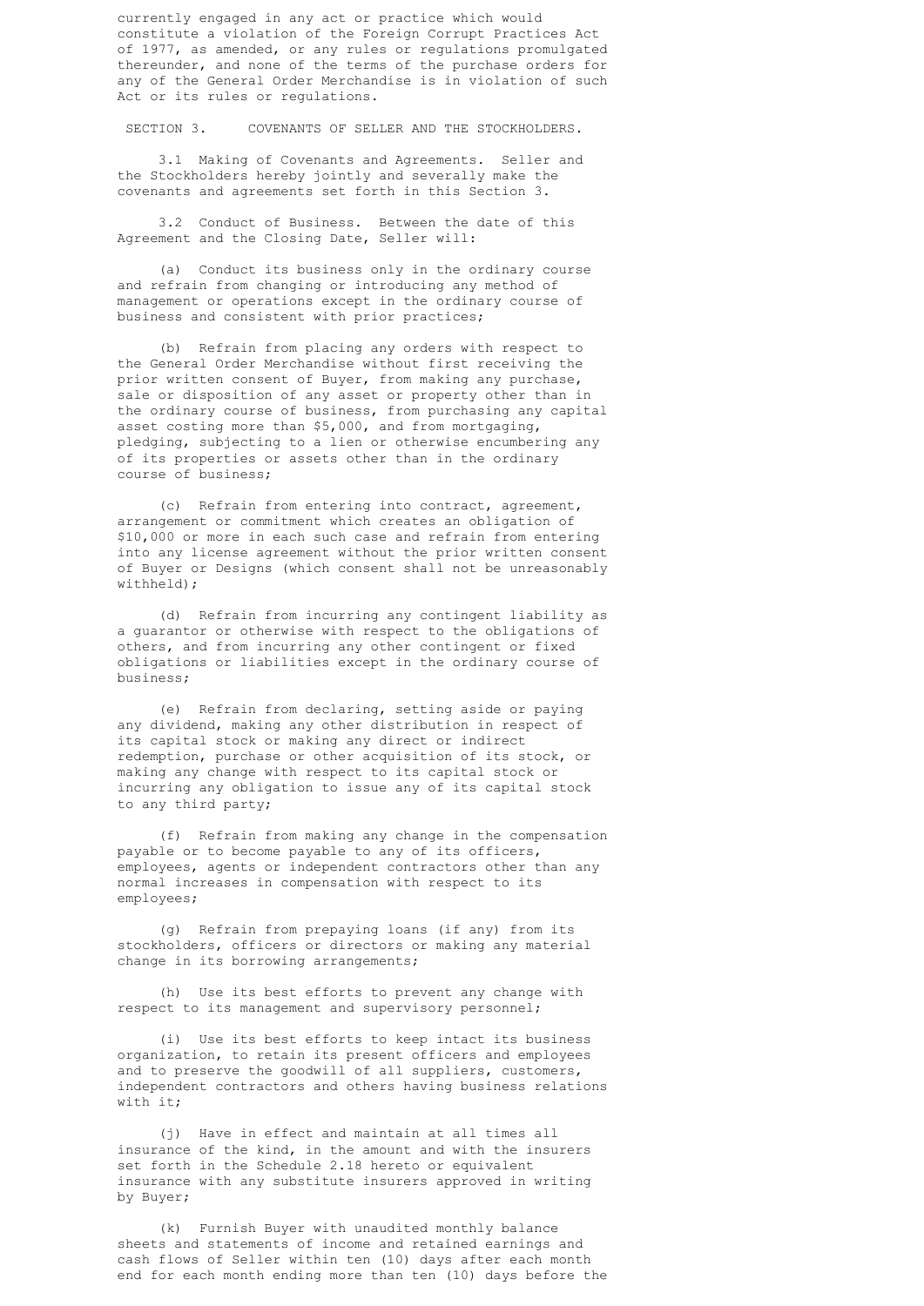currently engaged in any act or practice which would constitute a violation of the Foreign Corrupt Practices Act of 1977, as amended, or any rules or regulations promulgated thereunder, and none of the terms of the purchase orders for any of the General Order Merchandise is in violation of such Act or its rules or regulations.

## SECTION 3. COVENANTS OF SELLER AND THE STOCKHOLDERS.

3.1 Making of Covenants and Agreements. Seller and the Stockholders hereby jointly and severally make the covenants and agreements set forth in this Section 3.

3.2 Conduct of Business. Between the date of this Agreement and the Closing Date, Seller will:

(a) Conduct its business only in the ordinary course and refrain from changing or introducing any method of management or operations except in the ordinary course of business and consistent with prior practices;

(b) Refrain from placing any orders with respect to the General Order Merchandise without first receiving the prior written consent of Buyer, from making any purchase, sale or disposition of any asset or property other than in the ordinary course of business, from purchasing any capital asset costing more than $5,000, and from mortgaging, pledging, subjecting to a lien or otherwise encumbering any of its properties or assets other than in the ordinary course of business;

(c) Refrain from entering into contract, agreement, arrangement or commitment which creates an obligation of $10,000 or more in each such case and refrain from entering into any license agreement without the prior written consent of Buyer or Designs (which consent shall not be unreasonably withheld);

(d) Refrain from incurring any contingent liability as a guarantor or otherwise with respect to the obligations of others, and from incurring any other contingent or fixed obligations or liabilities except in the ordinary course of business;

(e) Refrain from declaring, setting aside or paying any dividend, making any other distribution in respect of its capital stock or making any direct or indirect redemption, purchase or other acquisition of its stock, or making any change with respect to its capital stock or incurring any obligation to issue any of its capital stock to any third party;

(f) Refrain from making any change in the compensation payable or to become payable to any of its officers, employees, agents or independent contractors other than any normal increases in compensation with respect to its employees;

(g) Refrain from prepaying loans (if any) from its stockholders, officers or directors or making any material change in its borrowing arrangements;

(h) Use its best efforts to prevent any change with respect to its management and supervisory personnel;

(i) Use its best efforts to keep intact its business organization, to retain its present officers and employees and to preserve the goodwill of all suppliers, customers, independent contractors and others having business relations with it;

(j) Have in effect and maintain at all times all insurance of the kind, in the amount and with the insurers set forth in the Schedule 2.18 hereto or equivalent insurance with any substitute insurers approved in writing by Buyer;

(k) Furnish Buyer with unaudited monthly balance sheets and statements of income and retained earnings and cash flows of Seller within ten (10) days after each month end for each month ending more than ten (10) days before the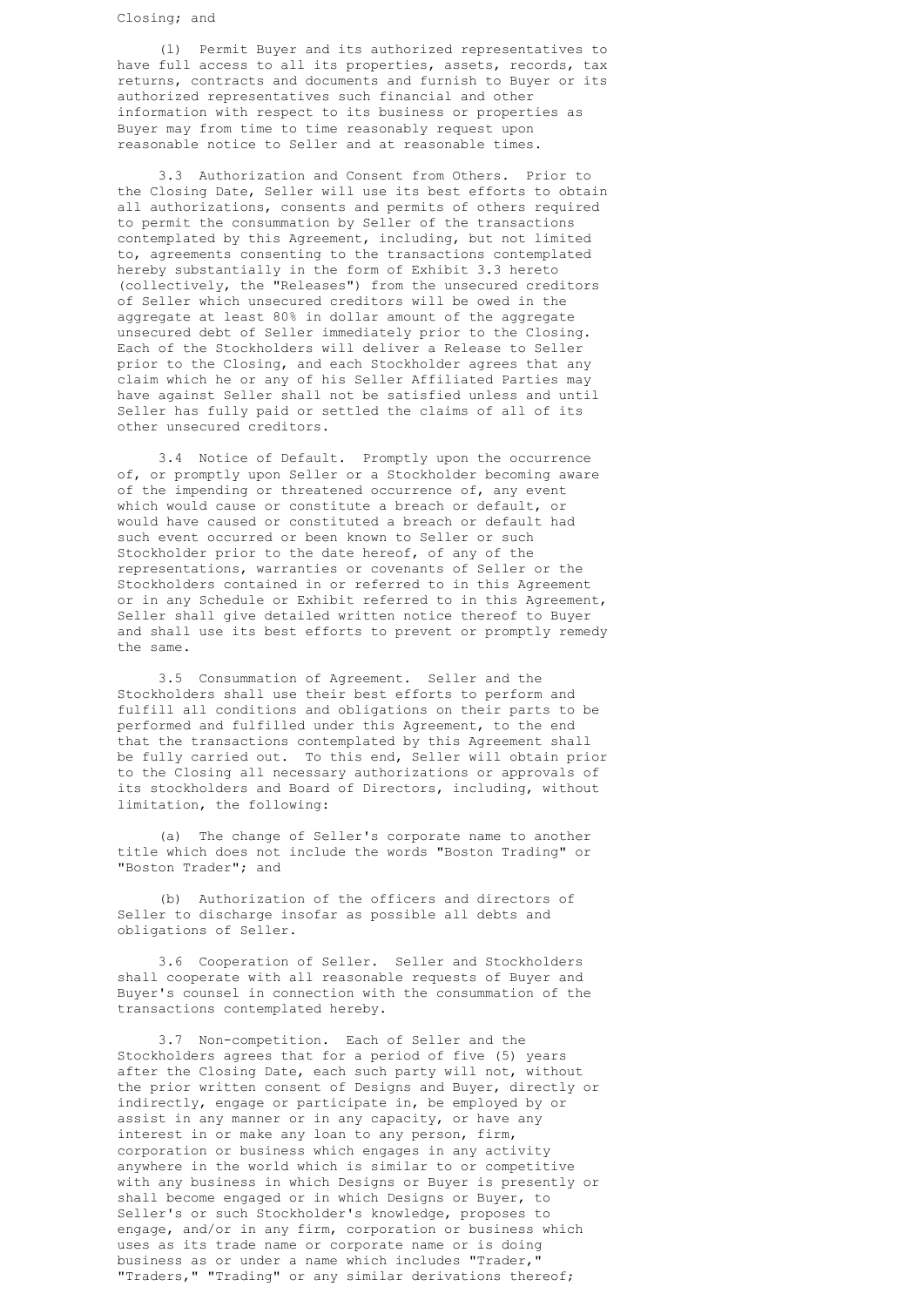Closing; and

(l) Permit Buyer and its authorized representatives to have full access to all its properties, assets, records, tax returns, contracts and documents and furnish to Buyer or its authorized representatives such financial and other information with respect to its business or properties as Buyer may from time to time reasonably request upon reasonable notice to Seller and at reasonable times.

3.3 Authorization and Consent from Others. Prior to the Closing Date, Seller will use its best efforts to obtain all authorizations, consents and permits of others required to permit the consummation by Seller of the transactions contemplated by this Agreement, including, but not limited to, agreements consenting to the transactions contemplated hereby substantially in the form of Exhibit 3.3 hereto (collectively, the "Releases") from the unsecured creditors of Seller which unsecured creditors will be owed in the aggregate at least 80% in dollar amount of the aggregate unsecured debt of Seller immediately prior to the Closing. Each of the Stockholders will deliver a Release to Seller prior to the Closing, and each Stockholder agrees that any claim which he or any of his Seller Affiliated Parties may have against Seller shall not be satisfied unless and until Seller has fully paid or settled the claims of all of its other unsecured creditors.

3.4 Notice of Default. Promptly upon the occurrence of, or promptly upon Seller or a Stockholder becoming aware of the impending or threatened occurrence of, any event which would cause or constitute a breach or default, or would have caused or constituted a breach or default had such event occurred or been known to Seller or such Stockholder prior to the date hereof, of any of the representations, warranties or covenants of Seller or the Stockholders contained in or referred to in this Agreement or in any Schedule or Exhibit referred to in this Agreement, Seller shall give detailed written notice thereof to Buyer and shall use its best efforts to prevent or promptly remedy the same.

3.5 Consummation of Agreement. Seller and the Stockholders shall use their best efforts to perform and fulfill all conditions and obligations on their parts to be performed and fulfilled under this Agreement, to the end that the transactions contemplated by this Agreement shall be fully carried out. To this end, Seller will obtain prior to the Closing all necessary authorizations or approvals of its stockholders and Board of Directors, including, without limitation, the following:

(a) The change of Seller's corporate name to another title which does not include the words "Boston Trading" or "Boston Trader"; and

(b) Authorization of the officers and directors of Seller to discharge insofar as possible all debts and obligations of Seller.

3.6 Cooperation of Seller. Seller and Stockholders shall cooperate with all reasonable requests of Buyer and Buyer's counsel in connection with the consummation of the transactions contemplated hereby.

3.7 Non-competition. Each of Seller and the Stockholders agrees that for a period of five (5) years after the Closing Date, each such party will not, without the prior written consent of Designs and Buyer, directly or indirectly, engage or participate in, be employed by or assist in any manner or in any capacity, or have any interest in or make any loan to any person, firm, corporation or business which engages in any activity anywhere in the world which is similar to or competitive with any business in which Designs or Buyer is presently or shall become engaged or in which Designs or Buyer, to Seller's or such Stockholder's knowledge, proposes to engage, and/or in any firm, corporation or business which uses as its trade name or corporate name or is doing business as or under a name which includes "Trader," "Traders," "Trading" or any similar derivations thereof;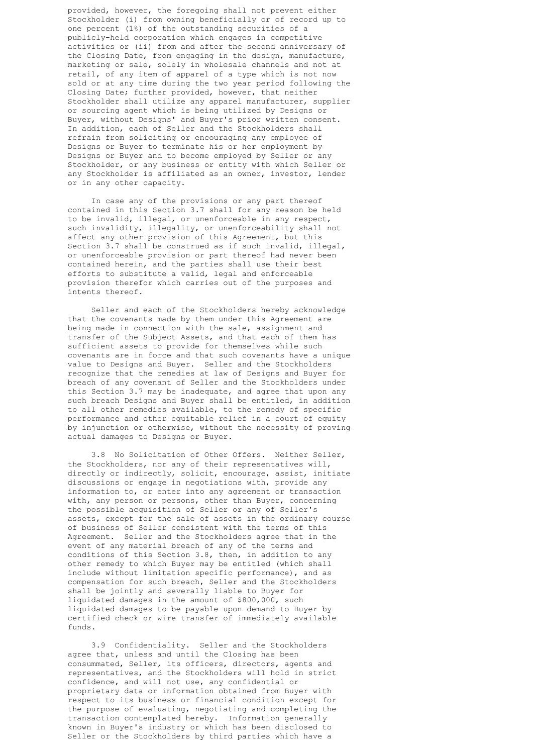provided, however, the foregoing shall not prevent either Stockholder (i) from owning beneficially or of record up to one percent (1%) of the outstanding securities of a publicly-held corporation which engages in competitive activities or (ii) from and after the second anniversary of the Closing Date, from engaging in the design, manufacture, marketing or sale, solely in wholesale channels and not at retail, of any item of apparel of a type which is not now sold or at any time during the two year period following the Closing Date; further provided, however, that neither Stockholder shall utilize any apparel manufacturer, supplier or sourcing agent which is being utilized by Designs or Buyer, without Designs' and Buyer's prior written consent. In addition, each of Seller and the Stockholders shall refrain from soliciting or encouraging any employee of Designs or Buyer to terminate his or her employment by Designs or Buyer and to become employed by Seller or any Stockholder, or any business or entity with which Seller or any Stockholder is affiliated as an owner, investor, lender or in any other capacity.

In case any of the provisions or any part thereof contained in this Section 3.7 shall for any reason be held to be invalid, illegal, or unenforceable in any respect, such invalidity, illegality, or unenforceability shall not affect any other provision of this Agreement, but this Section 3.7 shall be construed as if such invalid, illegal, or unenforceable provision or part thereof had never been contained herein, and the parties shall use their best efforts to substitute a valid, legal and enforceable provision therefor which carries out of the purposes and intents thereof.

Seller and each of the Stockholders hereby acknowledge that the covenants made by them under this Agreement are being made in connection with the sale, assignment and transfer of the Subject Assets, and that each of them has sufficient assets to provide for themselves while such covenants are in force and that such covenants have a unique value to Designs and Buyer. Seller and the Stockholders recognize that the remedies at law of Designs and Buyer for breach of any covenant of Seller and the Stockholders under this Section 3.7 may be inadequate, and agree that upon any such breach Designs and Buyer shall be entitled, in addition to all other remedies available, to the remedy of specific performance and other equitable relief in a court of equity by injunction or otherwise, without the necessity of proving actual damages to Designs or Buyer.

3.8 No Solicitation of Other Offers. Neither Seller, the Stockholders, nor any of their representatives will, directly or indirectly, solicit, encourage, assist, initiate discussions or engage in negotiations with, provide any information to, or enter into any agreement or transaction with, any person or persons, other than Buyer, concerning the possible acquisition of Seller or any of Seller's assets, except for the sale of assets in the ordinary course of business of Seller consistent with the terms of this Agreement. Seller and the Stockholders agree that in the event of any material breach of any of the terms and conditions of this Section 3.8, then, in addition to any other remedy to which Buyer may be entitled (which shall include without limitation specific performance), and as compensation for such breach, Seller and the Stockholders shall be jointly and severally liable to Buyer for liquidated damages in the amount of $800,000, such liquidated damages to be payable upon demand to Buyer by certified check or wire transfer of immediately available funds.

3.9 Confidentiality. Seller and the Stockholders agree that, unless and until the Closing has been consummated, Seller, its officers, directors, agents and representatives, and the Stockholders will hold in strict confidence, and will not use, any confidential or proprietary data or information obtained from Buyer with respect to its business or financial condition except for the purpose of evaluating, negotiating and completing the transaction contemplated hereby. Information generally known in Buyer's industry or which has been disclosed to Seller or the Stockholders by third parties which have a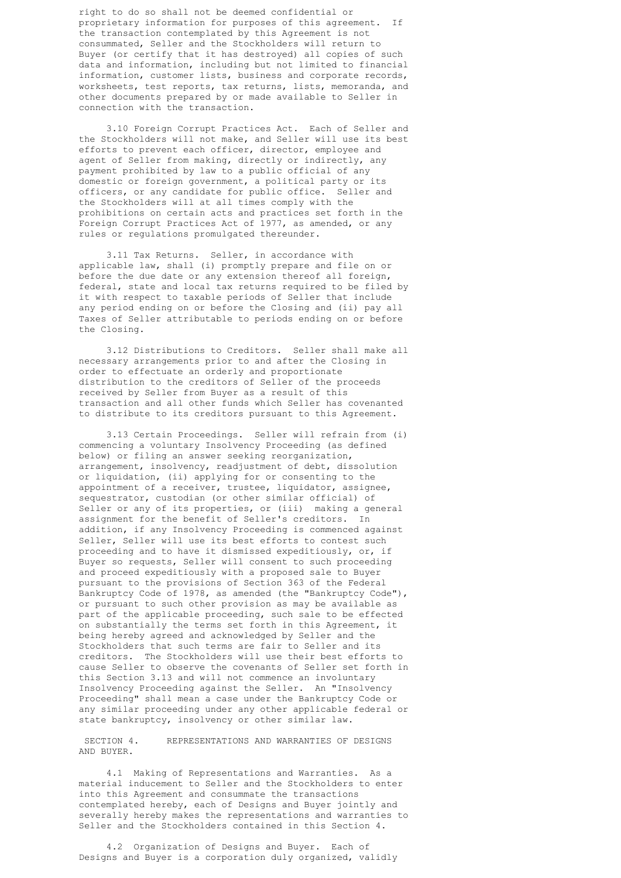right to do so shall not be deemed confidential or proprietary information for purposes of this agreement. If the transaction contemplated by this Agreement is not consummated, Seller and the Stockholders will return to Buyer (or certify that it has destroyed) all copies of such data and information, including but not limited to financial information, customer lists, business and corporate records, worksheets, test reports, tax returns, lists, memoranda, and other documents prepared by or made available to Seller in connection with the transaction.

3.10 Foreign Corrupt Practices Act. Each of Seller and the Stockholders will not make, and Seller will use its best efforts to prevent each officer, director, employee and agent of Seller from making, directly or indirectly, any payment prohibited by law to a public official of any domestic or foreign government, a political party or its officers, or any candidate for public office. Seller and the Stockholders will at all times comply with the prohibitions on certain acts and practices set forth in the Foreign Corrupt Practices Act of 1977, as amended, or any rules or regulations promulgated thereunder.

3.11 Tax Returns. Seller, in accordance with applicable law, shall (i) promptly prepare and file on or before the due date or any extension thereof all foreign, federal, state and local tax returns required to be filed by it with respect to taxable periods of Seller that include any period ending on or before the Closing and (ii) pay all Taxes of Seller attributable to periods ending on or before the Closing.

3.12 Distributions to Creditors. Seller shall make all necessary arrangements prior to and after the Closing in order to effectuate an orderly and proportionate distribution to the creditors of Seller of the proceeds received by Seller from Buyer as a result of this transaction and all other funds which Seller has covenanted to distribute to its creditors pursuant to this Agreement.

3.13 Certain Proceedings. Seller will refrain from (i) commencing a voluntary Insolvency Proceeding (as defined below) or filing an answer seeking reorganization, arrangement, insolvency, readjustment of debt, dissolution or liquidation, (ii) applying for or consenting to the appointment of a receiver, trustee, liquidator, assignee, sequestrator, custodian (or other similar official) of Seller or any of its properties, or (iii) making a general assignment for the benefit of Seller's creditors. In addition, if any Insolvency Proceeding is commenced against Seller, Seller will use its best efforts to contest such proceeding and to have it dismissed expeditiously, or, if Buyer so requests, Seller will consent to such proceeding and proceed expeditiously with a proposed sale to Buyer pursuant to the provisions of Section 363 of the Federal Bankruptcy Code of 1978, as amended (the "Bankruptcy Code"), or pursuant to such other provision as may be available as part of the applicable proceeding, such sale to be effected on substantially the terms set forth in this Agreement, it being hereby agreed and acknowledged by Seller and the Stockholders that such terms are fair to Seller and its creditors. The Stockholders will use their best efforts to cause Seller to observe the covenants of Seller set forth in this Section 3.13 and will not commence an involuntary Insolvency Proceeding against the Seller. An "Insolvency Proceeding" shall mean a case under the Bankruptcy Code or any similar proceeding under any other applicable federal or state bankruptcy, insolvency or other similar law.

## SECTION 4. REPRESENTATIONS AND WARRANTIES OF DESIGNS AND BUYER.

4.1 Making of Representations and Warranties. As a material inducement to Seller and the Stockholders to enter into this Agreement and consummate the transactions contemplated hereby, each of Designs and Buyer jointly and severally hereby makes the representations and warranties to Seller and the Stockholders contained in this Section 4.

4.2 Organization of Designs and Buyer. Each of Designs and Buyer is a corporation duly organized, validly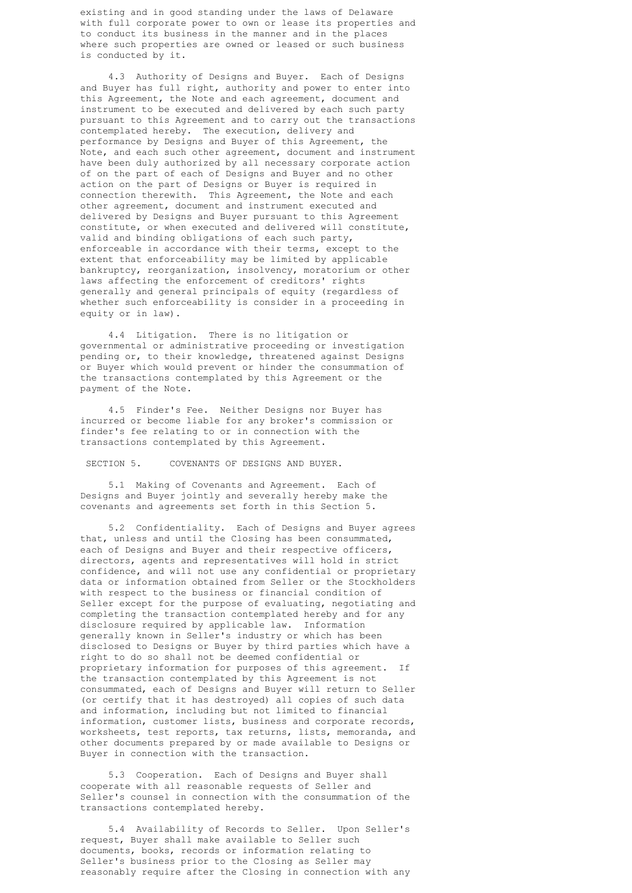existing and in good standing under the laws of Delaware with full corporate power to own or lease its properties and to conduct its business in the manner and in the places where such properties are owned or leased or such business is conducted by it.

4.3 Authority of Designs and Buyer. Each of Designs and Buyer has full right, authority and power to enter into this Agreement, the Note and each agreement, document and instrument to be executed and delivered by each such party pursuant to this Agreement and to carry out the transactions contemplated hereby. The execution, delivery and performance by Designs and Buyer of this Agreement, the Note, and each such other agreement, document and instrument have been duly authorized by all necessary corporate action of on the part of each of Designs and Buyer and no other action on the part of Designs or Buyer is required in connection therewith. This Agreement, the Note and each other agreement, document and instrument executed and delivered by Designs and Buyer pursuant to this Agreement constitute, or when executed and delivered will constitute, valid and binding obligations of each such party, enforceable in accordance with their terms, except to the extent that enforceability may be limited by applicable bankruptcy, reorganization, insolvency, moratorium or other laws affecting the enforcement of creditors' rights generally and general principals of equity (regardless of whether such enforceability is consider in a proceeding in equity or in law).

4.4 Litigation. There is no litigation or governmental or administrative proceeding or investigation pending or, to their knowledge, threatened against Designs or Buyer which would prevent or hinder the consummation of the transactions contemplated by this Agreement or the payment of the Note.

4.5 Finder's Fee. Neither Designs nor Buyer has incurred or become liable for any broker's commission or finder's fee relating to or in connection with the transactions contemplated by this Agreement.

SECTION 5. COVENANTS OF DESIGNS AND BUYER.

5.1 Making of Covenants and Agreement. Each of Designs and Buyer jointly and severally hereby make the covenants and agreements set forth in this Section 5.

5.2 Confidentiality. Each of Designs and Buyer agrees that, unless and until the Closing has been consummated, each of Designs and Buyer and their respective officers, directors, agents and representatives will hold in strict confidence, and will not use any confidential or proprietary data or information obtained from Seller or the Stockholders with respect to the business or financial condition of Seller except for the purpose of evaluating, negotiating and completing the transaction contemplated hereby and for any disclosure required by applicable law. Information generally known in Seller's industry or which has been disclosed to Designs or Buyer by third parties which have a right to do so shall not be deemed confidential or proprietary information for purposes of this agreement. If the transaction contemplated by this Agreement is not consummated, each of Designs and Buyer will return to Seller (or certify that it has destroyed) all copies of such data and information, including but not limited to financial information, customer lists, business and corporate records, worksheets, test reports, tax returns, lists, memoranda, and other documents prepared by or made available to Designs or Buyer in connection with the transaction.

5.3 Cooperation. Each of Designs and Buyer shall cooperate with all reasonable requests of Seller and Seller's counsel in connection with the consummation of the transactions contemplated hereby.

5.4 Availability of Records to Seller. Upon Seller's request, Buyer shall make available to Seller such documents, books, records or information relating to Seller's business prior to the Closing as Seller may reasonably require after the Closing in connection with any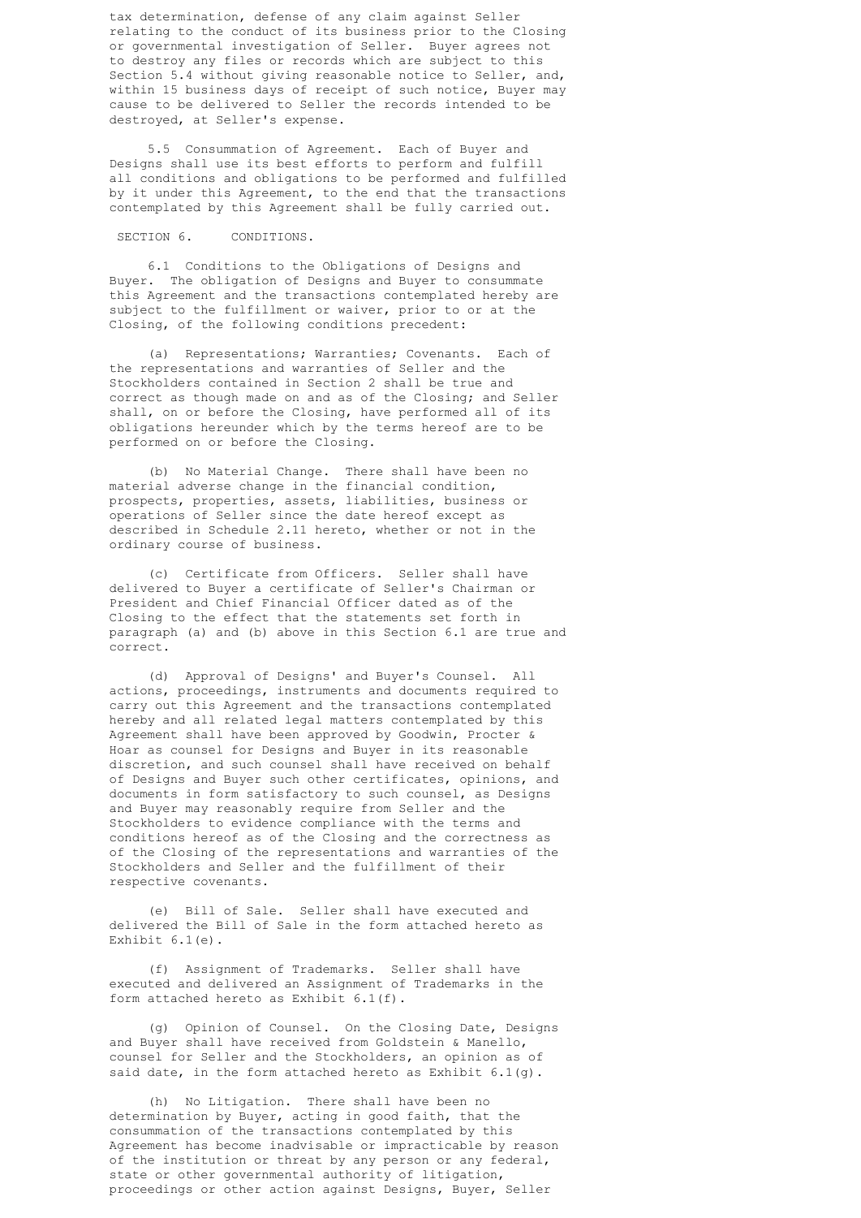tax determination, defense of any claim against Seller relating to the conduct of its business prior to the Closing or governmental investigation of Seller. Buyer agrees not to destroy any files or records which are subject to this Section 5.4 without giving reasonable notice to Seller, and, within 15 business days of receipt of such notice, Buyer may cause to be delivered to Seller the records intended to be destroyed, at Seller's expense.

5.5 Consummation of Agreement. Each of Buyer and Designs shall use its best efforts to perform and fulfill all conditions and obligations to be performed and fulfilled by it under this Agreement, to the end that the transactions contemplated by this Agreement shall be fully carried out.

## SECTION 6. CONDITIONS.

6.1 Conditions to the Obligations of Designs and Buyer. The obligation of Designs and Buyer to consummate this Agreement and the transactions contemplated hereby are subject to the fulfillment or waiver, prior to or at the Closing, of the following conditions precedent:

(a) Representations; Warranties; Covenants. Each of the representations and warranties of Seller and the Stockholders contained in Section 2 shall be true and correct as though made on and as of the Closing; and Seller shall, on or before the Closing, have performed all of its obligations hereunder which by the terms hereof are to be performed on or before the Closing.

(b) No Material Change. There shall have been no material adverse change in the financial condition, prospects, properties, assets, liabilities, business or operations of Seller since the date hereof except as described in Schedule 2.11 hereto, whether or not in the ordinary course of business.

(c) Certificate from Officers. Seller shall have delivered to Buyer a certificate of Seller's Chairman or President and Chief Financial Officer dated as of the Closing to the effect that the statements set forth in paragraph (a) and (b) above in this Section 6.1 are true and correct.

(d) Approval of Designs' and Buyer's Counsel. All actions, proceedings, instruments and documents required to carry out this Agreement and the transactions contemplated hereby and all related legal matters contemplated by this Agreement shall have been approved by Goodwin, Procter & Hoar as counsel for Designs and Buyer in its reasonable discretion, and such counsel shall have received on behalf of Designs and Buyer such other certificates, opinions, and documents in form satisfactory to such counsel, as Designs and Buyer may reasonably require from Seller and the Stockholders to evidence compliance with the terms and conditions hereof as of the Closing and the correctness as of the Closing of the representations and warranties of the Stockholders and Seller and the fulfillment of their respective covenants.

(e) Bill of Sale. Seller shall have executed and delivered the Bill of Sale in the form attached hereto as Exhibit 6.1(e).

(f) Assignment of Trademarks. Seller shall have executed and delivered an Assignment of Trademarks in the form attached hereto as Exhibit 6.1(f).

(g) Opinion of Counsel. On the Closing Date, Designs and Buyer shall have received from Goldstein & Manello, counsel for Seller and the Stockholders, an opinion as of said date, in the form attached hereto as Exhibit 6.1(g).

(h) No Litigation. There shall have been no determination by Buyer, acting in good faith, that the consummation of the transactions contemplated by this Agreement has become inadvisable or impracticable by reason of the institution or threat by any person or any federal, state or other governmental authority of litigation, proceedings or other action against Designs, Buyer, Seller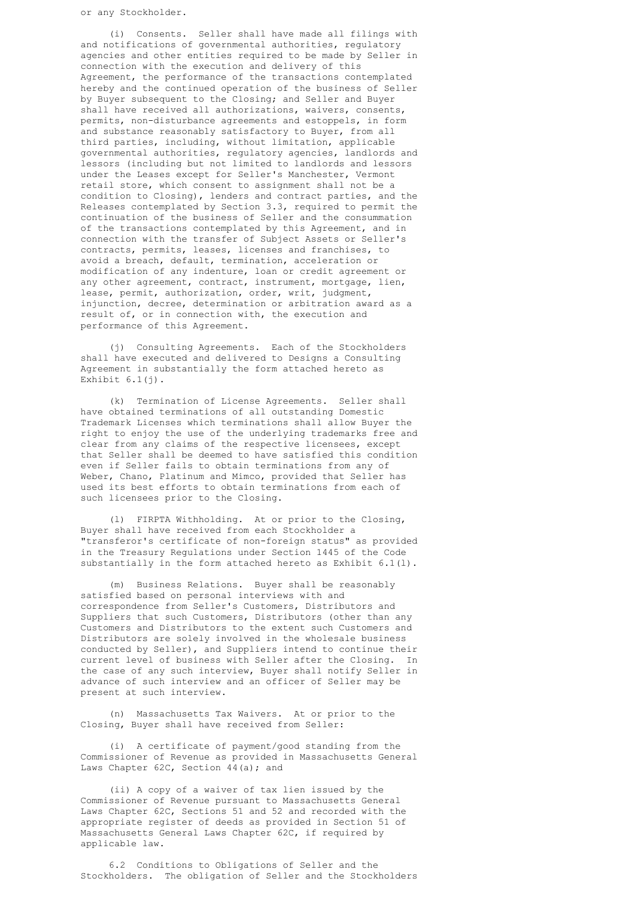or any Stockholder.

(i) Consents. Seller shall have made all filings with and notifications of governmental authorities, regulatory agencies and other entities required to be made by Seller in connection with the execution and delivery of this Agreement, the performance of the transactions contemplated hereby and the continued operation of the business of Seller by Buyer subsequent to the Closing; and Seller and Buyer shall have received all authorizations, waivers, consents, permits, non-disturbance agreements and estoppels, in form and substance reasonably satisfactory to Buyer, from all third parties, including, without limitation, applicable governmental authorities, regulatory agencies, landlords and lessors (including but not limited to landlords and lessors under the Leases except for Seller's Manchester, Vermont retail store, which consent to assignment shall not be a condition to Closing), lenders and contract parties, and the Releases contemplated by Section 3.3, required to permit the continuation of the business of Seller and the consummation of the transactions contemplated by this Agreement, and in connection with the transfer of Subject Assets or Seller's contracts, permits, leases, licenses and franchises, to avoid a breach, default, termination, acceleration or modification of any indenture, loan or credit agreement or any other agreement, contract, instrument, mortgage, lien, lease, permit, authorization, order, writ, judgment, injunction, decree, determination or arbitration award as a result of, or in connection with, the execution and performance of this Agreement.

(j) Consulting Agreements. Each of the Stockholders shall have executed and delivered to Designs a Consulting Agreement in substantially the form attached hereto as Exhibit 6.1(j).

(k) Termination of License Agreements. Seller shall have obtained terminations of all outstanding Domestic Trademark Licenses which terminations shall allow Buyer the right to enjoy the use of the underlying trademarks free and clear from any claims of the respective licensees, except that Seller shall be deemed to have satisfied this condition even if Seller fails to obtain terminations from any of Weber, Chano, Platinum and Mimco, provided that Seller has used its best efforts to obtain terminations from each of such licensees prior to the Closing.

(l) FIRPTA Withholding. At or prior to the Closing, Buyer shall have received from each Stockholder a "transferor's certificate of non-foreign status" as provided in the Treasury Regulations under Section 1445 of the Code substantially in the form attached hereto as Exhibit 6.1(l).

(m) Business Relations. Buyer shall be reasonably satisfied based on personal interviews with and correspondence from Seller's Customers, Distributors and Suppliers that such Customers, Distributors (other than any Customers and Distributors to the extent such Customers and Distributors are solely involved in the wholesale business conducted by Seller), and Suppliers intend to continue their current level of business with Seller after the Closing. In the case of any such interview, Buyer shall notify Seller in advance of such interview and an officer of Seller may be present at such interview.

(n) Massachusetts Tax Waivers. At or prior to the Closing, Buyer shall have received from Seller:

(i) A certificate of payment/good standing from the Commissioner of Revenue as provided in Massachusetts General Laws Chapter 62C, Section 44(a); and

(ii) A copy of a waiver of tax lien issued by the Commissioner of Revenue pursuant to Massachusetts General Laws Chapter 62C, Sections 51 and 52 and recorded with the appropriate register of deeds as provided in Section 51 of Massachusetts General Laws Chapter 62C, if required by applicable law.

6.2 Conditions to Obligations of Seller and the Stockholders. The obligation of Seller and the Stockholders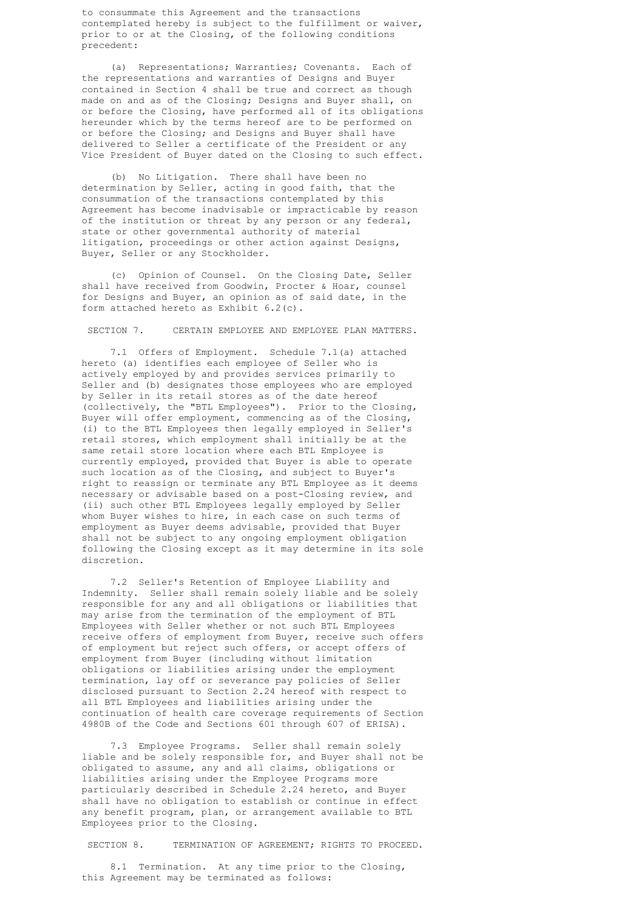to consummate this Agreement and the transactions contemplated hereby is subject to the fulfillment or waiver, prior to or at the Closing, of the following conditions precedent:

(a) Representations; Warranties; Covenants. Each of the representations and warranties of Designs and Buyer contained in Section 4 shall be true and correct as though made on and as of the Closing; Designs and Buyer shall, on or before the Closing, have performed all of its obligations hereunder which by the terms hereof are to be performed on or before the Closing; and Designs and Buyer shall have delivered to Seller a certificate of the President or any Vice President of Buyer dated on the Closing to such effect.

(b) No Litigation. There shall have been no determination by Seller, acting in good faith, that the consummation of the transactions contemplated by this Agreement has become inadvisable or impracticable by reason of the institution or threat by any person or any federal, state or other governmental authority of material litigation, proceedings or other action against Designs, Buyer, Seller or any Stockholder.

(c) Opinion of Counsel. On the Closing Date, Seller shall have received from Goodwin, Procter & Hoar, counsel for Designs and Buyer, an opinion as of said date, in the form attached hereto as Exhibit 6.2(c).

## SECTION 7. CERTAIN EMPLOYEE AND EMPLOYEE PLAN MATTERS.

7.1 Offers of Employment. Schedule 7.1(a) attached hereto (a) identifies each employee of Seller who is actively employed by and provides services primarily to Seller and (b) designates those employees who are employed by Seller in its retail stores as of the date hereof (collectively, the "BTL Employees"). Prior to the Closing, Buyer will offer employment, commencing as of the Closing, (i) to the BTL Employees then legally employed in Seller's retail stores, which employment shall initially be at the same retail store location where each BTL Employee is currently employed, provided that Buyer is able to operate such location as of the Closing, and subject to Buyer's right to reassign or terminate any BTL Employee as it deems necessary or advisable based on a post-Closing review, and (ii) such other BTL Employees legally employed by Seller whom Buyer wishes to hire, in each case on such terms of employment as Buyer deems advisable, provided that Buyer shall not be subject to any ongoing employment obligation following the Closing except as it may determine in its sole discretion.

7.2 Seller's Retention of Employee Liability and Indemnity. Seller shall remain solely liable and be solely responsible for any and all obligations or liabilities that may arise from the termination of the employment of BTL Employees with Seller whether or not such BTL Employees receive offers of employment from Buyer, receive such offers of employment but reject such offers, or accept offers of employment from Buyer (including without limitation obligations or liabilities arising under the employment termination, lay off or severance pay policies of Seller disclosed pursuant to Section 2.24 hereof with respect to all BTL Employees and liabilities arising under the continuation of health care coverage requirements of Section 4980B of the Code and Sections 601 through 607 of ERISA).

7.3 Employee Programs. Seller shall remain solely liable and be solely responsible for, and Buyer shall not be obligated to assume, any and all claims, obligations or liabilities arising under the Employee Programs more particularly described in Schedule 2.24 hereto, and Buyer shall have no obligation to establish or continue in effect any benefit program, plan, or arrangement available to BTL Employees prior to the Closing.

## SECTION 8. TERMINATION OF AGREEMENT; RIGHTS TO PROCEED.

8.1 Termination. At any time prior to the Closing, this Agreement may be terminated as follows: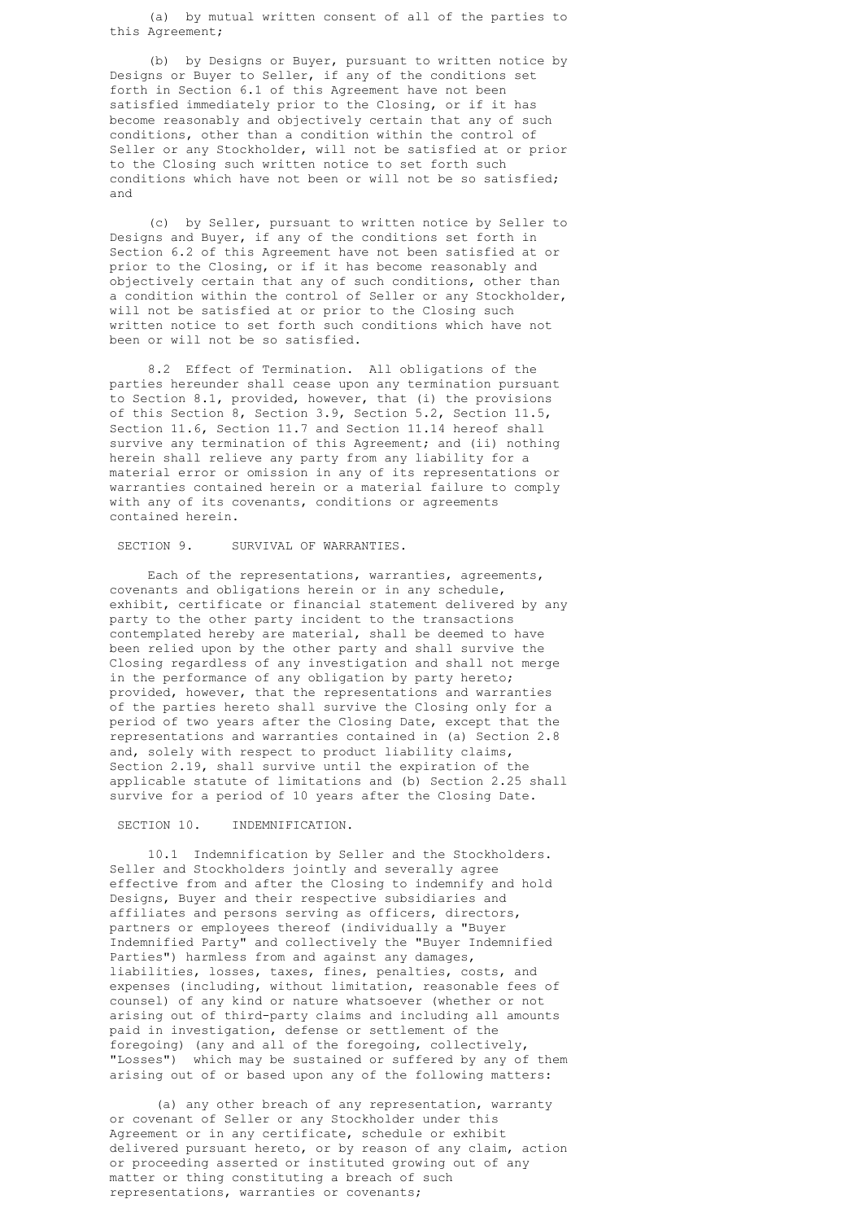(a) by mutual written consent of all of the parties to this Agreement;

(b) by Designs or Buyer, pursuant to written notice by Designs or Buyer to Seller, if any of the conditions set forth in Section 6.1 of this Agreement have not been satisfied immediately prior to the Closing, or if it has become reasonably and objectively certain that any of such conditions, other than a condition within the control of Seller or any Stockholder, will not be satisfied at or prior to the Closing such written notice to set forth such conditions which have not been or will not be so satisfied; and

(c) by Seller, pursuant to written notice by Seller to Designs and Buyer, if any of the conditions set forth in Section 6.2 of this Agreement have not been satisfied at or prior to the Closing, or if it has become reasonably and objectively certain that any of such conditions, other than a condition within the control of Seller or any Stockholder, will not be satisfied at or prior to the Closing such written notice to set forth such conditions which have not been or will not be so satisfied.

8.2 Effect of Termination. All obligations of the parties hereunder shall cease upon any termination pursuant to Section 8.1, provided, however, that (i) the provisions of this Section 8, Section 3.9, Section 5.2, Section 11.5, Section 11.6, Section 11.7 and Section 11.14 hereof shall survive any termination of this Agreement; and (ii) nothing herein shall relieve any party from any liability for a material error or omission in any of its representations or warranties contained herein or a material failure to comply with any of its covenants, conditions or agreements contained herein.

## SECTION 9. SURVIVAL OF WARRANTIES.

Each of the representations, warranties, agreements, covenants and obligations herein or in any schedule, exhibit, certificate or financial statement delivered by any party to the other party incident to the transactions contemplated hereby are material, shall be deemed to have been relied upon by the other party and shall survive the Closing regardless of any investigation and shall not merge in the performance of any obligation by party hereto; provided, however, that the representations and warranties of the parties hereto shall survive the Closing only for a period of two years after the Closing Date, except that the representations and warranties contained in (a) Section 2.8 and, solely with respect to product liability claims, Section 2.19, shall survive until the expiration of the applicable statute of limitations and (b) Section 2.25 shall survive for a period of 10 years after the Closing Date.

## SECTION 10. INDEMNIFICATION.

10.1 Indemnification by Seller and the Stockholders. Seller and Stockholders jointly and severally agree effective from and after the Closing to indemnify and hold Designs, Buyer and their respective subsidiaries and affiliates and persons serving as officers, directors, partners or employees thereof (individually a "Buyer Indemnified Party" and collectively the "Buyer Indemnified Parties") harmless from and against any damages, liabilities, losses, taxes, fines, penalties, costs, and expenses (including, without limitation, reasonable fees of counsel) of any kind or nature whatsoever (whether or not arising out of third-party claims and including all amounts paid in investigation, defense or settlement of the foregoing) (any and all of the foregoing, collectively, "Losses") which may be sustained or suffered by any of them arising out of or based upon any of the following matters:

(a) any other breach of any representation, warranty or covenant of Seller or any Stockholder under this Agreement or in any certificate, schedule or exhibit delivered pursuant hereto, or by reason of any claim, action or proceeding asserted or instituted growing out of any matter or thing constituting a breach of such representations, warranties or covenants;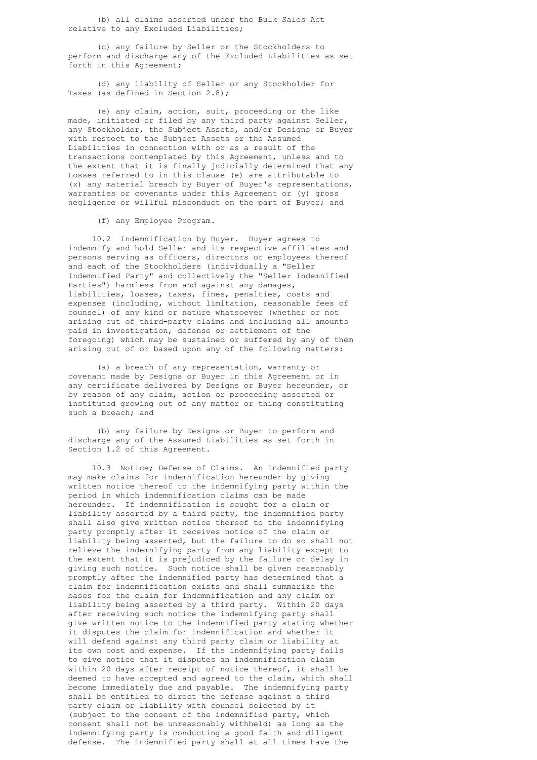(b) all claims asserted under the Bulk Sales Act relative to any Excluded Liabilities;

(c) any failure by Seller or the Stockholders to perform and discharge any of the Excluded Liabilities as set forth in this Agreement;

(d) any liability of Seller or any Stockholder for Taxes (as defined in Section 2.8);

(e) any claim, action, suit, proceeding or the like made, initiated or filed by any third party against Seller, any Stockholder, the Subject Assets, and/or Designs or Buyer with respect to the Subject Assets or the Assumed Liabilities in connection with or as a result of the transactions contemplated by this Agreement, unless and to the extent that it is finally judicially determined that any Losses referred to in this clause (e) are attributable to (x) any material breach by Buyer of Buyer's representations, warranties or covenants under this Agreement or (y) gross negligence or willful misconduct on the part of Buyer; and

(f) any Employee Program.

10.2 Indemnification by Buyer. Buyer agrees to indemnify and hold Seller and its respective affiliates and persons serving as officers, directors or employees thereof and each of the Stockholders (individually a "Seller Indemnified Party" and collectively the "Seller Indemnified Parties") harmless from and against any damages, liabilities, losses, taxes, fines, penalties, costs and expenses (including, without limitation, reasonable fees of counsel) of any kind or nature whatsoever (whether or not arising out of third-party claims and including all amounts paid in investigation, defense or settlement of the foregoing) which may be sustained or suffered by any of them arising out of or based upon any of the following matters:

(a) a breach of any representation, warranty or covenant made by Designs or Buyer in this Agreement or in any certificate delivered by Designs or Buyer hereunder, or by reason of any claim, action or proceeding asserted or instituted growing out of any matter or thing constituting such a breach; and

(b) any failure by Designs or Buyer to perform and discharge any of the Assumed Liabilities as set forth in Section 1.2 of this Agreement.

10.3 Notice; Defense of Claims. An indemnified party may make claims for indemnification hereunder by giving written notice thereof to the indemnifying party within the period in which indemnification claims can be made hereunder. If indemnification is sought for a claim or liability asserted by a third party, the indemnified party shall also give written notice thereof to the indemnifying party promptly after it receives notice of the claim or liability being asserted, but the failure to do so shall not relieve the indemnifying party from any liability except to the extent that it is prejudiced by the failure or delay in giving such notice. Such notice shall be given reasonably promptly after the indemnified party has determined that a claim for indemnification exists and shall summarize the bases for the claim for indemnification and any claim or liability being asserted by a third party. Within 20 days after receiving such notice the indemnifying party shall give written notice to the indemnified party stating whether it disputes the claim for indemnification and whether it will defend against any third party claim or liability at its own cost and expense. If the indemnifying party fails to give notice that it disputes an indemnification claim within 20 days after receipt of notice thereof, it shall be deemed to have accepted and agreed to the claim, which shall become immediately due and payable. The indemnifying party shall be entitled to direct the defense against a third party claim or liability with counsel selected by it (subject to the consent of the indemnified party, which consent shall not be unreasonably withheld) as long as the indemnifying party is conducting a good faith and diligent defense. The indemnified party shall at all times have the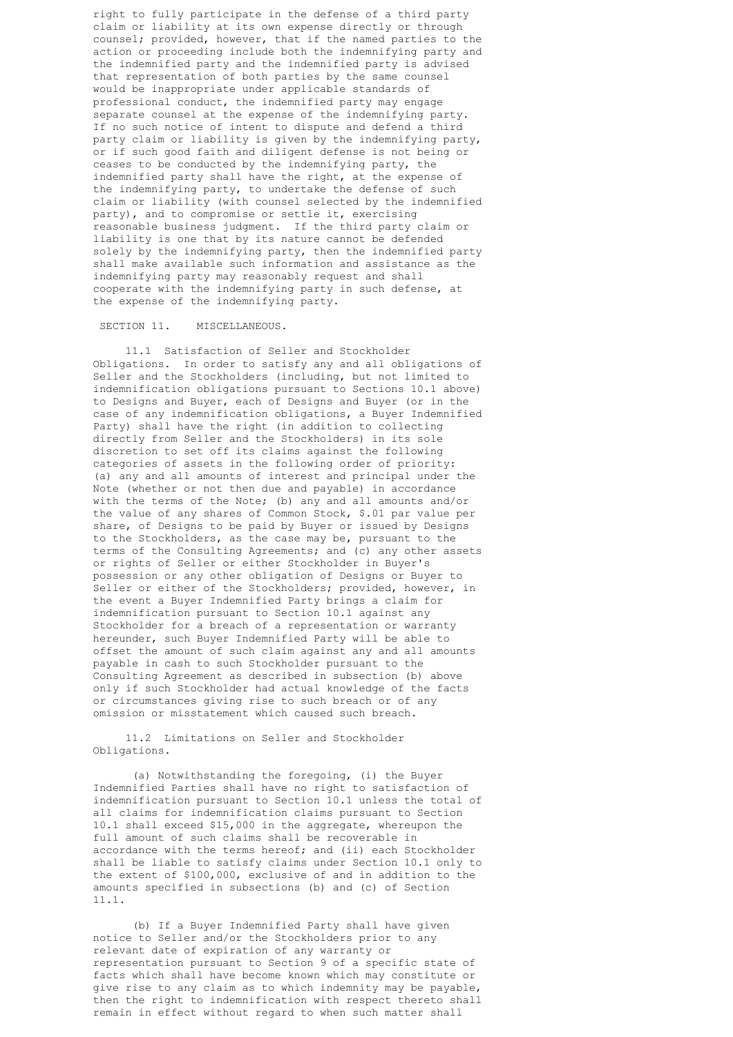right to fully participate in the defense of a third party claim or liability at its own expense directly or through counsel; provided, however, that if the named parties to the action or proceeding include both the indemnifying party and the indemnified party and the indemnified party is advised that representation of both parties by the same counsel would be inappropriate under applicable standards of professional conduct, the indemnified party may engage separate counsel at the expense of the indemnifying party. If no such notice of intent to dispute and defend a third party claim or liability is given by the indemnifying party, or if such good faith and diligent defense is not being or ceases to be conducted by the indemnifying party, the indemnified party shall have the right, at the expense of the indemnifying party, to undertake the defense of such claim or liability (with counsel selected by the indemnified party), and to compromise or settle it, exercising reasonable business judgment. If the third party claim or liability is one that by its nature cannot be defended solely by the indemnifying party, then the indemnified party shall make available such information and assistance as the indemnifying party may reasonably request and shall cooperate with the indemnifying party in such defense, at the expense of the indemnifying party.

SECTION 11. MISCELLANEOUS.

11.1 Satisfaction of Seller and Stockholder Obligations. In order to satisfy any and all obligations of Seller and the Stockholders (including, but not limited to indemnification obligations pursuant to Sections 10.1 above) to Designs and Buyer, each of Designs and Buyer (or in the case of any indemnification obligations, a Buyer Indemnified Party) shall have the right (in addition to collecting directly from Seller and the Stockholders) in its sole discretion to set off its claims against the following categories of assets in the following order of priority: (a) any and all amounts of interest and principal under the Note (whether or not then due and payable) in accordance with the terms of the Note; (b) any and all amounts and/or the value of any shares of Common Stock, $.01 par value per share, of Designs to be paid by Buyer or issued by Designs to the Stockholders, as the case may be, pursuant to the terms of the Consulting Agreements; and (c) any other assets or rights of Seller or either Stockholder in Buyer's possession or any other obligation of Designs or Buyer to Seller or either of the Stockholders; provided, however, in the event a Buyer Indemnified Party brings a claim for indemnification pursuant to Section 10.1 against any Stockholder for a breach of a representation or warranty hereunder, such Buyer Indemnified Party will be able to offset the amount of such claim against any and all amounts payable in cash to such Stockholder pursuant to the Consulting Agreement as described in subsection (b) above only if such Stockholder had actual knowledge of the facts or circumstances giving rise to such breach or of any omission or misstatement which caused such breach.

11.2 Limitations on Seller and Stockholder Obligations.

(a) Notwithstanding the foregoing, (i) the Buyer Indemnified Parties shall have no right to satisfaction of indemnification pursuant to Section 10.1 unless the total of all claims for indemnification claims pursuant to Section 10.1 shall exceed $15,000 in the aggregate, whereupon the full amount of such claims shall be recoverable in accordance with the terms hereof; and (ii) each Stockholder shall be liable to satisfy claims under Section 10.1 only to the extent of $100,000, exclusive of and in addition to the amounts specified in subsections (b) and (c) of Section 11.1.

(b) If a Buyer Indemnified Party shall have given notice to Seller and/or the Stockholders prior to any relevant date of expiration of any warranty or representation pursuant to Section 9 of a specific state of facts which shall have become known which may constitute or give rise to any claim as to which indemnity may be payable, then the right to indemnification with respect thereto shall remain in effect without regard to when such matter shall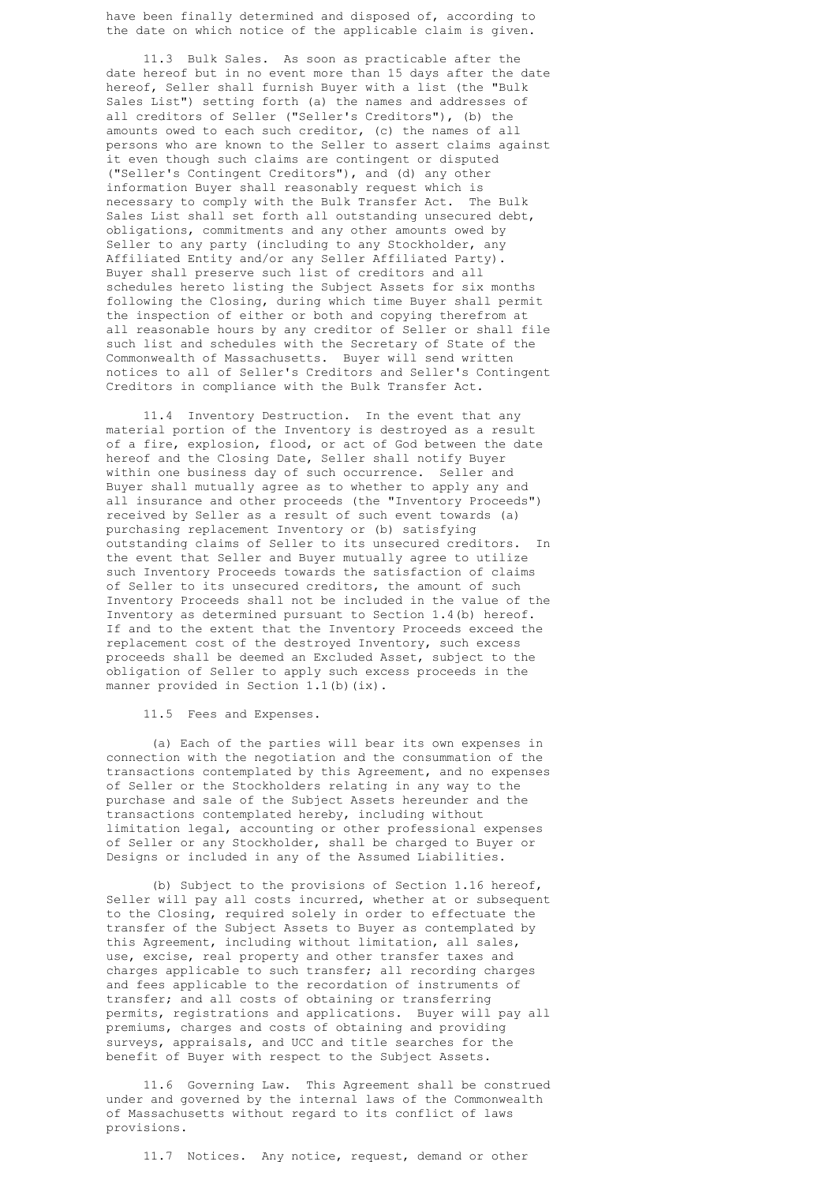have been finally determined and disposed of, according to the date on which notice of the applicable claim is given.

11.3 Bulk Sales. As soon as practicable after the date hereof but in no event more than 15 days after the date hereof, Seller shall furnish Buyer with a list (the "Bulk Sales List") setting forth (a) the names and addresses of all creditors of Seller ("Seller's Creditors"), (b) the amounts owed to each such creditor, (c) the names of all persons who are known to the Seller to assert claims against it even though such claims are contingent or disputed ("Seller's Contingent Creditors"), and (d) any other information Buyer shall reasonably request which is necessary to comply with the Bulk Transfer Act. The Bulk Sales List shall set forth all outstanding unsecured debt, obligations, commitments and any other amounts owed by Seller to any party (including to any Stockholder, any Affiliated Entity and/or any Seller Affiliated Party). Buyer shall preserve such list of creditors and all schedules hereto listing the Subject Assets for six months following the Closing, during which time Buyer shall permit the inspection of either or both and copying therefrom at all reasonable hours by any creditor of Seller or shall file such list and schedules with the Secretary of State of the Commonwealth of Massachusetts. Buyer will send written notices to all of Seller's Creditors and Seller's Contingent Creditors in compliance with the Bulk Transfer Act.

11.4 Inventory Destruction. In the event that any material portion of the Inventory is destroyed as a result of a fire, explosion, flood, or act of God between the date hereof and the Closing Date, Seller shall notify Buyer within one business day of such occurrence. Seller and Buyer shall mutually agree as to whether to apply any and all insurance and other proceeds (the "Inventory Proceeds") received by Seller as a result of such event towards (a) purchasing replacement Inventory or (b) satisfying outstanding claims of Seller to its unsecured creditors. In the event that Seller and Buyer mutually agree to utilize such Inventory Proceeds towards the satisfaction of claims of Seller to its unsecured creditors, the amount of such Inventory Proceeds shall not be included in the value of the Inventory as determined pursuant to Section 1.4(b) hereof. If and to the extent that the Inventory Proceeds exceed the replacement cost of the destroyed Inventory, such excess proceeds shall be deemed an Excluded Asset, subject to the obligation of Seller to apply such excess proceeds in the manner provided in Section 1.1(b)(ix).

11.5 Fees and Expenses.

(a) Each of the parties will bear its own expenses in connection with the negotiation and the consummation of the transactions contemplated by this Agreement, and no expenses of Seller or the Stockholders relating in any way to the purchase and sale of the Subject Assets hereunder and the transactions contemplated hereby, including without limitation legal, accounting or other professional expenses of Seller or any Stockholder, shall be charged to Buyer or Designs or included in any of the Assumed Liabilities.

(b) Subject to the provisions of Section 1.16 hereof, Seller will pay all costs incurred, whether at or subsequent to the Closing, required solely in order to effectuate the transfer of the Subject Assets to Buyer as contemplated by this Agreement, including without limitation, all sales, use, excise, real property and other transfer taxes and charges applicable to such transfer; all recording charges and fees applicable to the recordation of instruments of transfer; and all costs of obtaining or transferring permits, registrations and applications. Buyer will pay all premiums, charges and costs of obtaining and providing surveys, appraisals, and UCC and title searches for the benefit of Buyer with respect to the Subject Assets.

11.6 Governing Law. This Agreement shall be construed under and governed by the internal laws of the Commonwealth of Massachusetts without regard to its conflict of laws provisions.

11.7 Notices. Any notice, request, demand or other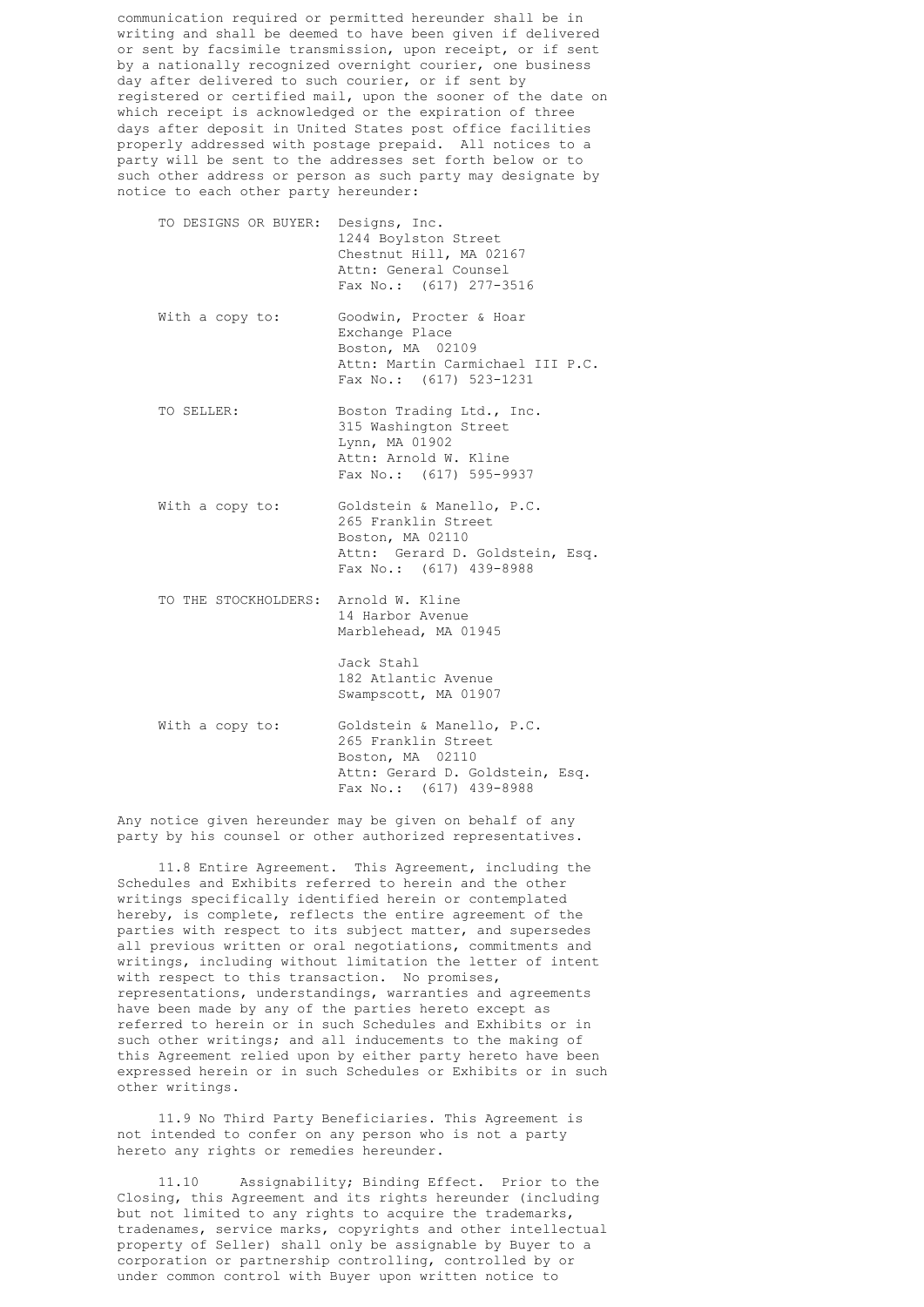communication required or permitted hereunder shall be in writing and shall be deemed to have been given if delivered or sent by facsimile transmission, upon receipt, or if sent by a nationally recognized overnight courier, one business day after delivered to such courier, or if sent by registered or certified mail, upon the sooner of the date on which receipt is acknowledged or the expiration of three days after deposit in United States post office facilities properly addressed with postage prepaid. All notices to a party will be sent to the addresses set forth below or to such other address or person as such party may designate by notice to each other party hereunder:

| | |
|---|---|
| TO DESIGNS OR BUYER: | Designs, Inc.<br>1244 Boylston Street<br>Chestnut Hill, MA 02167<br>Attn: General Counsel<br>Fax No.: (617) 277-3516 |
| With a copy to: | Goodwin, Procter & Hoar<br>Exchange Place<br>Boston, MA 02109<br>Attn: Martin Carmichael III P.C.<br>Fax No.: (617) 523-1231 |
| TO SELLER: | Boston Trading Ltd., Inc.<br>315 Washington Street<br>Lynn, MA 01902<br>Attn: Arnold W. Kline<br>Fax No.: (617) 595-9937 |
| With a copy to: | Goldstein & Manello, P.C.<br>265 Franklin Street<br>Boston, MA 02110<br>Attn: Gerard D. Goldstein, Esq.<br>Fax No.: (617) 439-8988 |
| TO THE STOCKHOLDERS: | Arnold W. Kline<br>14 Harbor Avenue<br>Marblehead, MA 01945<br><br>Jack Stahl<br>182 Atlantic Avenue<br>Swampscott, MA 01907 |
| With a copy to: | Goldstein & Manello, P.C.<br>265 Franklin Street<br>Boston, MA 02110<br>Attn: Gerard D. Goldstein, Esq.<br>Fax No.: (617) 439-8988 |

Any notice given hereunder may be given on behalf of any party by his counsel or other authorized representatives.

11.8 Entire Agreement. This Agreement, including the Schedules and Exhibits referred to herein and the other writings specifically identified herein or contemplated hereby, is complete, reflects the entire agreement of the parties with respect to its subject matter, and supersedes all previous written or oral negotiations, commitments and writings, including without limitation the letter of intent with respect to this transaction. No promises, representations, understandings, warranties and agreements have been made by any of the parties hereto except as referred to herein or in such Schedules and Exhibits or in such other writings; and all inducements to the making of this Agreement relied upon by either party hereto have been expressed herein or in such Schedules or Exhibits or in such other writings.

11.9 No Third Party Beneficiaries. This Agreement is not intended to confer on any person who is not a party hereto any rights or remedies hereunder.

11.10 Assignability; Binding Effect. Prior to the Closing, this Agreement and its rights hereunder (including but not limited to any rights to acquire the trademarks, tradenames, service marks, copyrights and other intellectual property of Seller) shall only be assignable by Buyer to a corporation or partnership controlling, controlled by or under common control with Buyer upon written notice to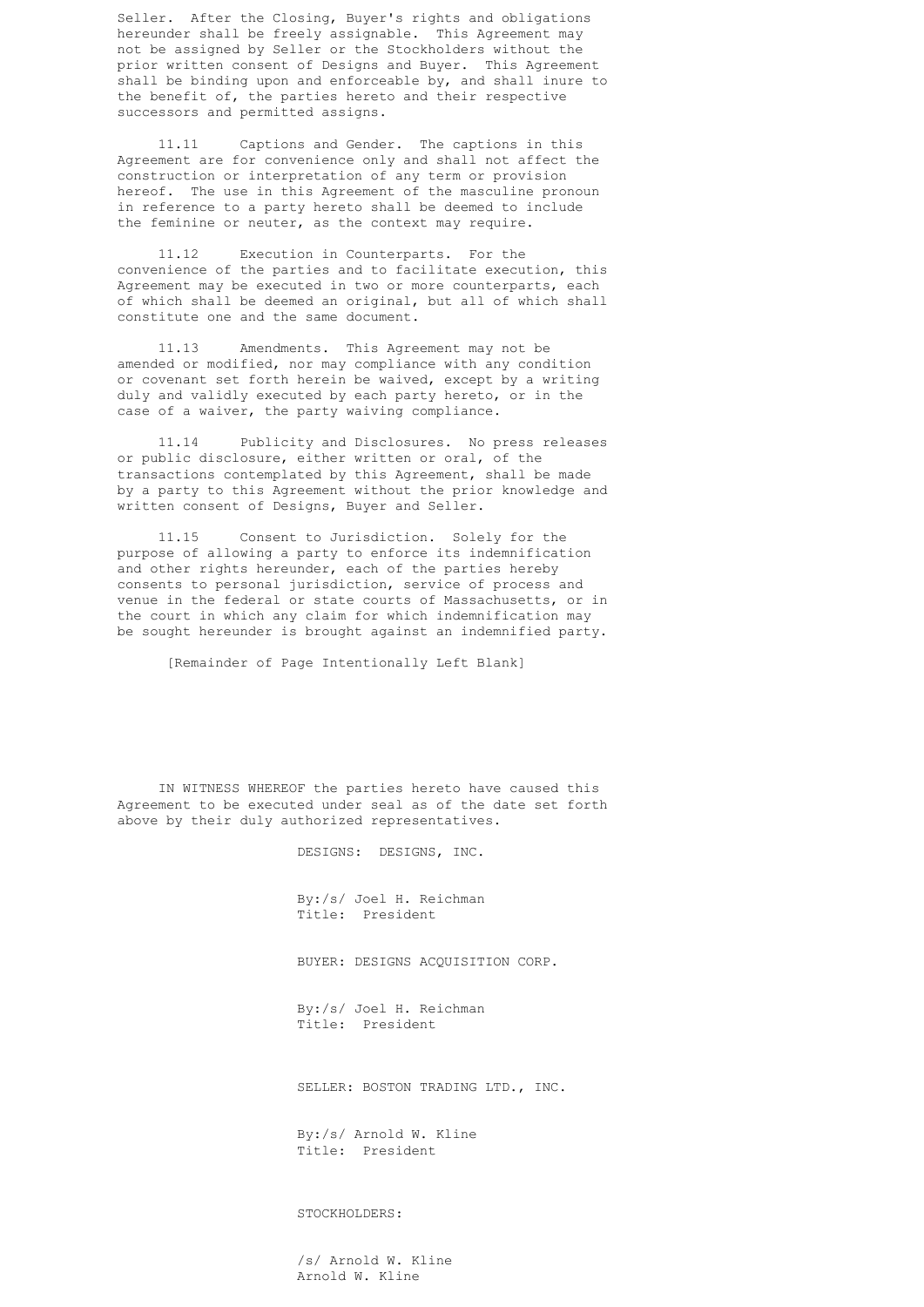Seller. After the Closing, Buyer's rights and obligations hereunder shall be freely assignable. This Agreement may not be assigned by Seller or the Stockholders without the prior written consent of Designs and Buyer. This Agreement shall be binding upon and enforceable by, and shall inure to the benefit of, the parties hereto and their respective successors and permitted assigns.

11.11 Captions and Gender. The captions in this Agreement are for convenience only and shall not affect the construction or interpretation of any term or provision hereof. The use in this Agreement of the masculine pronoun in reference to a party hereto shall be deemed to include the feminine or neuter, as the context may require.

11.12 Execution in Counterparts. For the convenience of the parties and to facilitate execution, this Agreement may be executed in two or more counterparts, each of which shall be deemed an original, but all of which shall constitute one and the same document.

11.13 Amendments. This Agreement may not be amended or modified, nor may compliance with any condition or covenant set forth herein be waived, except by a writing duly and validly executed by each party hereto, or in the case of a waiver, the party waiving compliance.

11.14 Publicity and Disclosures. No press releases or public disclosure, either written or oral, of the transactions contemplated by this Agreement, shall be made by a party to this Agreement without the prior knowledge and written consent of Designs, Buyer and Seller.

11.15 Consent to Jurisdiction. Solely for the purpose of allowing a party to enforce its indemnification and other rights hereunder, each of the parties hereby consents to personal jurisdiction, service of process and venue in the federal or state courts of Massachusetts, or in the court in which any claim for which indemnification may be sought hereunder is brought against an indemnified party.

[Remainder of Page Intentionally Left Blank]

IN WITNESS WHEREOF the parties hereto have caused this Agreement to be executed under seal as of the date set forth above by their duly authorized representatives.

DESIGNS: DESIGNS, INC.

By:/s/ Joel H. Reichman
Title: President

BUYER: DESIGNS ACQUISITION CORP.

By:/s/ Joel H. Reichman
Title: President

SELLER: BOSTON TRADING LTD., INC.

By:/s/ Arnold W. Kline
Title: President

STOCKHOLDERS:

/s/ Arnold W. Kline
Arnold W. Kline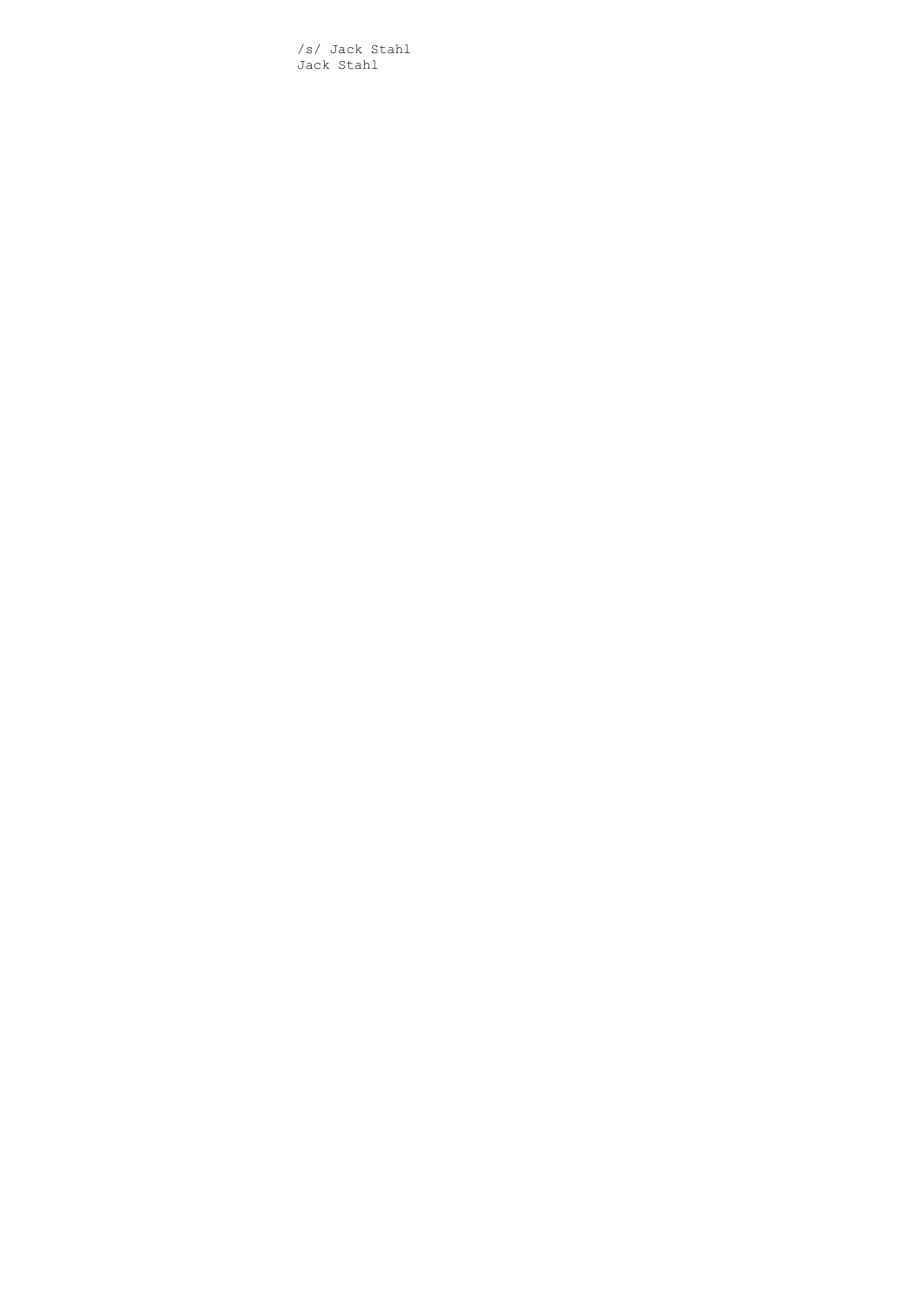/s/ Jack Stahl
Jack Stahl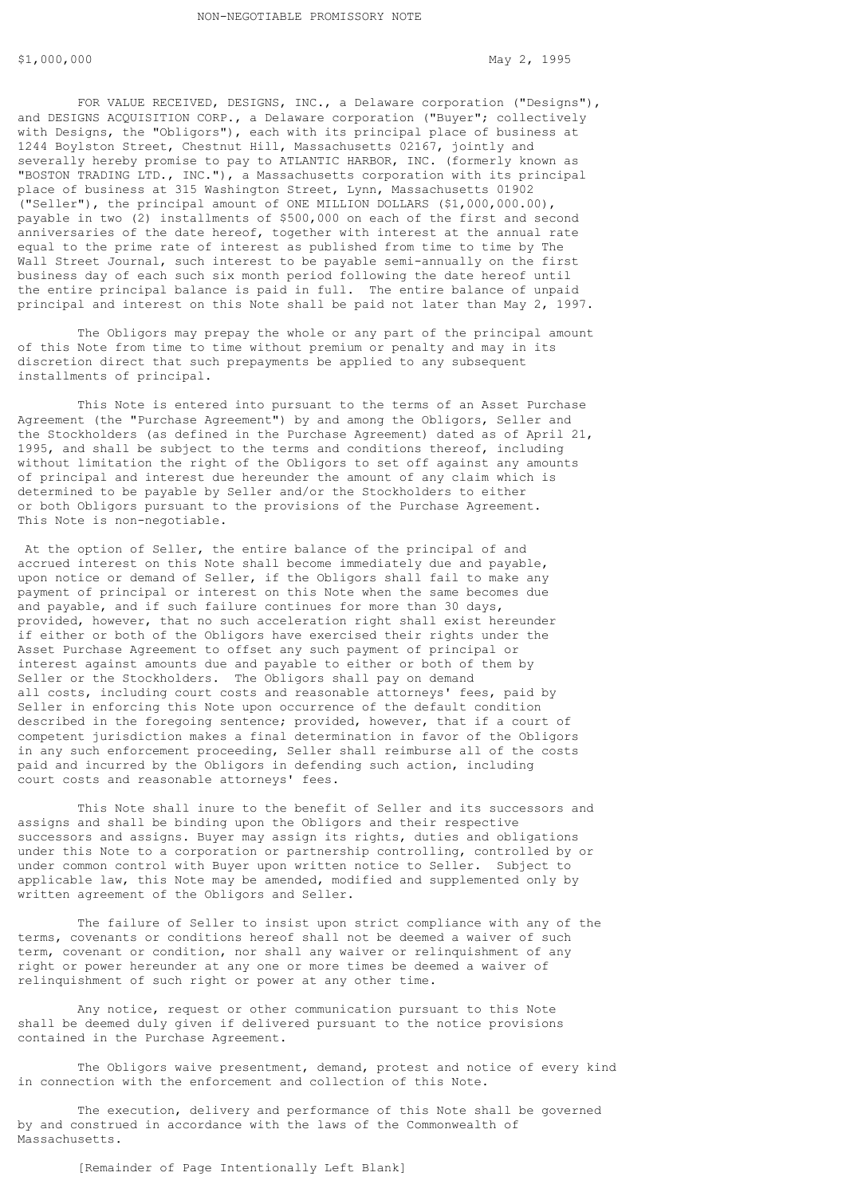# NON-NEGOTIABLE PROMISSORY NOTE

$1,000,000 May 2, 1995

FOR VALUE RECEIVED, DESIGNS, INC., a Delaware corporation ("Designs"), and DESIGNS ACQUISITION CORP., a Delaware corporation ("Buyer"; collectively with Designs, the "Obligors"), each with its principal place of business at 1244 Boylston Street, Chestnut Hill, Massachusetts 02167, jointly and severally hereby promise to pay to ATLANTIC HARBOR, INC. (formerly known as "BOSTON TRADING LTD., INC."), a Massachusetts corporation with its principal place of business at 315 Washington Street, Lynn, Massachusetts 01902 ("Seller"), the principal amount of ONE MILLION DOLLARS ($1,000,000.00), payable in two (2) installments of $500,000 on each of the first and second anniversaries of the date hereof, together with interest at the annual rate equal to the prime rate of interest as published from time to time by The Wall Street Journal, such interest to be payable semi-annually on the first business day of each such six month period following the date hereof until the entire principal balance is paid in full. The entire balance of unpaid principal and interest on this Note shall be paid not later than May 2, 1997.

The Obligors may prepay the whole or any part of the principal amount of this Note from time to time without premium or penalty and may in its discretion direct that such prepayments be applied to any subsequent installments of principal.

This Note is entered into pursuant to the terms of an Asset Purchase Agreement (the "Purchase Agreement") by and among the Obligors, Seller and the Stockholders (as defined in the Purchase Agreement) dated as of April 21, 1995, and shall be subject to the terms and conditions thereof, including without limitation the right of the Obligors to set off against any amounts of principal and interest due hereunder the amount of any claim which is determined to be payable by Seller and/or the Stockholders to either or both Obligors pursuant to the provisions of the Purchase Agreement. This Note is non-negotiable.

At the option of Seller, the entire balance of the principal of and accrued interest on this Note shall become immediately due and payable, upon notice or demand of Seller, if the Obligors shall fail to make any payment of principal or interest on this Note when the same becomes due and payable, and if such failure continues for more than 30 days, provided, however, that no such acceleration right shall exist hereunder if either or both of the Obligors have exercised their rights under the Asset Purchase Agreement to offset any such payment of principal or interest against amounts due and payable to either or both of them by Seller or the Stockholders. The Obligors shall pay on demand all costs, including court costs and reasonable attorneys' fees, paid by Seller in enforcing this Note upon occurrence of the default condition described in the foregoing sentence; provided, however, that if a court of competent jurisdiction makes a final determination in favor of the Obligors in any such enforcement proceeding, Seller shall reimburse all of the costs paid and incurred by the Obligors in defending such action, including court costs and reasonable attorneys' fees.

This Note shall inure to the benefit of Seller and its successors and assigns and shall be binding upon the Obligors and their respective successors and assigns. Buyer may assign its rights, duties and obligations under this Note to a corporation or partnership controlling, controlled by or under common control with Buyer upon written notice to Seller. Subject to applicable law, this Note may be amended, modified and supplemented only by written agreement of the Obligors and Seller.

The failure of Seller to insist upon strict compliance with any of the terms, covenants or conditions hereof shall not be deemed a waiver of such term, covenant or condition, nor shall any waiver or relinquishment of any right or power hereunder at any one or more times be deemed a waiver of relinquishment of such right or power at any other time.

Any notice, request or other communication pursuant to this Note shall be deemed duly given if delivered pursuant to the notice provisions contained in the Purchase Agreement.

The Obligors waive presentment, demand, protest and notice of every kind in connection with the enforcement and collection of this Note.

The execution, delivery and performance of this Note shall be governed by and construed in accordance with the laws of the Commonwealth of Massachusetts.

[Remainder of Page Intentionally Left Blank]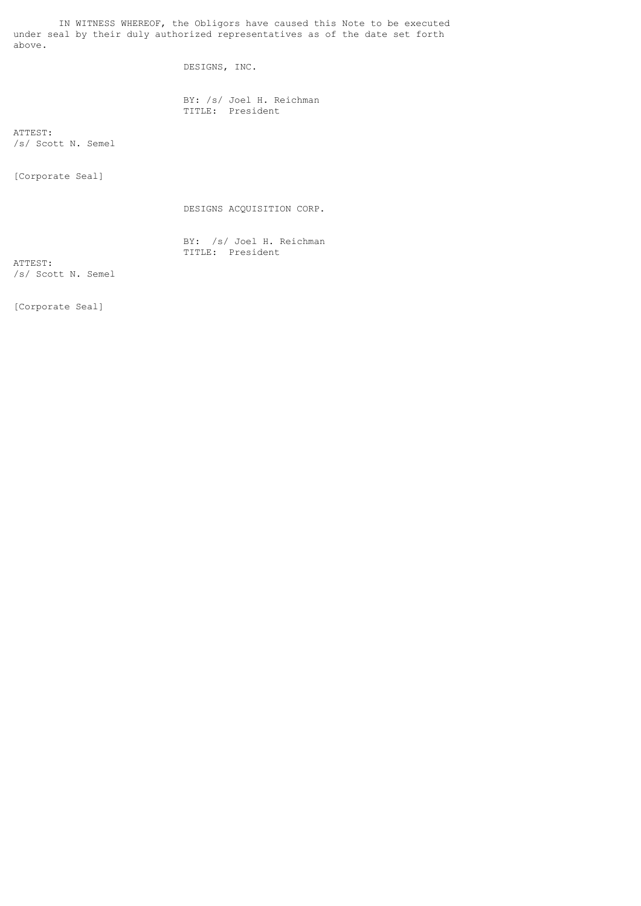IN WITNESS WHEREOF, the Obligors have caused this Note to be executed under seal by their duly authorized representatives as of the date set forth above.

DESIGNS, INC.

BY: /s/ Joel H. Reichman
TITLE: President

ATTEST:
/s/ Scott N. Semel

[Corporate Seal]

DESIGNS ACQUISITION CORP.

BY: /s/ Joel H. Reichman
TITLE: President

ATTEST:
/s/ Scott N. Semel

[Corporate Seal]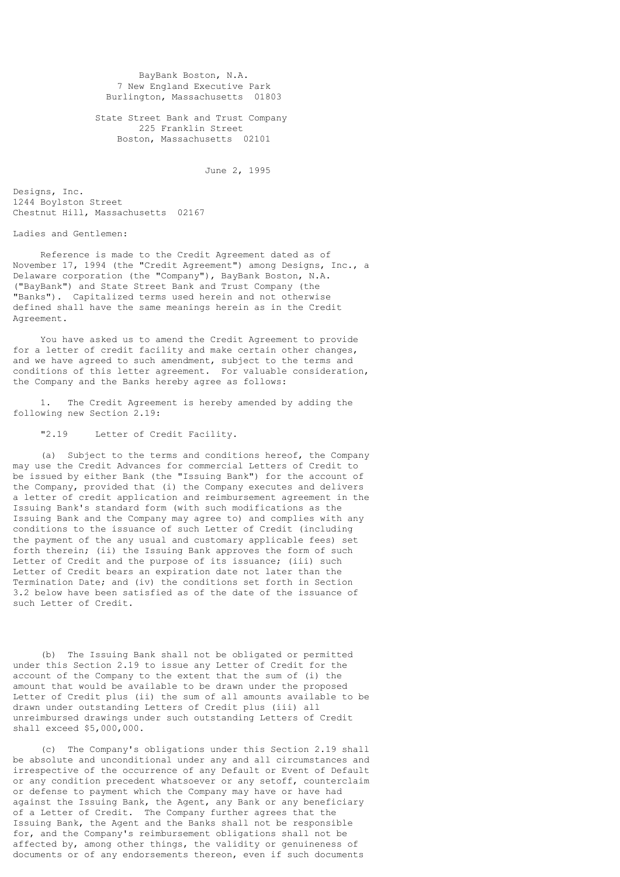BayBank Boston, N.A.
7 New England Executive Park
Burlington, Massachusetts 01803

State Street Bank and Trust Company
225 Franklin Street
Boston, Massachusetts 02101

June 2, 1995

Designs, Inc.
1244 Boylston Street
Chestnut Hill, Massachusetts 02167

Ladies and Gentlemen:

Reference is made to the Credit Agreement dated as of November 17, 1994 (the "Credit Agreement") among Designs, Inc., a Delaware corporation (the "Company"), BayBank Boston, N.A. ("BayBank") and State Street Bank and Trust Company (the "Banks"). Capitalized terms used herein and not otherwise defined shall have the same meanings herein as in the Credit Agreement.

You have asked us to amend the Credit Agreement to provide for a letter of credit facility and make certain other changes, and we have agreed to such amendment, subject to the terms and conditions of this letter agreement. For valuable consideration, the Company and the Banks hereby agree as follows:

1. The Credit Agreement is hereby amended by adding the following new Section 2.19:

"2.19 Letter of Credit Facility.

(a) Subject to the terms and conditions hereof, the Company may use the Credit Advances for commercial Letters of Credit to be issued by either Bank (the "Issuing Bank") for the account of the Company, provided that (i) the Company executes and delivers a letter of credit application and reimbursement agreement in the Issuing Bank's standard form (with such modifications as the Issuing Bank and the Company may agree to) and complies with any conditions to the issuance of such Letter of Credit (including the payment of the any usual and customary applicable fees) set forth therein; (ii) the Issuing Bank approves the form of such Letter of Credit and the purpose of its issuance; (iii) such Letter of Credit bears an expiration date not later than the Termination Date; and (iv) the conditions set forth in Section 3.2 below have been satisfied as of the date of the issuance of such Letter of Credit.

(b) The Issuing Bank shall not be obligated or permitted under this Section 2.19 to issue any Letter of Credit for the account of the Company to the extent that the sum of (i) the amount that would be available to be drawn under the proposed Letter of Credit plus (ii) the sum of all amounts available to be drawn under outstanding Letters of Credit plus (iii) all unreimbursed drawings under such outstanding Letters of Credit shall exceed $5,000,000.

(c) The Company's obligations under this Section 2.19 shall be absolute and unconditional under any and all circumstances and irrespective of the occurrence of any Default or Event of Default or any condition precedent whatsoever or any setoff, counterclaim or defense to payment which the Company may have or have had against the Issuing Bank, the Agent, any Bank or any beneficiary of a Letter of Credit. The Company further agrees that the Issuing Bank, the Agent and the Banks shall not be responsible for, and the Company's reimbursement obligations shall not be affected by, among other things, the validity or genuineness of documents or of any endorsements thereon, even if such documents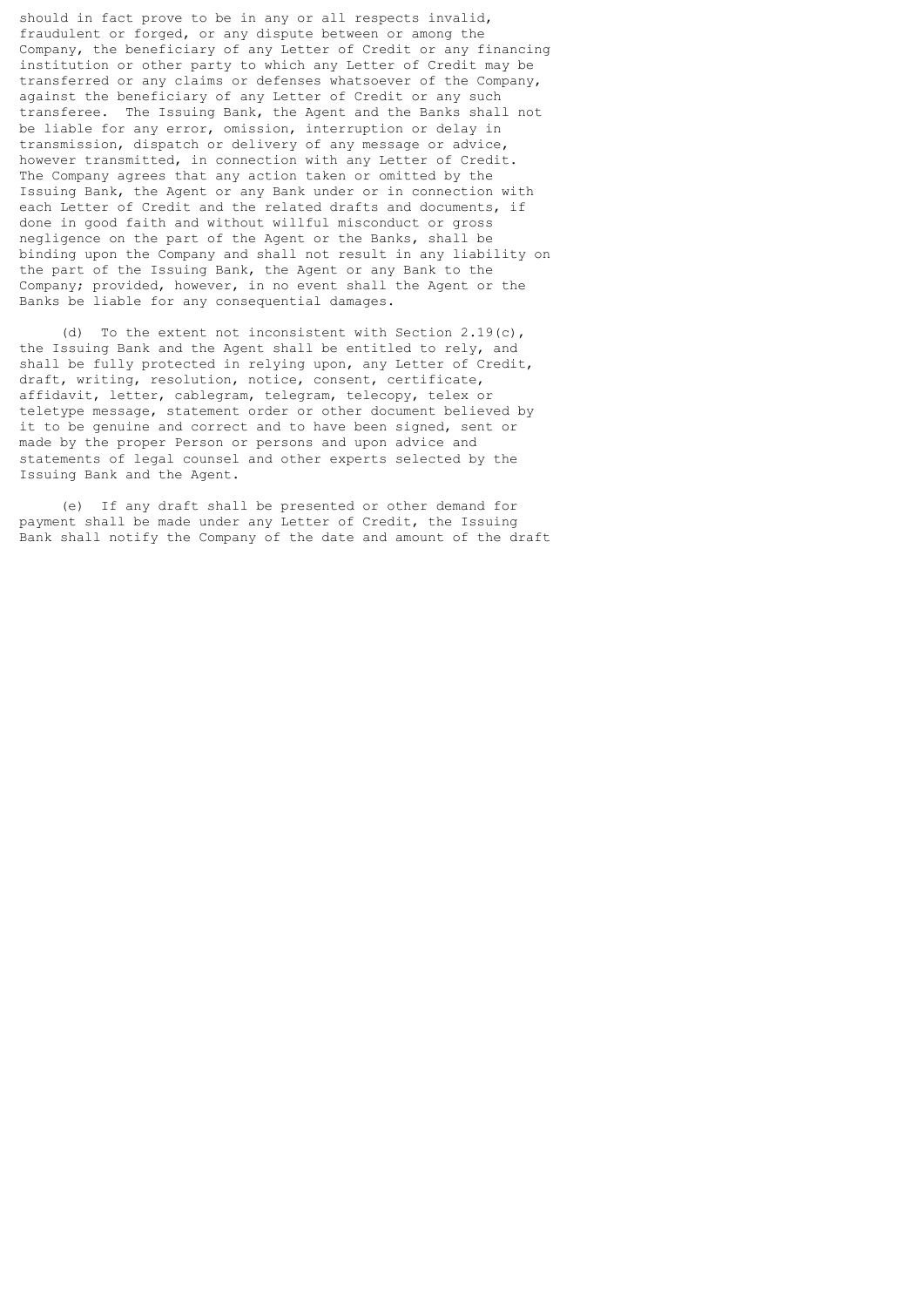should in fact prove to be in any or all respects invalid, fraudulent or forged, or any dispute between or among the Company, the beneficiary of any Letter of Credit or any financing institution or other party to which any Letter of Credit may be transferred or any claims or defenses whatsoever of the Company, against the beneficiary of any Letter of Credit or any such transferee. The Issuing Bank, the Agent and the Banks shall not be liable for any error, omission, interruption or delay in transmission, dispatch or delivery of any message or advice, however transmitted, in connection with any Letter of Credit. The Company agrees that any action taken or omitted by the Issuing Bank, the Agent or any Bank under or in connection with each Letter of Credit and the related drafts and documents, if done in good faith and without willful misconduct or gross negligence on the part of the Agent or the Banks, shall be binding upon the Company and shall not result in any liability on the part of the Issuing Bank, the Agent or any Bank to the Company; provided, however, in no event shall the Agent or the Banks be liable for any consequential damages.

(d) To the extent not inconsistent with Section 2.19(c), the Issuing Bank and the Agent shall be entitled to rely, and shall be fully protected in relying upon, any Letter of Credit, draft, writing, resolution, notice, consent, certificate, affidavit, letter, cablegram, telegram, telecopy, telex or teletype message, statement order or other document believed by it to be genuine and correct and to have been signed, sent or made by the proper Person or persons and upon advice and statements of legal counsel and other experts selected by the Issuing Bank and the Agent.

(e) If any draft shall be presented or other demand for payment shall be made under any Letter of Credit, the Issuing Bank shall notify the Company of the date and amount of the draft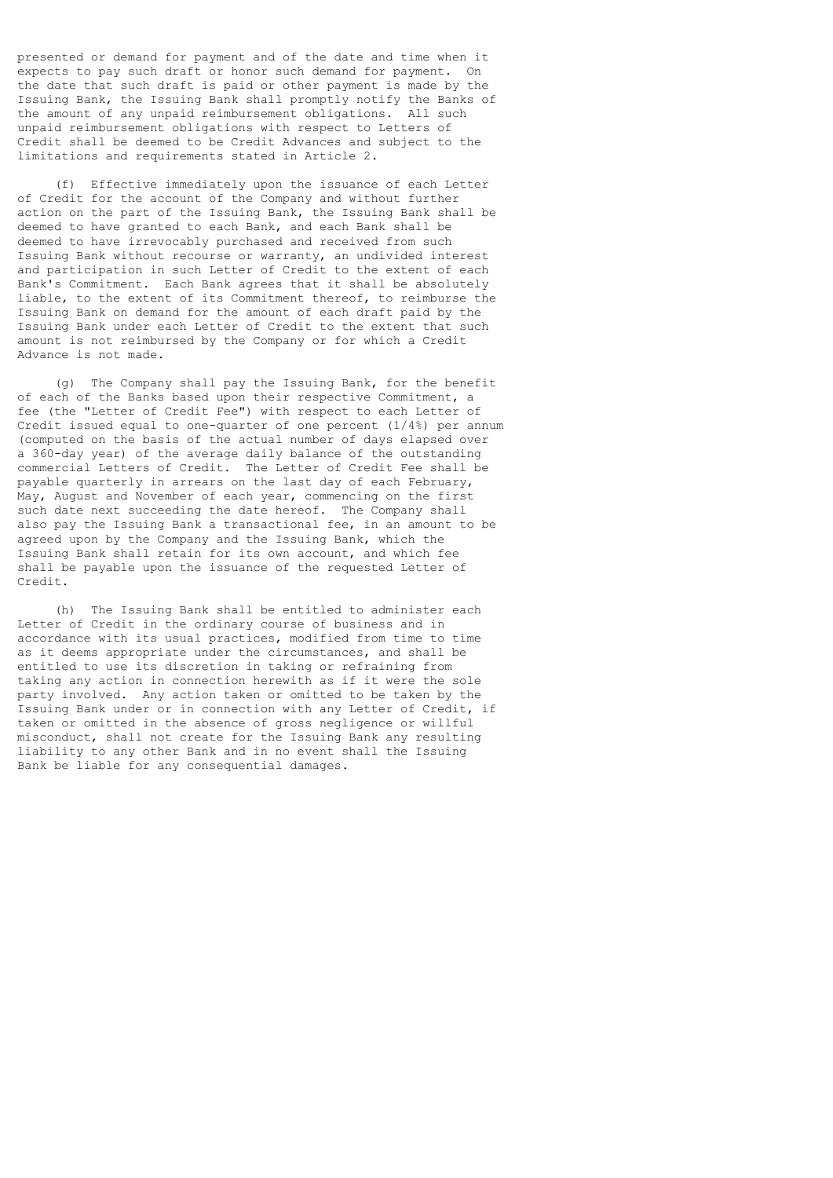presented or demand for payment and of the date and time when it expects to pay such draft or honor such demand for payment. On the date that such draft is paid or other payment is made by the Issuing Bank, the Issuing Bank shall promptly notify the Banks of the amount of any unpaid reimbursement obligations. All such unpaid reimbursement obligations with respect to Letters of Credit shall be deemed to be Credit Advances and subject to the limitations and requirements stated in Article 2.

(f) Effective immediately upon the issuance of each Letter of Credit for the account of the Company and without further action on the part of the Issuing Bank, the Issuing Bank shall be deemed to have granted to each Bank, and each Bank shall be deemed to have irrevocably purchased and received from such Issuing Bank without recourse or warranty, an undivided interest and participation in such Letter of Credit to the extent of each Bank's Commitment. Each Bank agrees that it shall be absolutely liable, to the extent of its Commitment thereof, to reimburse the Issuing Bank on demand for the amount of each draft paid by the Issuing Bank under each Letter of Credit to the extent that such amount is not reimbursed by the Company or for which a Credit Advance is not made.

(g) The Company shall pay the Issuing Bank, for the benefit of each of the Banks based upon their respective Commitment, a fee (the "Letter of Credit Fee") with respect to each Letter of Credit issued equal to one-quarter of one percent (1/4%) per annum (computed on the basis of the actual number of days elapsed over a 360-day year) of the average daily balance of the outstanding commercial Letters of Credit. The Letter of Credit Fee shall be payable quarterly in arrears on the last day of each February, May, August and November of each year, commencing on the first such date next succeeding the date hereof. The Company shall also pay the Issuing Bank a transactional fee, in an amount to be agreed upon by the Company and the Issuing Bank, which the Issuing Bank shall retain for its own account, and which fee shall be payable upon the issuance of the requested Letter of Credit.

(h) The Issuing Bank shall be entitled to administer each Letter of Credit in the ordinary course of business and in accordance with its usual practices, modified from time to time as it deems appropriate under the circumstances, and shall be entitled to use its discretion in taking or refraining from taking any action in connection herewith as if it were the sole party involved. Any action taken or omitted to be taken by the Issuing Bank under or in connection with any Letter of Credit, if taken or omitted in the absence of gross negligence or willful misconduct, shall not create for the Issuing Bank any resulting liability to any other Bank and in no event shall the Issuing Bank be liable for any consequential damages.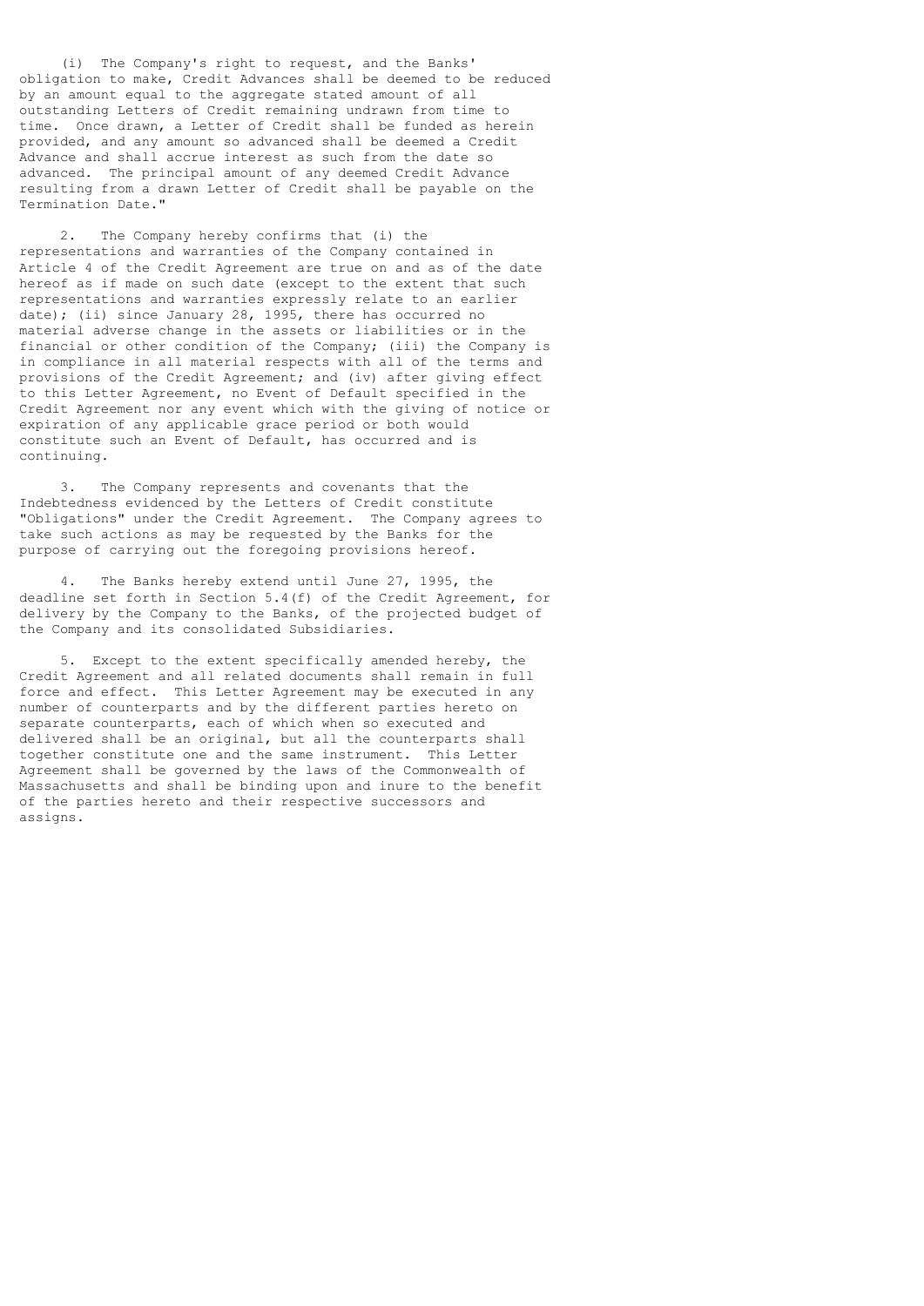(i) The Company's right to request, and the Banks' obligation to make, Credit Advances shall be deemed to be reduced by an amount equal to the aggregate stated amount of all outstanding Letters of Credit remaining undrawn from time to time. Once drawn, a Letter of Credit shall be funded as herein provided, and any amount so advanced shall be deemed a Credit Advance and shall accrue interest as such from the date so advanced. The principal amount of any deemed Credit Advance resulting from a drawn Letter of Credit shall be payable on the Termination Date."

2. The Company hereby confirms that (i) the representations and warranties of the Company contained in Article 4 of the Credit Agreement are true on and as of the date hereof as if made on such date (except to the extent that such representations and warranties expressly relate to an earlier date); (ii) since January 28, 1995, there has occurred no material adverse change in the assets or liabilities or in the financial or other condition of the Company; (iii) the Company is in compliance in all material respects with all of the terms and provisions of the Credit Agreement; and (iv) after giving effect to this Letter Agreement, no Event of Default specified in the Credit Agreement nor any event which with the giving of notice or expiration of any applicable grace period or both would constitute such an Event of Default, has occurred and is continuing.

3. The Company represents and covenants that the Indebtedness evidenced by the Letters of Credit constitute "Obligations" under the Credit Agreement. The Company agrees to take such actions as may be requested by the Banks for the purpose of carrying out the foregoing provisions hereof.

4. The Banks hereby extend until June 27, 1995, the deadline set forth in Section 5.4(f) of the Credit Agreement, for delivery by the Company to the Banks, of the projected budget of the Company and its consolidated Subsidiaries.

5. Except to the extent specifically amended hereby, the Credit Agreement and all related documents shall remain in full force and effect. This Letter Agreement may be executed in any number of counterparts and by the different parties hereto on separate counterparts, each of which when so executed and delivered shall be an original, but all the counterparts shall together constitute one and the same instrument. This Letter Agreement shall be governed by the laws of the Commonwealth of Massachusetts and shall be binding upon and inure to the benefit of the parties hereto and their respective successors and assigns.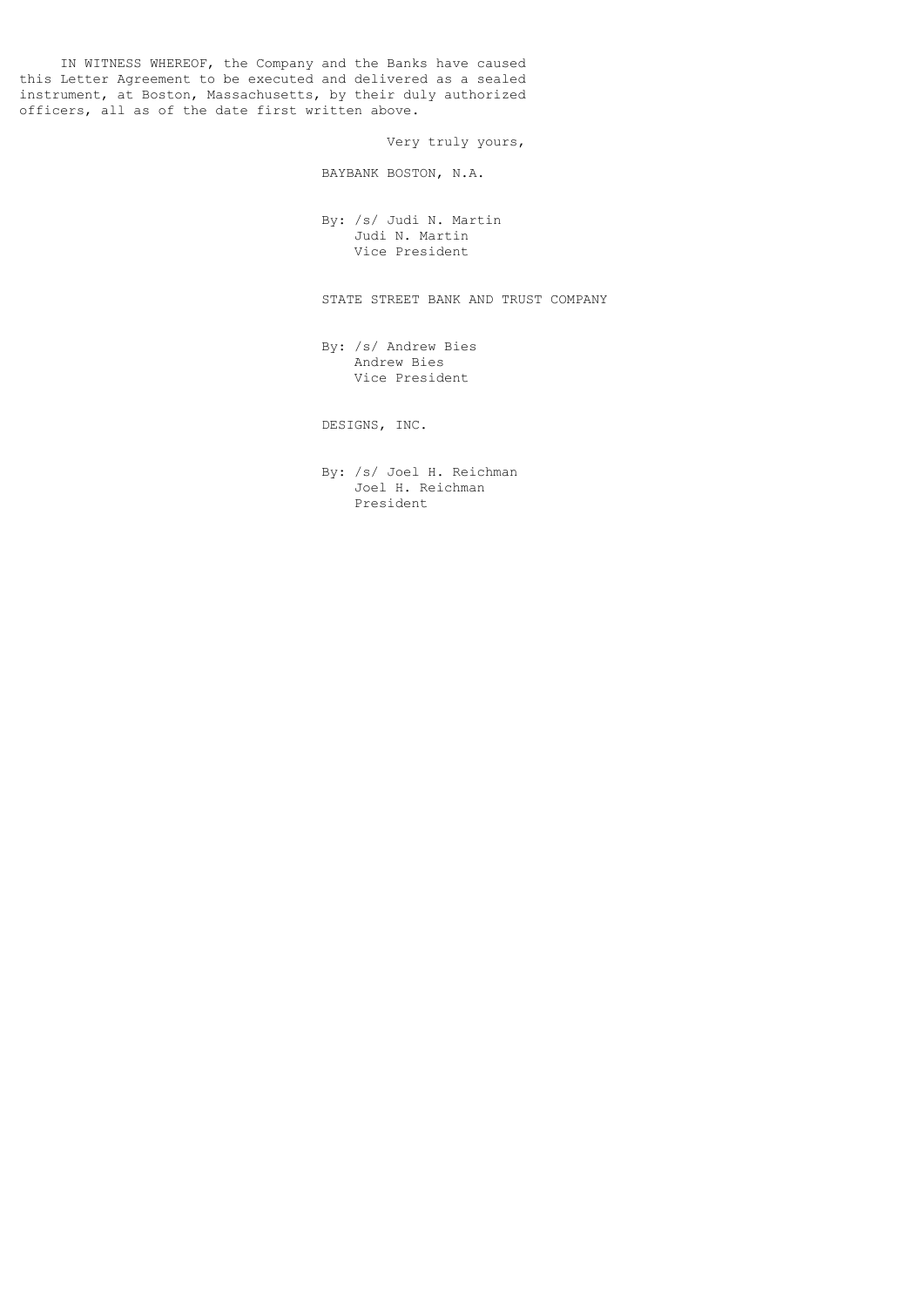IN WITNESS WHEREOF, the Company and the Banks have caused this Letter Agreement to be executed and delivered as a sealed instrument, at Boston, Massachusetts, by their duly authorized officers, all as of the date first written above.

Very truly yours,

BAYBANK BOSTON, N.A.

By: /s/ Judi N. Martin
Judi N. Martin
Vice President

STATE STREET BANK AND TRUST COMPANY

By: /s/ Andrew Bies
Andrew Bies
Vice President

DESIGNS, INC.

By: /s/ Joel H. Reichman
Joel H. Reichman
President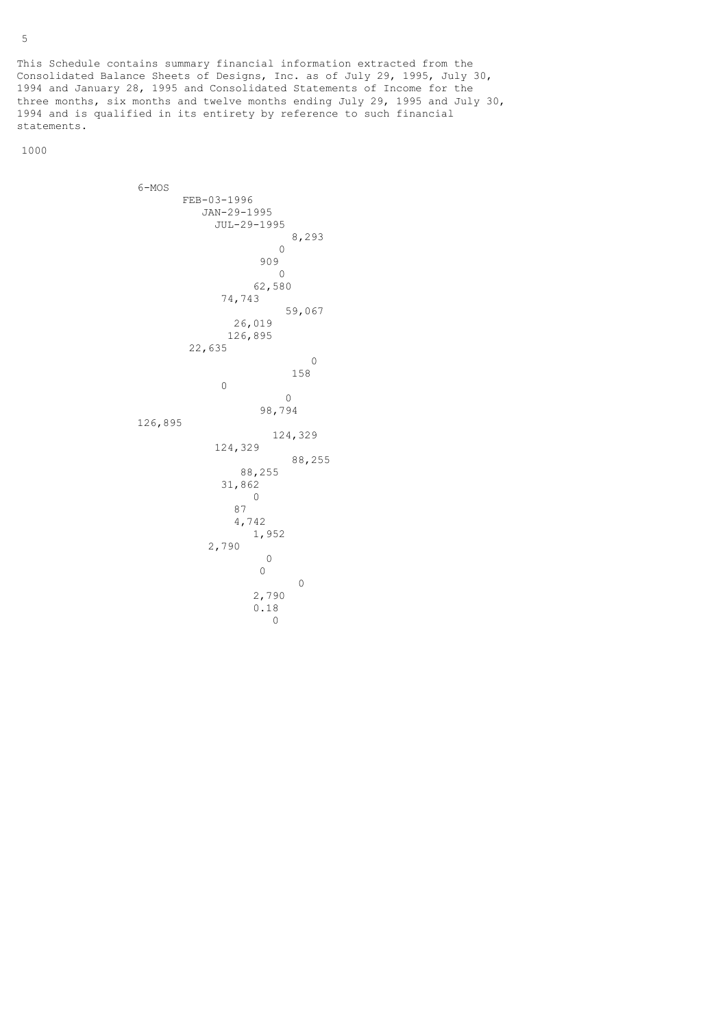This Schedule contains summary financial information extracted from the Consolidated Balance Sheets of Designs, Inc. as of July 29, 1995, July 30, 1994 and January 28, 1995 and Consolidated Statements of Income for the three months, six months and twelve months ending July 29, 1995 and July 30, 1994 and is qualified in its entirety by reference to such financial statements.

1000

```
6-MOS
FEB-03-1996
JAN-29-1995
JUL-29-1995
8,293
0
909
0
62,580
74,743
59,067
26,019
126,895
22,635
0
158
0
0
98,794
126,895
124,329
124,329
88,255
88,255
31,862
0
87
4,742
1,952
2,790
0
0
0
2,790
0.18
0
```